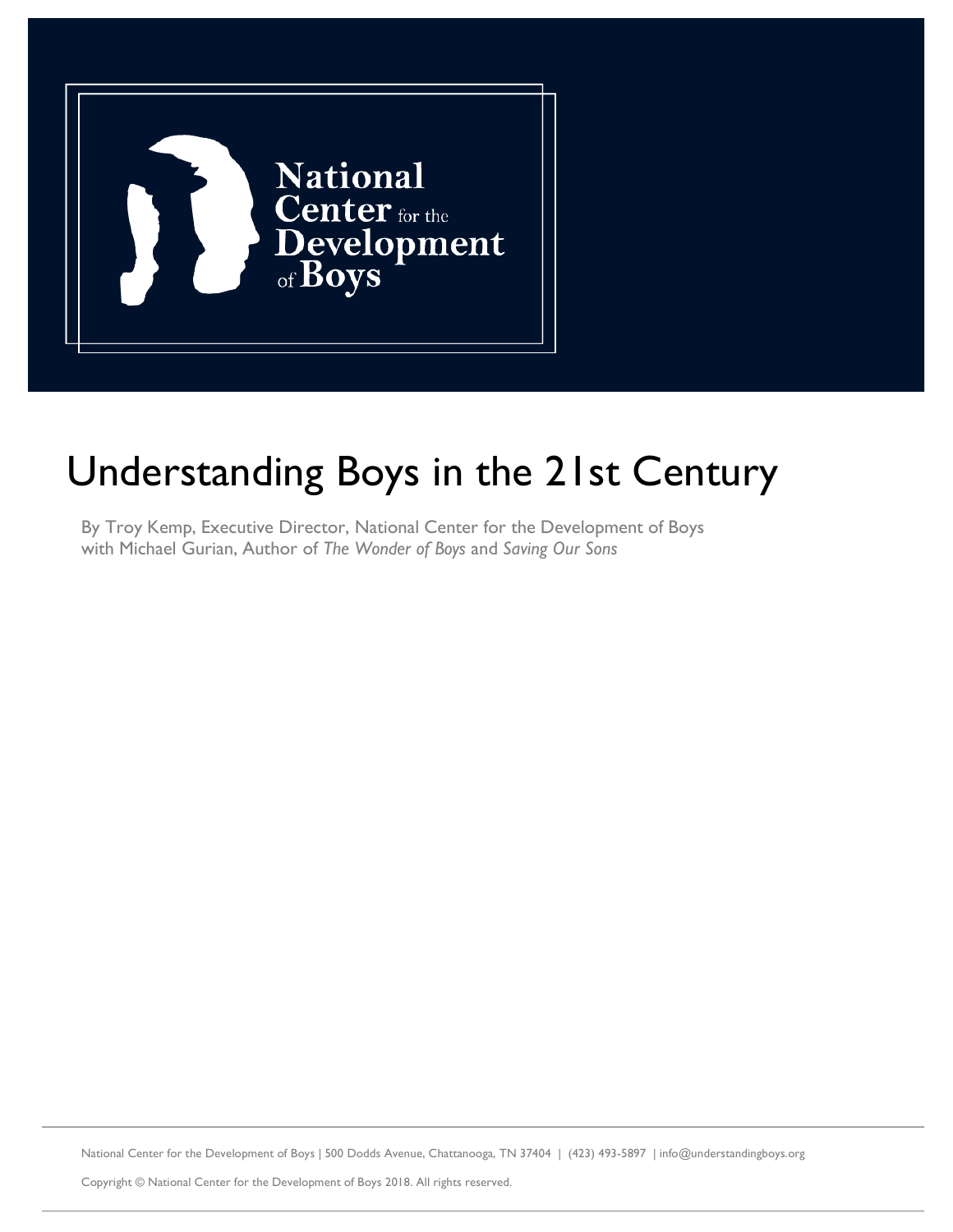National Center for the Development of Boys

# Understanding Boys in the 21st Century

By Troy Kemp, Executive Director, National Center for the Development of Boys
with Michael Gurian, Author of *The Wonder of Boys* and *Saving Our Sons*

National Center for the Development of Boys | 500 Dodds Avenue, Chattanooga, TN 37404 | (423) 493-5897 | info@understandingboys.org

Copyright © National Center for the Development of Boys 2018. All rights reserved.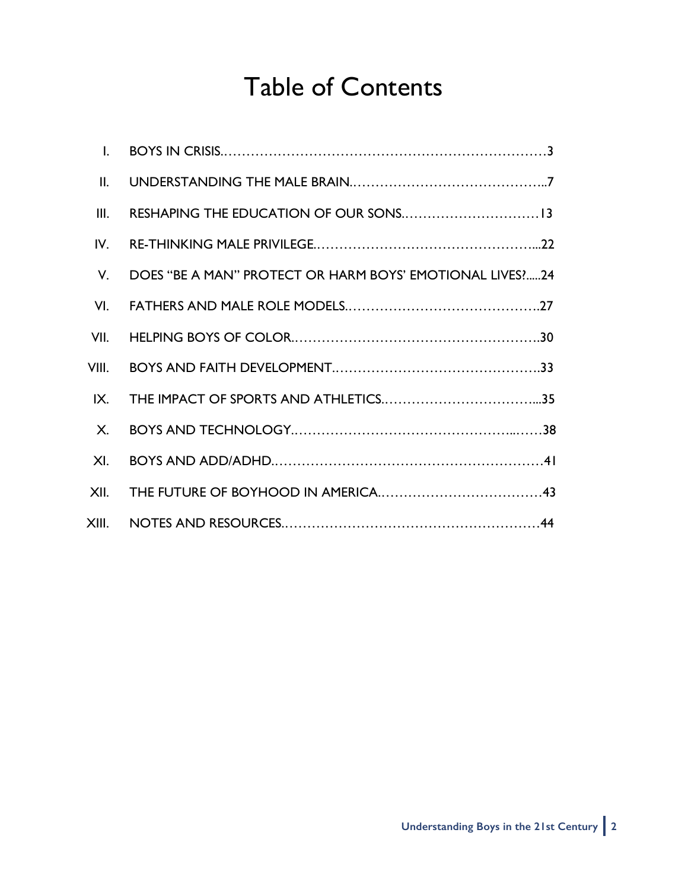# Table of Contents

I. BOYS IN CRISIS……………………………………………………………………3

II. UNDERSTANDING THE MALE BRAIN……………………………………...7

III. RESHAPING THE EDUCATION OF OUR SONS…………………………13

IV. RE-THINKING MALE PRIVILEGE…………………………………………...22

V. DOES "BE A MAN" PROTECT OR HARM BOYS' EMOTIONAL LIVES?.....24

VI. FATHERS AND MALE ROLE MODELS…………………………………….27

VII. HELPING BOYS OF COLOR……………………………………………….30

VIII. BOYS AND FAITH DEVELOPMENT……………………………………….33

IX. THE IMPACT OF SPORTS AND ATHLETICS……………………………...35

X. BOYS AND TECHNOLOGY………………………………………...……38

XI. BOYS AND ADD/ADHD……………………………………………………41

XII. THE FUTURE OF BOYHOOD IN AMERICA………………………………43

XIII. NOTES AND RESOURCES…………………………………………………44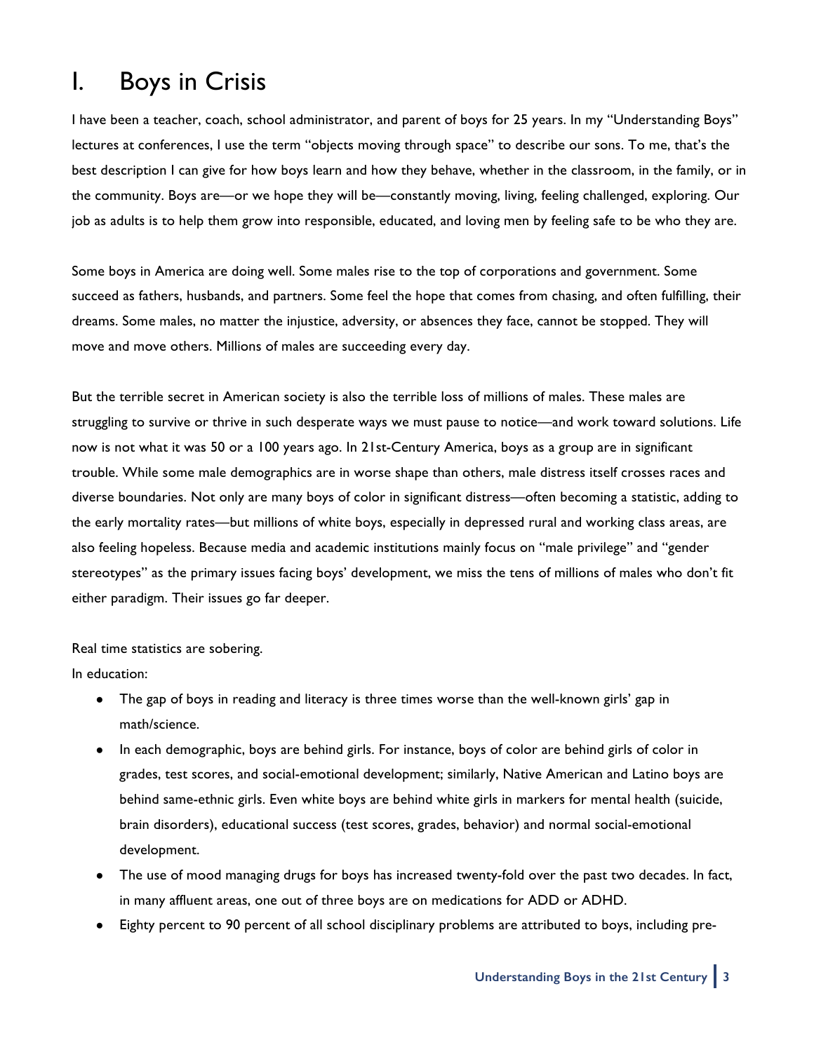# I. Boys in Crisis

I have been a teacher, coach, school administrator, and parent of boys for 25 years. In my "Understanding Boys" lectures at conferences, I use the term "objects moving through space" to describe our sons. To me, that's the best description I can give for how boys learn and how they behave, whether in the classroom, in the family, or in the community. Boys are—or we hope they will be—constantly moving, living, feeling challenged, exploring. Our job as adults is to help them grow into responsible, educated, and loving men by feeling safe to be who they are.

Some boys in America are doing well. Some males rise to the top of corporations and government. Some succeed as fathers, husbands, and partners. Some feel the hope that comes from chasing, and often fulfilling, their dreams. Some males, no matter the injustice, adversity, or absences they face, cannot be stopped. They will move and move others. Millions of males are succeeding every day.

But the terrible secret in American society is also the terrible loss of millions of males. These males are struggling to survive or thrive in such desperate ways we must pause to notice—and work toward solutions. Life now is not what it was 50 or a 100 years ago. In 21st-Century America, boys as a group are in significant trouble. While some male demographics are in worse shape than others, male distress itself crosses races and diverse boundaries. Not only are many boys of color in significant distress—often becoming a statistic, adding to the early mortality rates—but millions of white boys, especially in depressed rural and working class areas, are also feeling hopeless. Because media and academic institutions mainly focus on "male privilege" and "gender stereotypes" as the primary issues facing boys' development, we miss the tens of millions of males who don't fit either paradigm. Their issues go far deeper.

Real time statistics are sobering.
In education:

- The gap of boys in reading and literacy is three times worse than the well-known girls' gap in math/science.
- In each demographic, boys are behind girls. For instance, boys of color are behind girls of color in grades, test scores, and social-emotional development; similarly, Native American and Latino boys are behind same-ethnic girls. Even white boys are behind white girls in markers for mental health (suicide, brain disorders), educational success (test scores, grades, behavior) and normal social-emotional development.
- The use of mood managing drugs for boys has increased twenty-fold over the past two decades. In fact, in many affluent areas, one out of three boys are on medications for ADD or ADHD.
- Eighty percent to 90 percent of all school disciplinary problems are attributed to boys, including pre-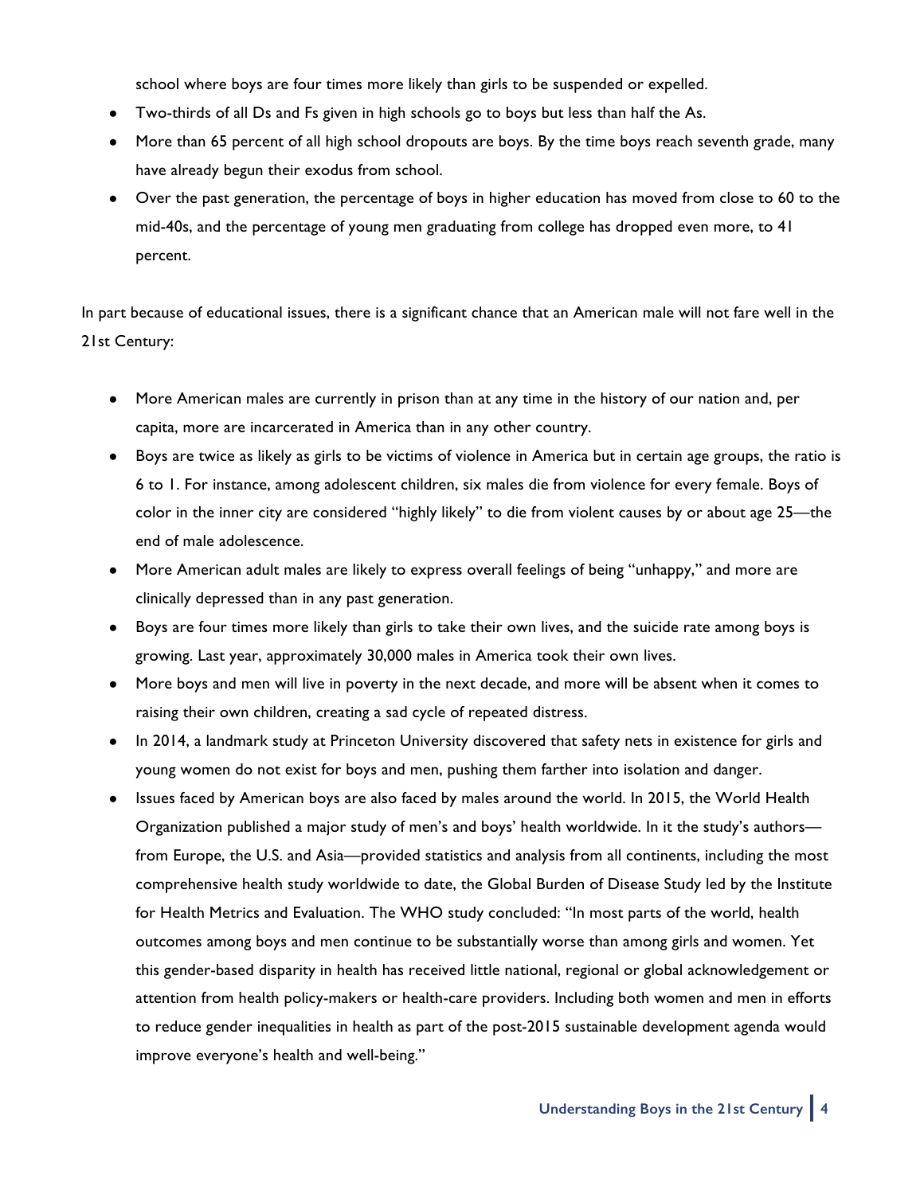school where boys are four times more likely than girls to be suspended or expelled.

- Two-thirds of all Ds and Fs given in high schools go to boys but less than half the As.
- More than 65 percent of all high school dropouts are boys. By the time boys reach seventh grade, many have already begun their exodus from school.
- Over the past generation, the percentage of boys in higher education has moved from close to 60 to the mid-40s, and the percentage of young men graduating from college has dropped even more, to 41 percent.

In part because of educational issues, there is a significant chance that an American male will not fare well in the 21st Century:

- More American males are currently in prison than at any time in the history of our nation and, per capita, more are incarcerated in America than in any other country.
- Boys are twice as likely as girls to be victims of violence in America but in certain age groups, the ratio is 6 to 1. For instance, among adolescent children, six males die from violence for every female. Boys of color in the inner city are considered "highly likely" to die from violent causes by or about age 25—the end of male adolescence.
- More American adult males are likely to express overall feelings of being "unhappy," and more are clinically depressed than in any past generation.
- Boys are four times more likely than girls to take their own lives, and the suicide rate among boys is growing. Last year, approximately 30,000 males in America took their own lives.
- More boys and men will live in poverty in the next decade, and more will be absent when it comes to raising their own children, creating a sad cycle of repeated distress.
- In 2014, a landmark study at Princeton University discovered that safety nets in existence for girls and young women do not exist for boys and men, pushing them farther into isolation and danger.
- Issues faced by American boys are also faced by males around the world. In 2015, the World Health Organization published a major study of men's and boys' health worldwide. In it the study's authors—from Europe, the U.S. and Asia—provided statistics and analysis from all continents, including the most comprehensive health study worldwide to date, the Global Burden of Disease Study led by the Institute for Health Metrics and Evaluation. The WHO study concluded: "In most parts of the world, health outcomes among boys and men continue to be substantially worse than among girls and women. Yet this gender-based disparity in health has received little national, regional or global acknowledgement or attention from health policy-makers or health-care providers. Including both women and men in efforts to reduce gender inequalities in health as part of the post-2015 sustainable development agenda would improve everyone's health and well-being."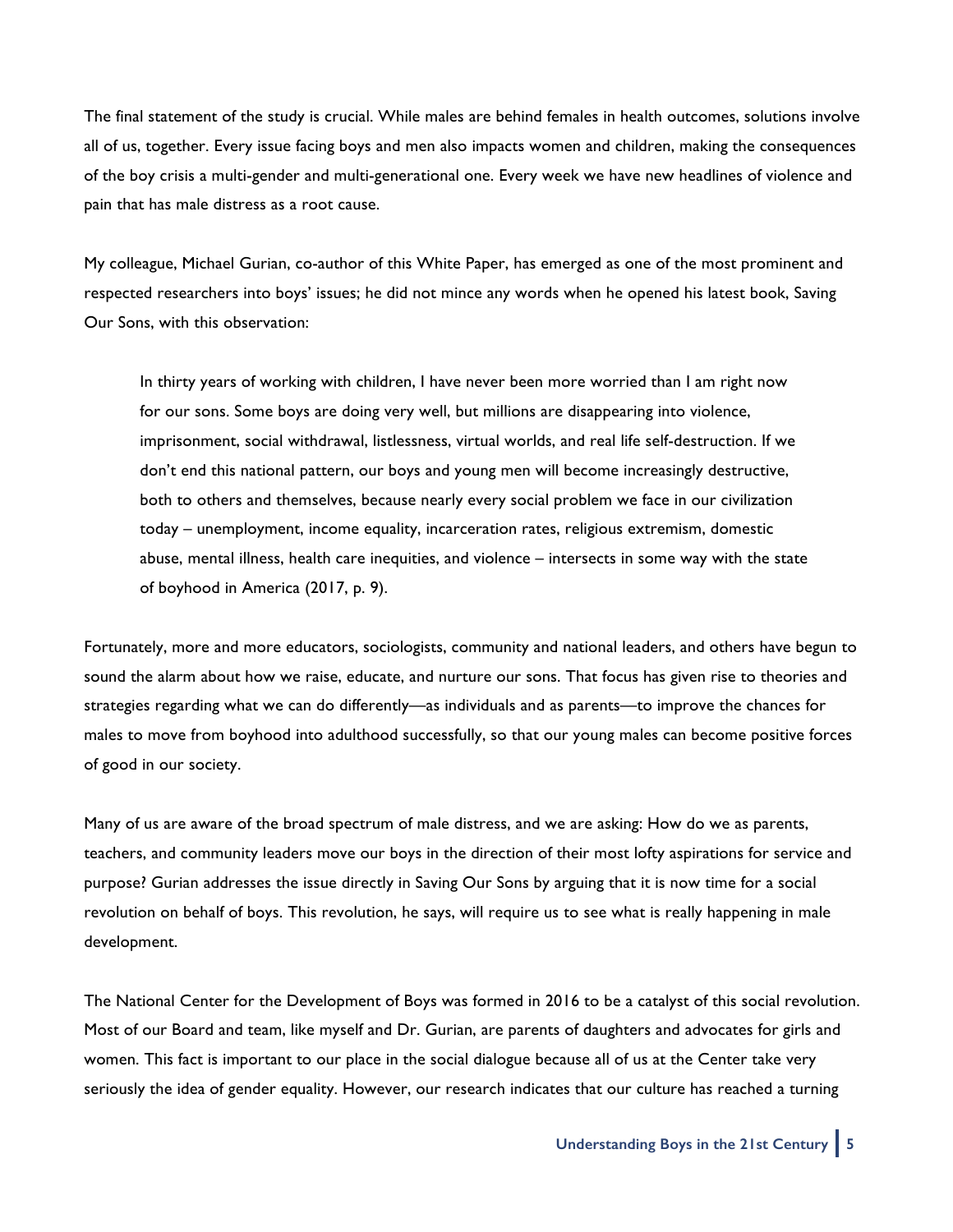The final statement of the study is crucial. While males are behind females in health outcomes, solutions involve all of us, together. Every issue facing boys and men also impacts women and children, making the consequences of the boy crisis a multi-gender and multi-generational one. Every week we have new headlines of violence and pain that has male distress as a root cause.

My colleague, Michael Gurian, co-author of this White Paper, has emerged as one of the most prominent and respected researchers into boys' issues; he did not mince any words when he opened his latest book, Saving Our Sons, with this observation:

> In thirty years of working with children, I have never been more worried than I am right now for our sons. Some boys are doing very well, but millions are disappearing into violence, imprisonment, social withdrawal, listlessness, virtual worlds, and real life self-destruction. If we don't end this national pattern, our boys and young men will become increasingly destructive, both to others and themselves, because nearly every social problem we face in our civilization today – unemployment, income equality, incarceration rates, religious extremism, domestic abuse, mental illness, health care inequities, and violence – intersects in some way with the state of boyhood in America (2017, p. 9).

Fortunately, more and more educators, sociologists, community and national leaders, and others have begun to sound the alarm about how we raise, educate, and nurture our sons. That focus has given rise to theories and strategies regarding what we can do differently—as individuals and as parents—to improve the chances for males to move from boyhood into adulthood successfully, so that our young males can become positive forces of good in our society.

Many of us are aware of the broad spectrum of male distress, and we are asking: How do we as parents, teachers, and community leaders move our boys in the direction of their most lofty aspirations for service and purpose? Gurian addresses the issue directly in Saving Our Sons by arguing that it is now time for a social revolution on behalf of boys. This revolution, he says, will require us to see what is really happening in male development.

The National Center for the Development of Boys was formed in 2016 to be a catalyst of this social revolution. Most of our Board and team, like myself and Dr. Gurian, are parents of daughters and advocates for girls and women. This fact is important to our place in the social dialogue because all of us at the Center take very seriously the idea of gender equality. However, our research indicates that our culture has reached a turning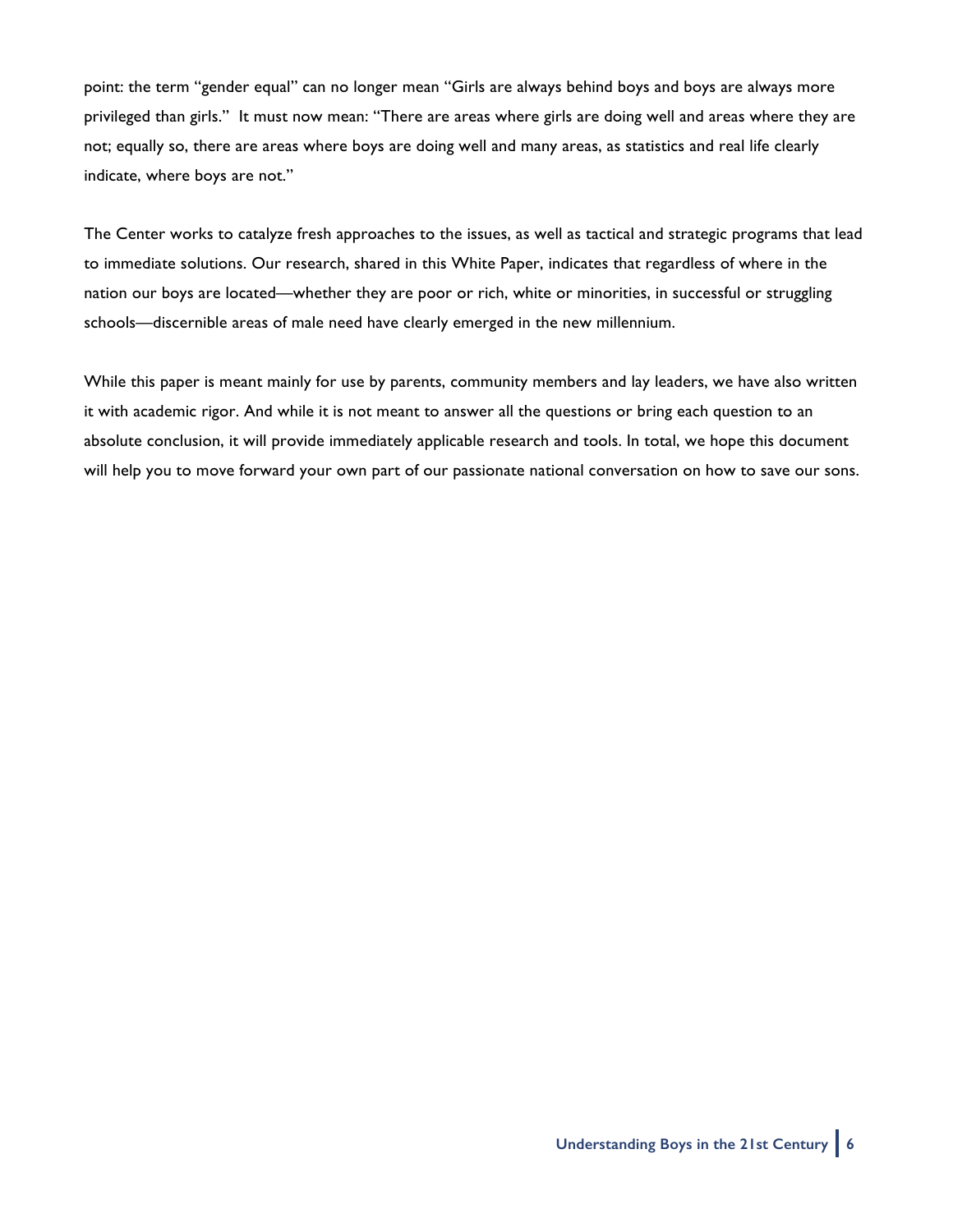point: the term "gender equal" can no longer mean "Girls are always behind boys and boys are always more privileged than girls." It must now mean: "There are areas where girls are doing well and areas where they are not; equally so, there are areas where boys are doing well and many areas, as statistics and real life clearly indicate, where boys are not."

The Center works to catalyze fresh approaches to the issues, as well as tactical and strategic programs that lead to immediate solutions. Our research, shared in this White Paper, indicates that regardless of where in the nation our boys are located—whether they are poor or rich, white or minorities, in successful or struggling schools—discernible areas of male need have clearly emerged in the new millennium.

While this paper is meant mainly for use by parents, community members and lay leaders, we have also written it with academic rigor. And while it is not meant to answer all the questions or bring each question to an absolute conclusion, it will provide immediately applicable research and tools. In total, we hope this document will help you to move forward your own part of our passionate national conversation on how to save our sons.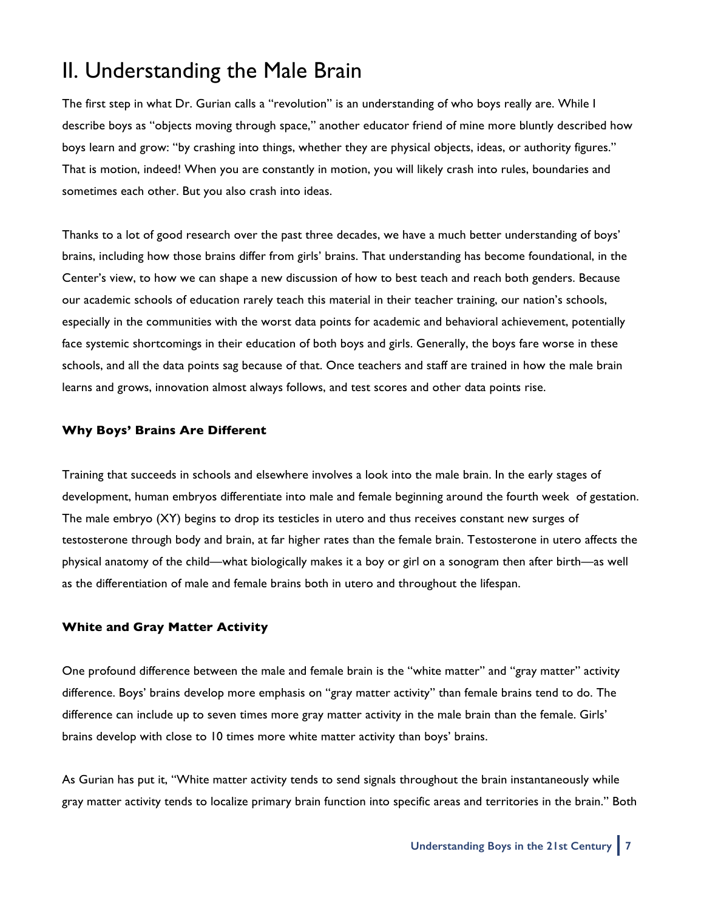# II. Understanding the Male Brain

The first step in what Dr. Gurian calls a "revolution" is an understanding of who boys really are. While I describe boys as "objects moving through space," another educator friend of mine more bluntly described how boys learn and grow: "by crashing into things, whether they are physical objects, ideas, or authority figures." That is motion, indeed! When you are constantly in motion, you will likely crash into rules, boundaries and sometimes each other. But you also crash into ideas.

Thanks to a lot of good research over the past three decades, we have a much better understanding of boys' brains, including how those brains differ from girls' brains. That understanding has become foundational, in the Center's view, to how we can shape a new discussion of how to best teach and reach both genders. Because our academic schools of education rarely teach this material in their teacher training, our nation's schools, especially in the communities with the worst data points for academic and behavioral achievement, potentially face systemic shortcomings in their education of both boys and girls. Generally, the boys fare worse in these schools, and all the data points sag because of that. Once teachers and staff are trained in how the male brain learns and grows, innovation almost always follows, and test scores and other data points rise.

### Why Boys' Brains Are Different

Training that succeeds in schools and elsewhere involves a look into the male brain. In the early stages of development, human embryos differentiate into male and female beginning around the fourth week of gestation. The male embryo (XY) begins to drop its testicles in utero and thus receives constant new surges of testosterone through body and brain, at far higher rates than the female brain. Testosterone in utero affects the physical anatomy of the child—what biologically makes it a boy or girl on a sonogram then after birth—as well as the differentiation of male and female brains both in utero and throughout the lifespan.

### White and Gray Matter Activity

One profound difference between the male and female brain is the "white matter" and "gray matter" activity difference. Boys' brains develop more emphasis on "gray matter activity" than female brains tend to do. The difference can include up to seven times more gray matter activity in the male brain than the female. Girls' brains develop with close to 10 times more white matter activity than boys' brains.

As Gurian has put it, "White matter activity tends to send signals throughout the brain instantaneously while gray matter activity tends to localize primary brain function into specific areas and territories in the brain." Both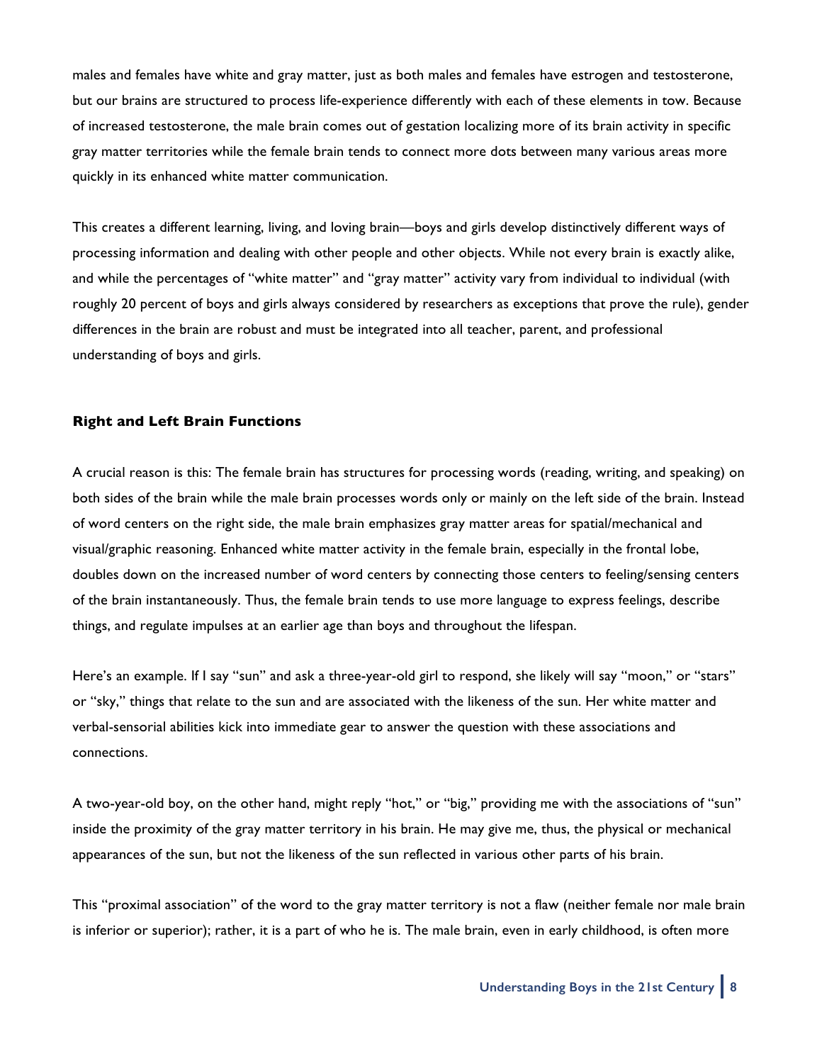males and females have white and gray matter, just as both males and females have estrogen and testosterone, but our brains are structured to process life-experience differently with each of these elements in tow. Because of increased testosterone, the male brain comes out of gestation localizing more of its brain activity in specific gray matter territories while the female brain tends to connect more dots between many various areas more quickly in its enhanced white matter communication.

This creates a different learning, living, and loving brain—boys and girls develop distinctively different ways of processing information and dealing with other people and other objects. While not every brain is exactly alike, and while the percentages of "white matter" and "gray matter" activity vary from individual to individual (with roughly 20 percent of boys and girls always considered by researchers as exceptions that prove the rule), gender differences in the brain are robust and must be integrated into all teacher, parent, and professional understanding of boys and girls.

### Right and Left Brain Functions

A crucial reason is this: The female brain has structures for processing words (reading, writing, and speaking) on both sides of the brain while the male brain processes words only or mainly on the left side of the brain. Instead of word centers on the right side, the male brain emphasizes gray matter areas for spatial/mechanical and visual/graphic reasoning. Enhanced white matter activity in the female brain, especially in the frontal lobe, doubles down on the increased number of word centers by connecting those centers to feeling/sensing centers of the brain instantaneously. Thus, the female brain tends to use more language to express feelings, describe things, and regulate impulses at an earlier age than boys and throughout the lifespan.

Here's an example. If I say "sun" and ask a three-year-old girl to respond, she likely will say "moon," or "stars" or "sky," things that relate to the sun and are associated with the likeness of the sun. Her white matter and verbal-sensorial abilities kick into immediate gear to answer the question with these associations and connections.

A two-year-old boy, on the other hand, might reply "hot," or "big," providing me with the associations of "sun" inside the proximity of the gray matter territory in his brain. He may give me, thus, the physical or mechanical appearances of the sun, but not the likeness of the sun reflected in various other parts of his brain.

This "proximal association" of the word to the gray matter territory is not a flaw (neither female nor male brain is inferior or superior); rather, it is a part of who he is. The male brain, even in early childhood, is often more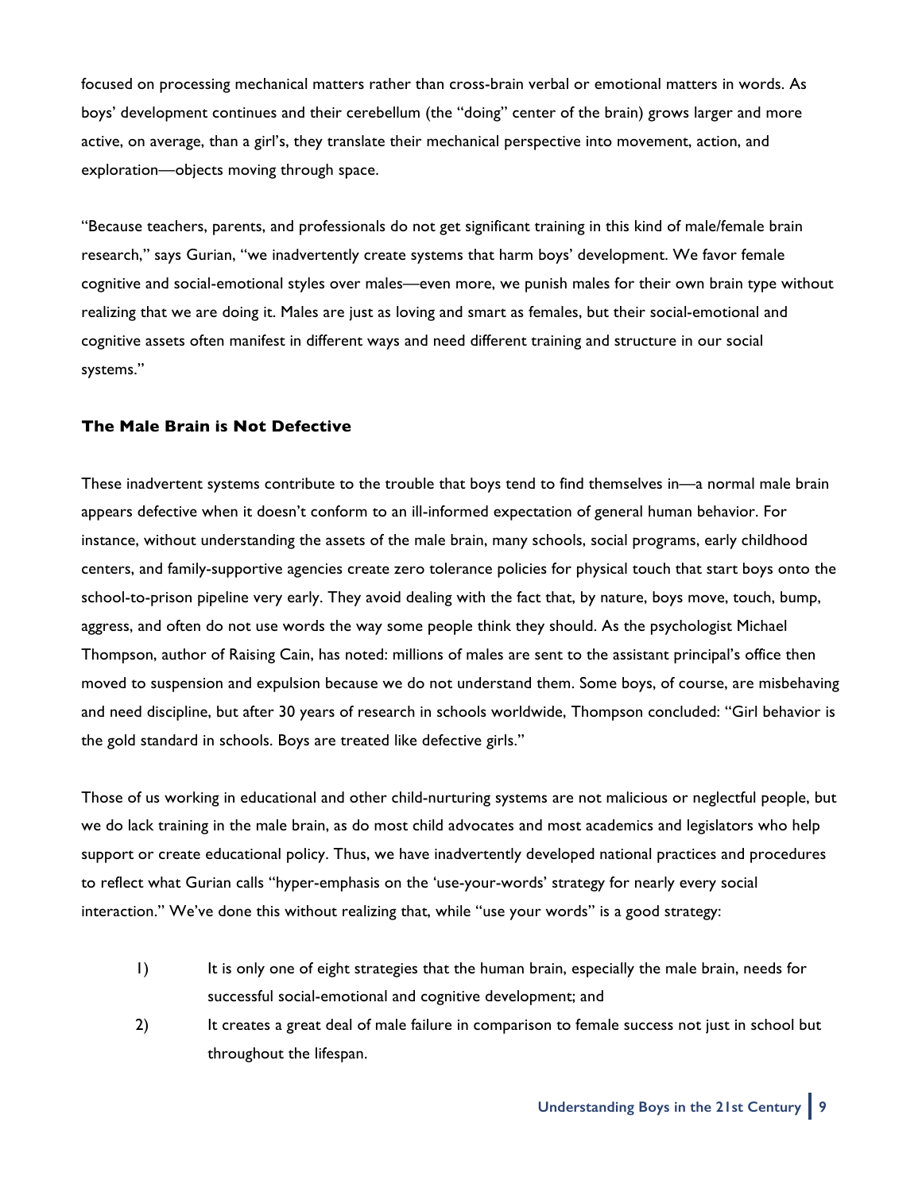focused on processing mechanical matters rather than cross-brain verbal or emotional matters in words. As boys' development continues and their cerebellum (the "doing" center of the brain) grows larger and more active, on average, than a girl's, they translate their mechanical perspective into movement, action, and exploration—objects moving through space.

"Because teachers, parents, and professionals do not get significant training in this kind of male/female brain research," says Gurian, "we inadvertently create systems that harm boys' development. We favor female cognitive and social-emotional styles over males—even more, we punish males for their own brain type without realizing that we are doing it. Males are just as loving and smart as females, but their social-emotional and cognitive assets often manifest in different ways and need different training and structure in our social systems."

### The Male Brain is Not Defective

These inadvertent systems contribute to the trouble that boys tend to find themselves in—a normal male brain appears defective when it doesn't conform to an ill-informed expectation of general human behavior. For instance, without understanding the assets of the male brain, many schools, social programs, early childhood centers, and family-supportive agencies create zero tolerance policies for physical touch that start boys onto the school-to-prison pipeline very early. They avoid dealing with the fact that, by nature, boys move, touch, bump, aggress, and often do not use words the way some people think they should. As the psychologist Michael Thompson, author of Raising Cain, has noted: millions of males are sent to the assistant principal's office then moved to suspension and expulsion because we do not understand them. Some boys, of course, are misbehaving and need discipline, but after 30 years of research in schools worldwide, Thompson concluded: "Girl behavior is the gold standard in schools. Boys are treated like defective girls."

Those of us working in educational and other child-nurturing systems are not malicious or neglectful people, but we do lack training in the male brain, as do most child advocates and most academics and legislators who help support or create educational policy. Thus, we have inadvertently developed national practices and procedures to reflect what Gurian calls "hyper-emphasis on the 'use-your-words' strategy for nearly every social interaction." We've done this without realizing that, while "use your words" is a good strategy:

1) It is only one of eight strategies that the human brain, especially the male brain, needs for successful social-emotional and cognitive development; and
2) It creates a great deal of male failure in comparison to female success not just in school but throughout the lifespan.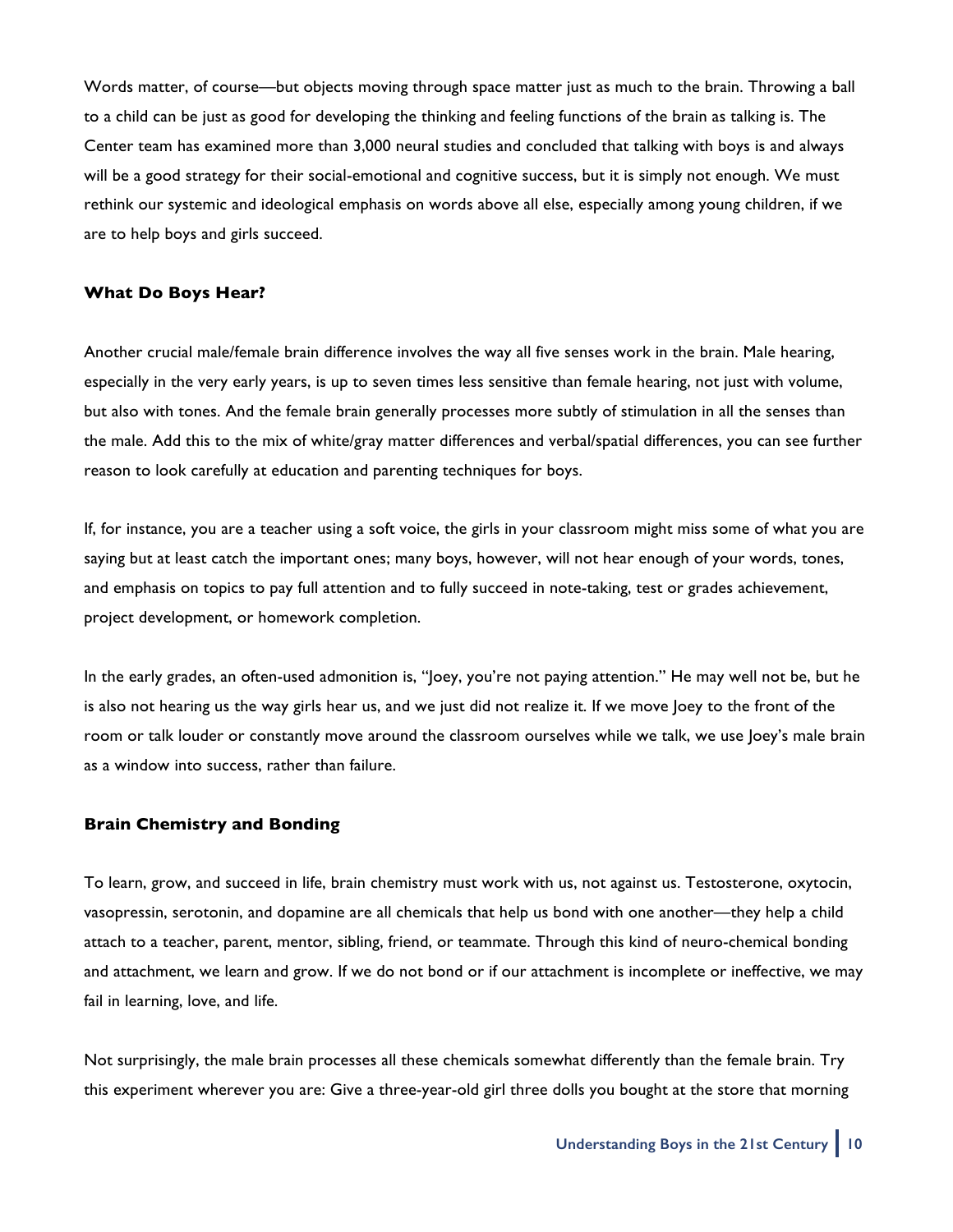Words matter, of course—but objects moving through space matter just as much to the brain. Throwing a ball to a child can be just as good for developing the thinking and feeling functions of the brain as talking is. The Center team has examined more than 3,000 neural studies and concluded that talking with boys is and always will be a good strategy for their social-emotional and cognitive success, but it is simply not enough. We must rethink our systemic and ideological emphasis on words above all else, especially among young children, if we are to help boys and girls succeed.

### What Do Boys Hear?

Another crucial male/female brain difference involves the way all five senses work in the brain. Male hearing, especially in the very early years, is up to seven times less sensitive than female hearing, not just with volume, but also with tones. And the female brain generally processes more subtly of stimulation in all the senses than the male. Add this to the mix of white/gray matter differences and verbal/spatial differences, you can see further reason to look carefully at education and parenting techniques for boys.

If, for instance, you are a teacher using a soft voice, the girls in your classroom might miss some of what you are saying but at least catch the important ones; many boys, however, will not hear enough of your words, tones, and emphasis on topics to pay full attention and to fully succeed in note-taking, test or grades achievement, project development, or homework completion.

In the early grades, an often-used admonition is, "Joey, you're not paying attention." He may well not be, but he is also not hearing us the way girls hear us, and we just did not realize it. If we move Joey to the front of the room or talk louder or constantly move around the classroom ourselves while we talk, we use Joey's male brain as a window into success, rather than failure.

### Brain Chemistry and Bonding

To learn, grow, and succeed in life, brain chemistry must work with us, not against us. Testosterone, oxytocin, vasopressin, serotonin, and dopamine are all chemicals that help us bond with one another—they help a child attach to a teacher, parent, mentor, sibling, friend, or teammate. Through this kind of neuro-chemical bonding and attachment, we learn and grow. If we do not bond or if our attachment is incomplete or ineffective, we may fail in learning, love, and life.

Not surprisingly, the male brain processes all these chemicals somewhat differently than the female brain. Try this experiment wherever you are: Give a three-year-old girl three dolls you bought at the store that morning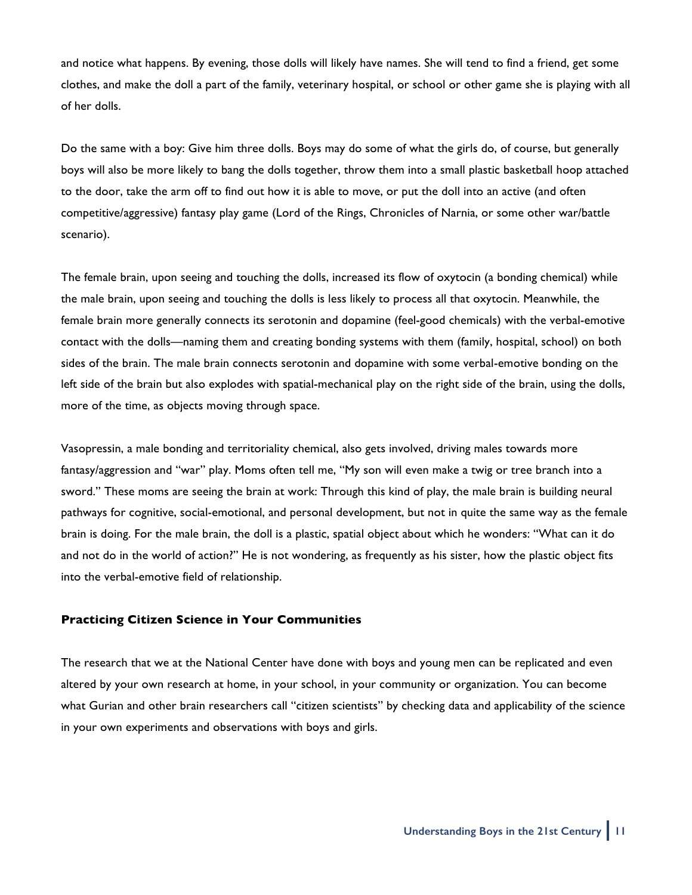and notice what happens. By evening, those dolls will likely have names. She will tend to find a friend, get some clothes, and make the doll a part of the family, veterinary hospital, or school or other game she is playing with all of her dolls.

Do the same with a boy: Give him three dolls. Boys may do some of what the girls do, of course, but generally boys will also be more likely to bang the dolls together, throw them into a small plastic basketball hoop attached to the door, take the arm off to find out how it is able to move, or put the doll into an active (and often competitive/aggressive) fantasy play game (Lord of the Rings, Chronicles of Narnia, or some other war/battle scenario).

The female brain, upon seeing and touching the dolls, increased its flow of oxytocin (a bonding chemical) while the male brain, upon seeing and touching the dolls is less likely to process all that oxytocin. Meanwhile, the female brain more generally connects its serotonin and dopamine (feel-good chemicals) with the verbal-emotive contact with the dolls—naming them and creating bonding systems with them (family, hospital, school) on both sides of the brain. The male brain connects serotonin and dopamine with some verbal-emotive bonding on the left side of the brain but also explodes with spatial-mechanical play on the right side of the brain, using the dolls, more of the time, as objects moving through space.

Vasopressin, a male bonding and territoriality chemical, also gets involved, driving males towards more fantasy/aggression and "war" play. Moms often tell me, "My son will even make a twig or tree branch into a sword." These moms are seeing the brain at work: Through this kind of play, the male brain is building neural pathways for cognitive, social-emotional, and personal development, but not in quite the same way as the female brain is doing. For the male brain, the doll is a plastic, spatial object about which he wonders: "What can it do and not do in the world of action?" He is not wondering, as frequently as his sister, how the plastic object fits into the verbal-emotive field of relationship.

### Practicing Citizen Science in Your Communities

The research that we at the National Center have done with boys and young men can be replicated and even altered by your own research at home, in your school, in your community or organization. You can become what Gurian and other brain researchers call "citizen scientists" by checking data and applicability of the science in your own experiments and observations with boys and girls.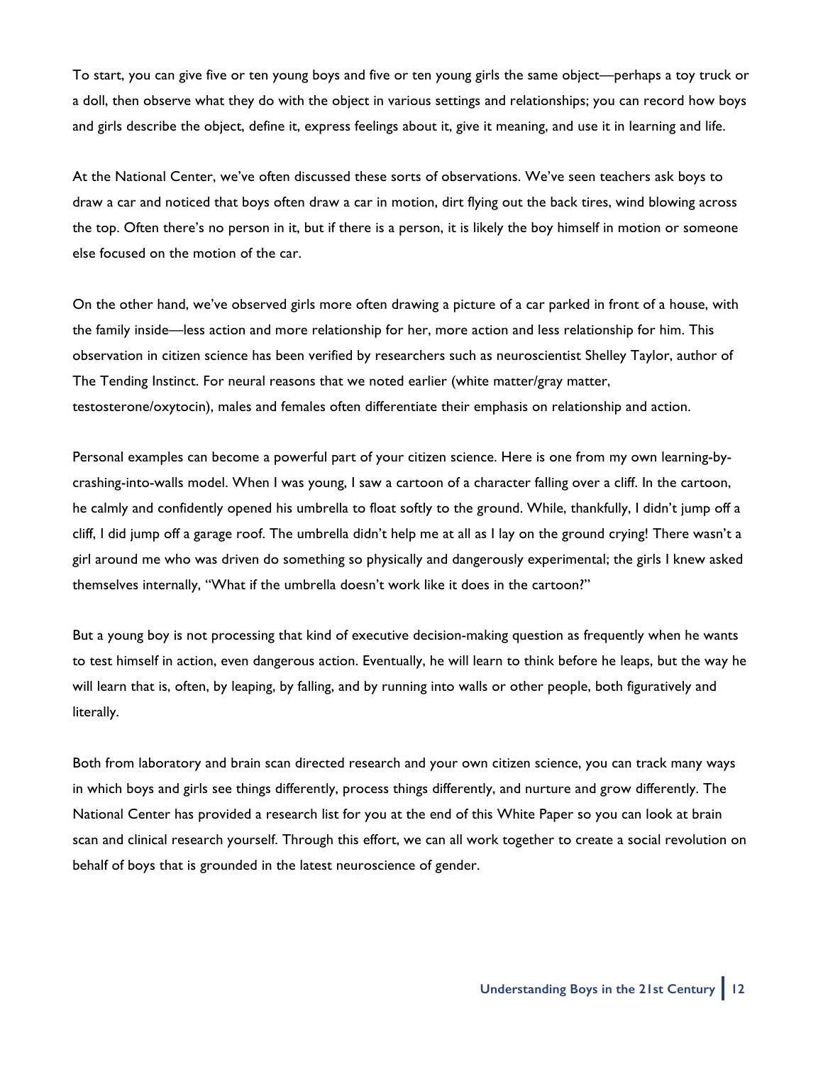To start, you can give five or ten young boys and five or ten young girls the same object—perhaps a toy truck or a doll, then observe what they do with the object in various settings and relationships; you can record how boys and girls describe the object, define it, express feelings about it, give it meaning, and use it in learning and life.

At the National Center, we've often discussed these sorts of observations. We've seen teachers ask boys to draw a car and noticed that boys often draw a car in motion, dirt flying out the back tires, wind blowing across the top. Often there's no person in it, but if there is a person, it is likely the boy himself in motion or someone else focused on the motion of the car.

On the other hand, we've observed girls more often drawing a picture of a car parked in front of a house, with the family inside—less action and more relationship for her, more action and less relationship for him. This observation in citizen science has been verified by researchers such as neuroscientist Shelley Taylor, author of The Tending Instinct. For neural reasons that we noted earlier (white matter/gray matter, testosterone/oxytocin), males and females often differentiate their emphasis on relationship and action.

Personal examples can become a powerful part of your citizen science. Here is one from my own learning-by-crashing-into-walls model. When I was young, I saw a cartoon of a character falling over a cliff. In the cartoon, he calmly and confidently opened his umbrella to float softly to the ground. While, thankfully, I didn't jump off a cliff, I did jump off a garage roof. The umbrella didn't help me at all as I lay on the ground crying! There wasn't a girl around me who was driven do something so physically and dangerously experimental; the girls I knew asked themselves internally, "What if the umbrella doesn't work like it does in the cartoon?"

But a young boy is not processing that kind of executive decision-making question as frequently when he wants to test himself in action, even dangerous action. Eventually, he will learn to think before he leaps, but the way he will learn that is, often, by leaping, by falling, and by running into walls or other people, both figuratively and literally.

Both from laboratory and brain scan directed research and your own citizen science, you can track many ways in which boys and girls see things differently, process things differently, and nurture and grow differently. The National Center has provided a research list for you at the end of this White Paper so you can look at brain scan and clinical research yourself. Through this effort, we can all work together to create a social revolution on behalf of boys that is grounded in the latest neuroscience of gender.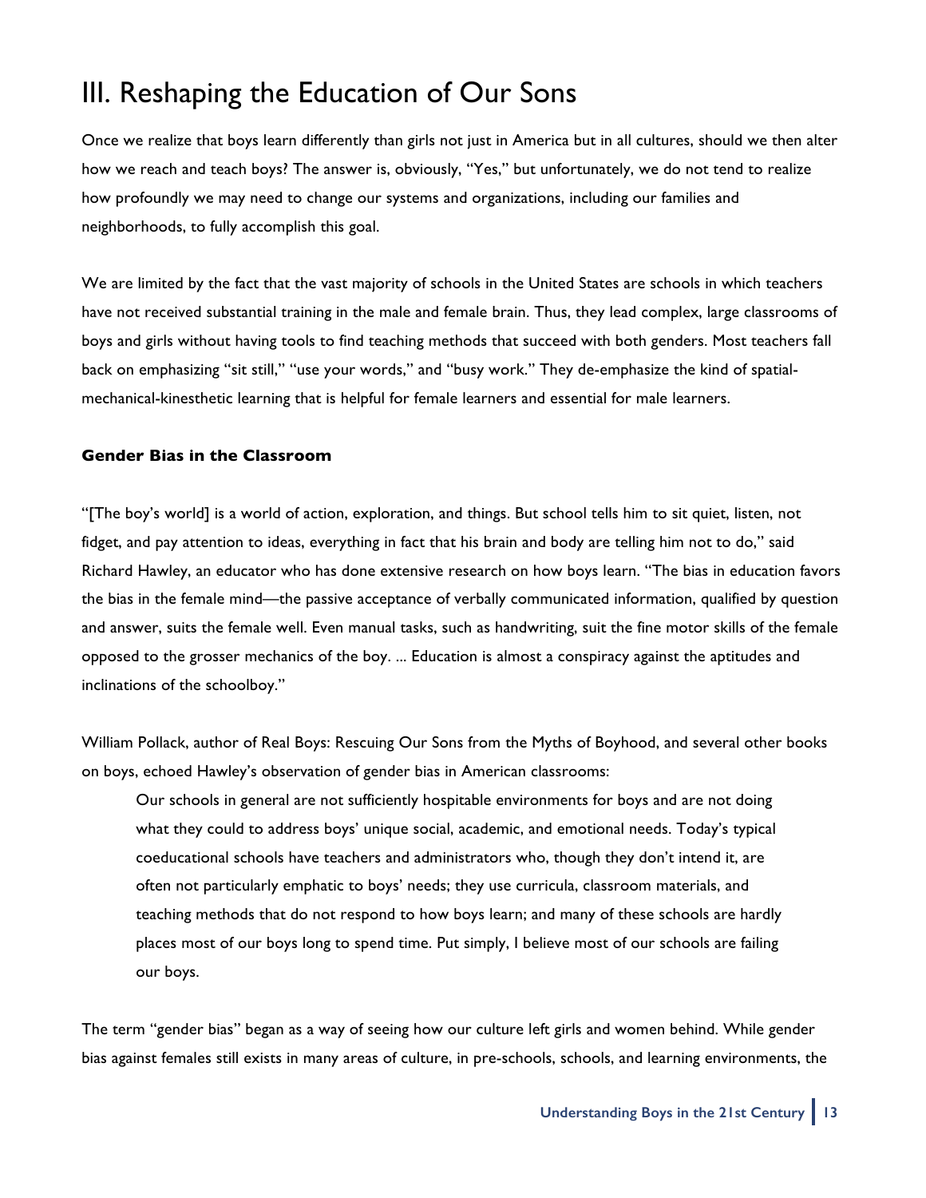# III. Reshaping the Education of Our Sons

Once we realize that boys learn differently than girls not just in America but in all cultures, should we then alter how we reach and teach boys? The answer is, obviously, "Yes," but unfortunately, we do not tend to realize how profoundly we may need to change our systems and organizations, including our families and neighborhoods, to fully accomplish this goal.

We are limited by the fact that the vast majority of schools in the United States are schools in which teachers have not received substantial training in the male and female brain. Thus, they lead complex, large classrooms of boys and girls without having tools to find teaching methods that succeed with both genders. Most teachers fall back on emphasizing "sit still," "use your words," and "busy work." They de-emphasize the kind of spatial-mechanical-kinesthetic learning that is helpful for female learners and essential for male learners.

### Gender Bias in the Classroom

"[The boy's world] is a world of action, exploration, and things. But school tells him to sit quiet, listen, not fidget, and pay attention to ideas, everything in fact that his brain and body are telling him not to do," said Richard Hawley, an educator who has done extensive research on how boys learn. "The bias in education favors the bias in the female mind—the passive acceptance of verbally communicated information, qualified by question and answer, suits the female well. Even manual tasks, such as handwriting, suit the fine motor skills of the female opposed to the grosser mechanics of the boy. ... Education is almost a conspiracy against the aptitudes and inclinations of the schoolboy."

William Pollack, author of Real Boys: Rescuing Our Sons from the Myths of Boyhood, and several other books on boys, echoed Hawley's observation of gender bias in American classrooms:

> Our schools in general are not sufficiently hospitable environments for boys and are not doing what they could to address boys' unique social, academic, and emotional needs. Today's typical coeducational schools have teachers and administrators who, though they don't intend it, are often not particularly emphatic to boys' needs; they use curricula, classroom materials, and teaching methods that do not respond to how boys learn; and many of these schools are hardly places most of our boys long to spend time. Put simply, I believe most of our schools are failing our boys.

The term "gender bias" began as a way of seeing how our culture left girls and women behind. While gender bias against females still exists in many areas of culture, in pre-schools, schools, and learning environments, the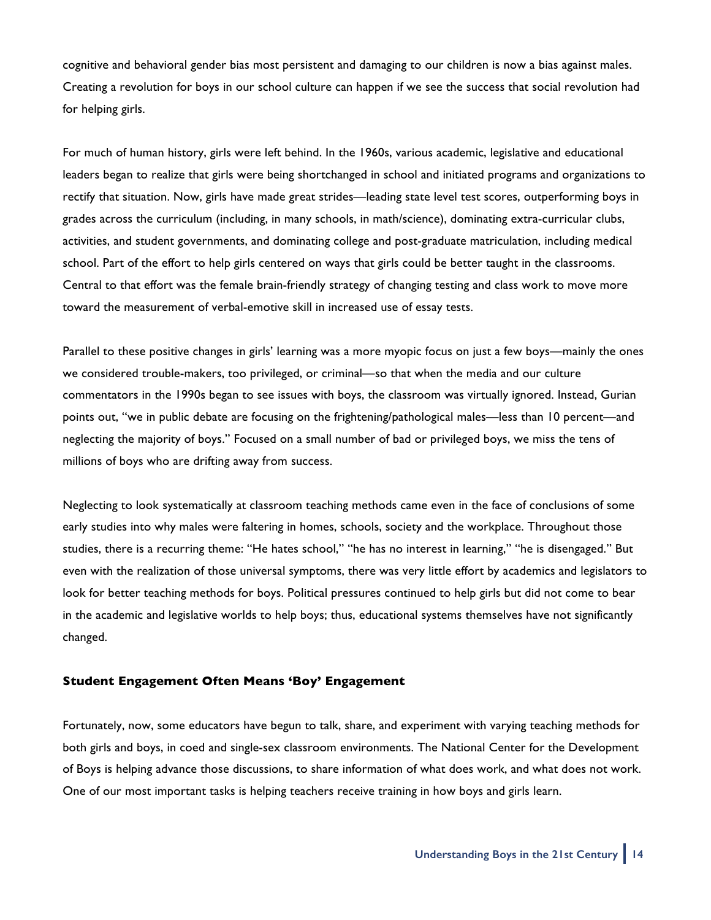cognitive and behavioral gender bias most persistent and damaging to our children is now a bias against males. Creating a revolution for boys in our school culture can happen if we see the success that social revolution had for helping girls.

For much of human history, girls were left behind. In the 1960s, various academic, legislative and educational leaders began to realize that girls were being shortchanged in school and initiated programs and organizations to rectify that situation. Now, girls have made great strides—leading state level test scores, outperforming boys in grades across the curriculum (including, in many schools, in math/science), dominating extra-curricular clubs, activities, and student governments, and dominating college and post-graduate matriculation, including medical school. Part of the effort to help girls centered on ways that girls could be better taught in the classrooms. Central to that effort was the female brain-friendly strategy of changing testing and class work to move more toward the measurement of verbal-emotive skill in increased use of essay tests.

Parallel to these positive changes in girls' learning was a more myopic focus on just a few boys—mainly the ones we considered trouble-makers, too privileged, or criminal—so that when the media and our culture commentators in the 1990s began to see issues with boys, the classroom was virtually ignored. Instead, Gurian points out, "we in public debate are focusing on the frightening/pathological males—less than 10 percent—and neglecting the majority of boys." Focused on a small number of bad or privileged boys, we miss the tens of millions of boys who are drifting away from success.

Neglecting to look systematically at classroom teaching methods came even in the face of conclusions of some early studies into why males were faltering in homes, schools, society and the workplace. Throughout those studies, there is a recurring theme: "He hates school," "he has no interest in learning," "he is disengaged." But even with the realization of those universal symptoms, there was very little effort by academics and legislators to look for better teaching methods for boys. Political pressures continued to help girls but did not come to bear in the academic and legislative worlds to help boys; thus, educational systems themselves have not significantly changed.

### Student Engagement Often Means 'Boy' Engagement

Fortunately, now, some educators have begun to talk, share, and experiment with varying teaching methods for both girls and boys, in coed and single-sex classroom environments. The National Center for the Development of Boys is helping advance those discussions, to share information of what does work, and what does not work. One of our most important tasks is helping teachers receive training in how boys and girls learn.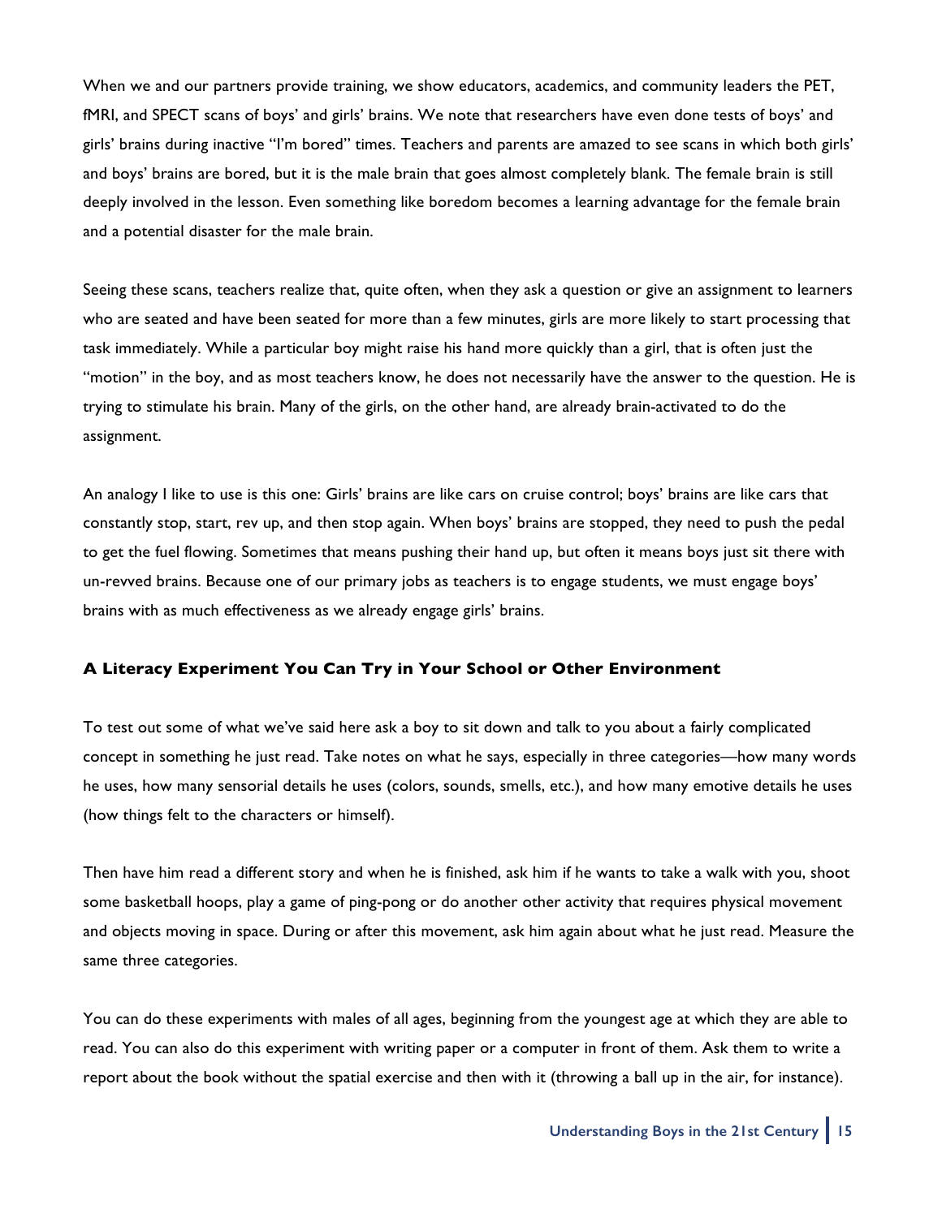When we and our partners provide training, we show educators, academics, and community leaders the PET, fMRI, and SPECT scans of boys' and girls' brains. We note that researchers have even done tests of boys' and girls' brains during inactive "I'm bored" times. Teachers and parents are amazed to see scans in which both girls' and boys' brains are bored, but it is the male brain that goes almost completely blank. The female brain is still deeply involved in the lesson. Even something like boredom becomes a learning advantage for the female brain and a potential disaster for the male brain.

Seeing these scans, teachers realize that, quite often, when they ask a question or give an assignment to learners who are seated and have been seated for more than a few minutes, girls are more likely to start processing that task immediately. While a particular boy might raise his hand more quickly than a girl, that is often just the "motion" in the boy, and as most teachers know, he does not necessarily have the answer to the question. He is trying to stimulate his brain. Many of the girls, on the other hand, are already brain-activated to do the assignment.

An analogy I like to use is this one: Girls' brains are like cars on cruise control; boys' brains are like cars that constantly stop, start, rev up, and then stop again. When boys' brains are stopped, they need to push the pedal to get the fuel flowing. Sometimes that means pushing their hand up, but often it means boys just sit there with un-revved brains. Because one of our primary jobs as teachers is to engage students, we must engage boys' brains with as much effectiveness as we already engage girls' brains.

### A Literacy Experiment You Can Try in Your School or Other Environment

To test out some of what we've said here ask a boy to sit down and talk to you about a fairly complicated concept in something he just read. Take notes on what he says, especially in three categories—how many words he uses, how many sensorial details he uses (colors, sounds, smells, etc.), and how many emotive details he uses (how things felt to the characters or himself).

Then have him read a different story and when he is finished, ask him if he wants to take a walk with you, shoot some basketball hoops, play a game of ping-pong or do another other activity that requires physical movement and objects moving in space. During or after this movement, ask him again about what he just read. Measure the same three categories.

You can do these experiments with males of all ages, beginning from the youngest age at which they are able to read. You can also do this experiment with writing paper or a computer in front of them. Ask them to write a report about the book without the spatial exercise and then with it (throwing a ball up in the air, for instance).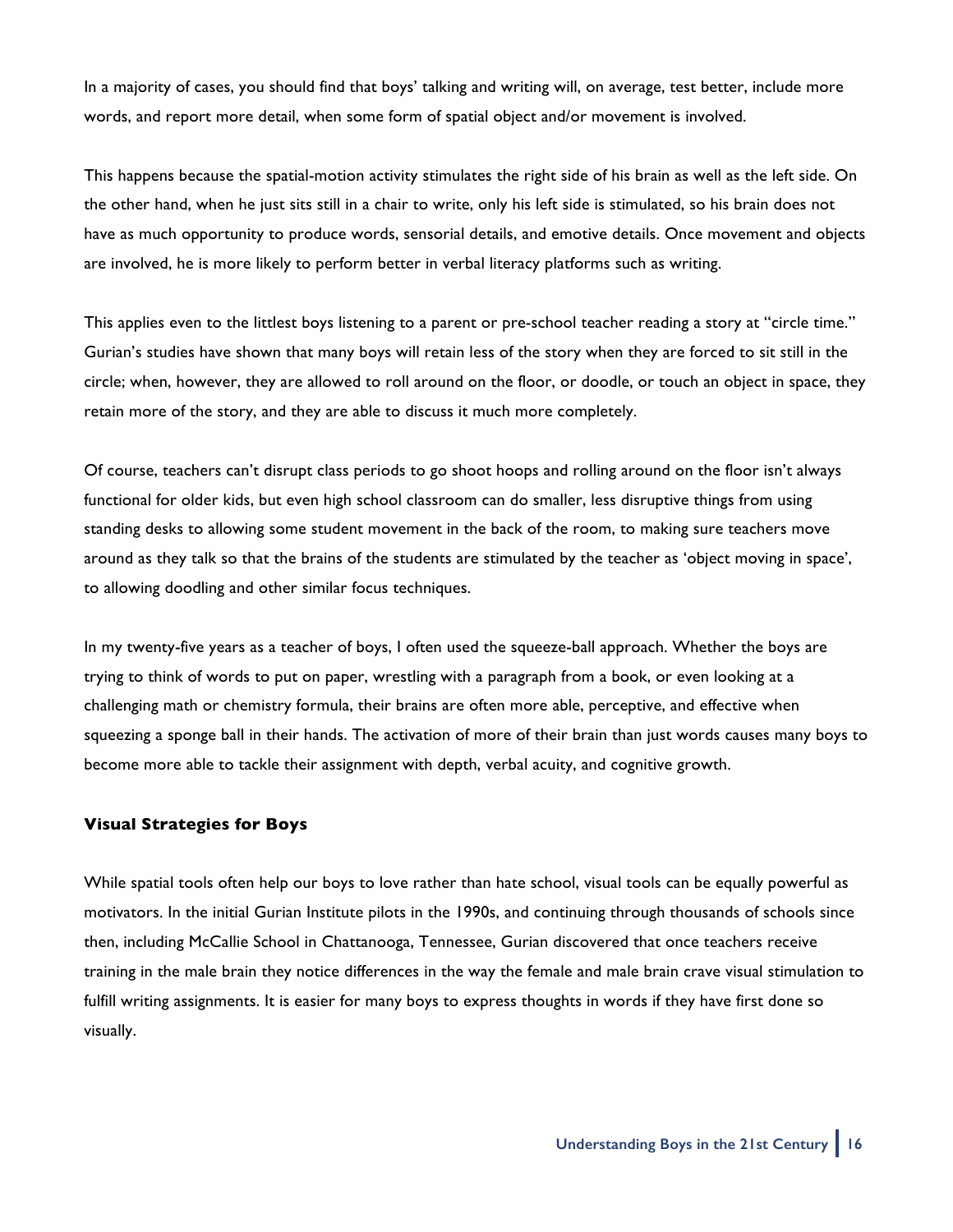In a majority of cases, you should find that boys' talking and writing will, on average, test better, include more words, and report more detail, when some form of spatial object and/or movement is involved.

This happens because the spatial-motion activity stimulates the right side of his brain as well as the left side. On the other hand, when he just sits still in a chair to write, only his left side is stimulated, so his brain does not have as much opportunity to produce words, sensorial details, and emotive details. Once movement and objects are involved, he is more likely to perform better in verbal literacy platforms such as writing.

This applies even to the littlest boys listening to a parent or pre-school teacher reading a story at "circle time." Gurian's studies have shown that many boys will retain less of the story when they are forced to sit still in the circle; when, however, they are allowed to roll around on the floor, or doodle, or touch an object in space, they retain more of the story, and they are able to discuss it much more completely.

Of course, teachers can't disrupt class periods to go shoot hoops and rolling around on the floor isn't always functional for older kids, but even high school classroom can do smaller, less disruptive things from using standing desks to allowing some student movement in the back of the room, to making sure teachers move around as they talk so that the brains of the students are stimulated by the teacher as 'object moving in space', to allowing doodling and other similar focus techniques.

In my twenty-five years as a teacher of boys, I often used the squeeze-ball approach. Whether the boys are trying to think of words to put on paper, wrestling with a paragraph from a book, or even looking at a challenging math or chemistry formula, their brains are often more able, perceptive, and effective when squeezing a sponge ball in their hands. The activation of more of their brain than just words causes many boys to become more able to tackle their assignment with depth, verbal acuity, and cognitive growth.

### Visual Strategies for Boys

While spatial tools often help our boys to love rather than hate school, visual tools can be equally powerful as motivators. In the initial Gurian Institute pilots in the 1990s, and continuing through thousands of schools since then, including McCallie School in Chattanooga, Tennessee, Gurian discovered that once teachers receive training in the male brain they notice differences in the way the female and male brain crave visual stimulation to fulfill writing assignments. It is easier for many boys to express thoughts in words if they have first done so visually.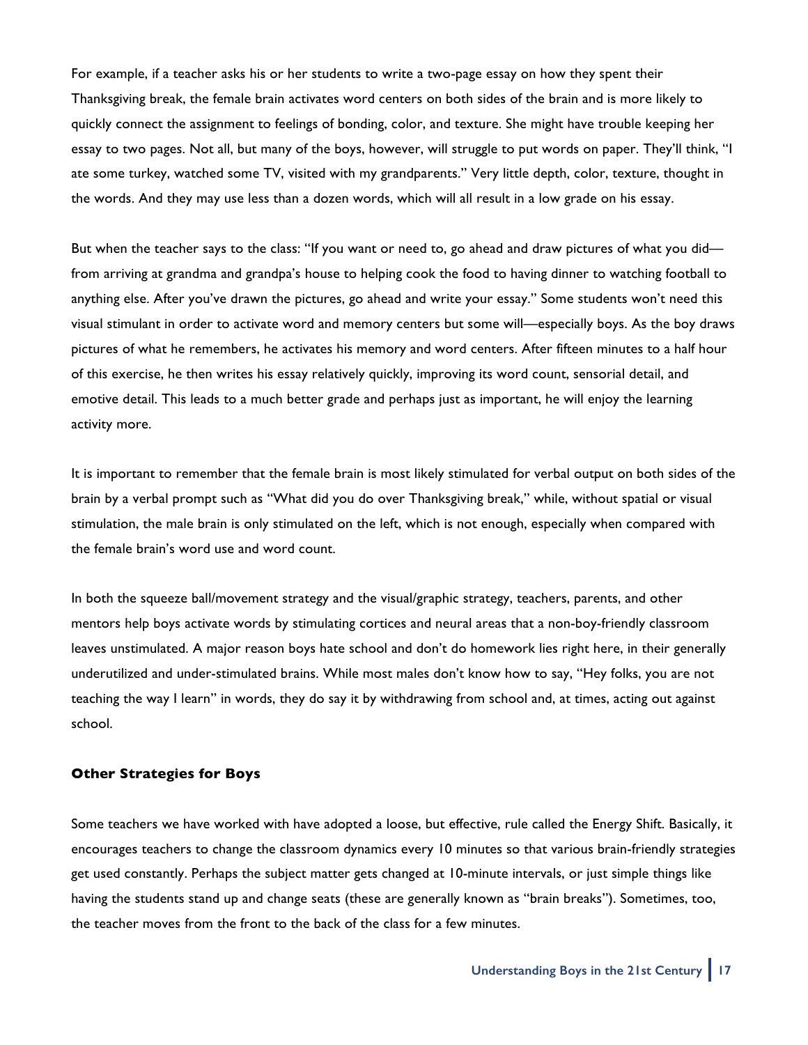For example, if a teacher asks his or her students to write a two-page essay on how they spent their Thanksgiving break, the female brain activates word centers on both sides of the brain and is more likely to quickly connect the assignment to feelings of bonding, color, and texture. She might have trouble keeping her essay to two pages. Not all, but many of the boys, however, will struggle to put words on paper. They'll think, "I ate some turkey, watched some TV, visited with my grandparents." Very little depth, color, texture, thought in the words. And they may use less than a dozen words, which will all result in a low grade on his essay.

But when the teacher says to the class: "If you want or need to, go ahead and draw pictures of what you did—from arriving at grandma and grandpa's house to helping cook the food to having dinner to watching football to anything else. After you've drawn the pictures, go ahead and write your essay." Some students won't need this visual stimulant in order to activate word and memory centers but some will—especially boys. As the boy draws pictures of what he remembers, he activates his memory and word centers. After fifteen minutes to a half hour of this exercise, he then writes his essay relatively quickly, improving its word count, sensorial detail, and emotive detail. This leads to a much better grade and perhaps just as important, he will enjoy the learning activity more.

It is important to remember that the female brain is most likely stimulated for verbal output on both sides of the brain by a verbal prompt such as "What did you do over Thanksgiving break," while, without spatial or visual stimulation, the male brain is only stimulated on the left, which is not enough, especially when compared with the female brain's word use and word count.

In both the squeeze ball/movement strategy and the visual/graphic strategy, teachers, parents, and other mentors help boys activate words by stimulating cortices and neural areas that a non-boy-friendly classroom leaves unstimulated. A major reason boys hate school and don't do homework lies right here, in their generally underutilized and under-stimulated brains. While most males don't know how to say, "Hey folks, you are not teaching the way I learn" in words, they do say it by withdrawing from school and, at times, acting out against school.

### Other Strategies for Boys

Some teachers we have worked with have adopted a loose, but effective, rule called the Energy Shift. Basically, it encourages teachers to change the classroom dynamics every 10 minutes so that various brain-friendly strategies get used constantly. Perhaps the subject matter gets changed at 10-minute intervals, or just simple things like having the students stand up and change seats (these are generally known as "brain breaks"). Sometimes, too, the teacher moves from the front to the back of the class for a few minutes.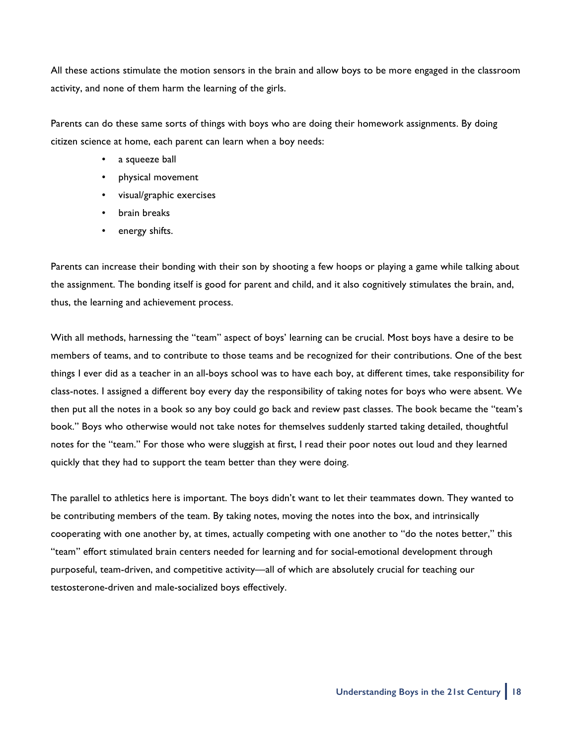All these actions stimulate the motion sensors in the brain and allow boys to be more engaged in the classroom activity, and none of them harm the learning of the girls.

Parents can do these same sorts of things with boys who are doing their homework assignments. By doing citizen science at home, each parent can learn when a boy needs:

- a squeeze ball
- physical movement
- visual/graphic exercises
- brain breaks
- energy shifts.

Parents can increase their bonding with their son by shooting a few hoops or playing a game while talking about the assignment. The bonding itself is good for parent and child, and it also cognitively stimulates the brain, and, thus, the learning and achievement process.

With all methods, harnessing the "team" aspect of boys' learning can be crucial. Most boys have a desire to be members of teams, and to contribute to those teams and be recognized for their contributions. One of the best things I ever did as a teacher in an all-boys school was to have each boy, at different times, take responsibility for class-notes. I assigned a different boy every day the responsibility of taking notes for boys who were absent. We then put all the notes in a book so any boy could go back and review past classes. The book became the "team's book." Boys who otherwise would not take notes for themselves suddenly started taking detailed, thoughtful notes for the "team." For those who were sluggish at first, I read their poor notes out loud and they learned quickly that they had to support the team better than they were doing.

The parallel to athletics here is important. The boys didn't want to let their teammates down. They wanted to be contributing members of the team. By taking notes, moving the notes into the box, and intrinsically cooperating with one another by, at times, actually competing with one another to "do the notes better," this "team" effort stimulated brain centers needed for learning and for social-emotional development through purposeful, team-driven, and competitive activity—all of which are absolutely crucial for teaching our testosterone-driven and male-socialized boys effectively.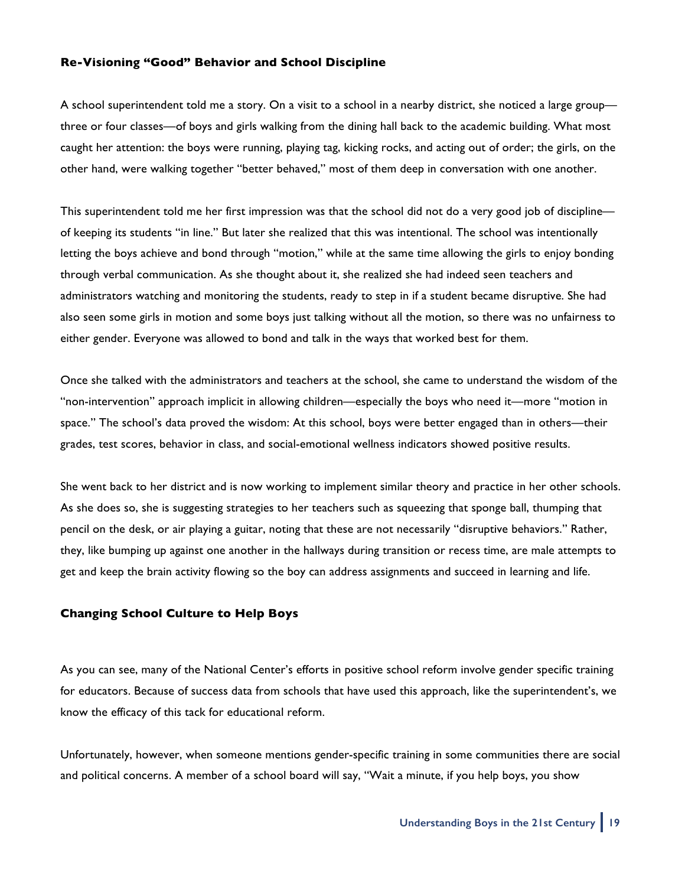### Re-Visioning "Good" Behavior and School Discipline

A school superintendent told me a story. On a visit to a school in a nearby district, she noticed a large group—three or four classes—of boys and girls walking from the dining hall back to the academic building. What most caught her attention: the boys were running, playing tag, kicking rocks, and acting out of order; the girls, on the other hand, were walking together "better behaved," most of them deep in conversation with one another.

This superintendent told me her first impression was that the school did not do a very good job of discipline—of keeping its students "in line." But later she realized that this was intentional. The school was intentionally letting the boys achieve and bond through "motion," while at the same time allowing the girls to enjoy bonding through verbal communication. As she thought about it, she realized she had indeed seen teachers and administrators watching and monitoring the students, ready to step in if a student became disruptive. She had also seen some girls in motion and some boys just talking without all the motion, so there was no unfairness to either gender. Everyone was allowed to bond and talk in the ways that worked best for them.

Once she talked with the administrators and teachers at the school, she came to understand the wisdom of the "non-intervention" approach implicit in allowing children—especially the boys who need it—more "motion in space." The school's data proved the wisdom: At this school, boys were better engaged than in others—their grades, test scores, behavior in class, and social-emotional wellness indicators showed positive results.

She went back to her district and is now working to implement similar theory and practice in her other schools. As she does so, she is suggesting strategies to her teachers such as squeezing that sponge ball, thumping that pencil on the desk, or air playing a guitar, noting that these are not necessarily "disruptive behaviors." Rather, they, like bumping up against one another in the hallways during transition or recess time, are male attempts to get and keep the brain activity flowing so the boy can address assignments and succeed in learning and life.

### Changing School Culture to Help Boys

As you can see, many of the National Center's efforts in positive school reform involve gender specific training for educators. Because of success data from schools that have used this approach, like the superintendent's, we know the efficacy of this tack for educational reform.

Unfortunately, however, when someone mentions gender-specific training in some communities there are social and political concerns. A member of a school board will say, "Wait a minute, if you help boys, you show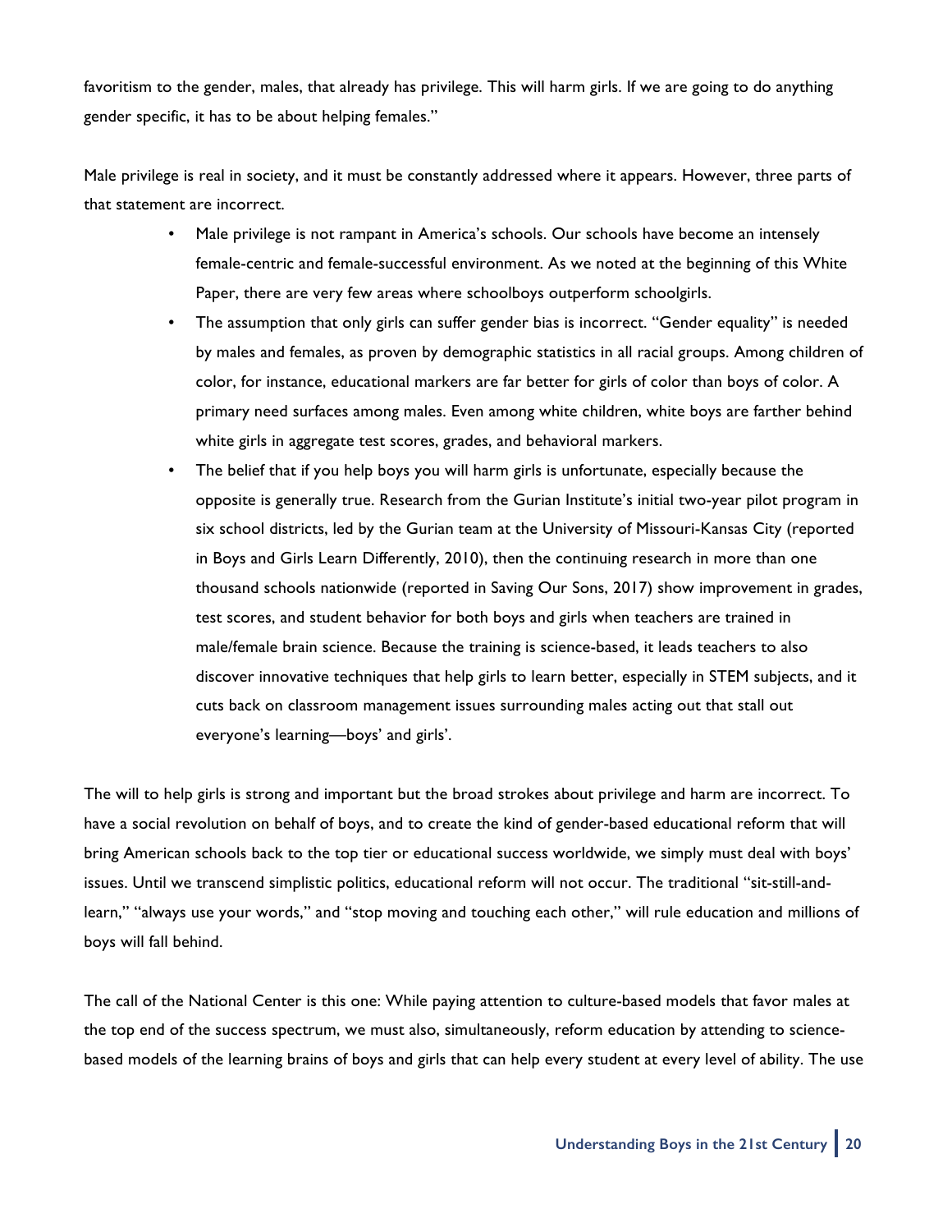favoritism to the gender, males, that already has privilege. This will harm girls. If we are going to do anything gender specific, it has to be about helping females."

Male privilege is real in society, and it must be constantly addressed where it appears. However, three parts of that statement are incorrect.

- Male privilege is not rampant in America's schools. Our schools have become an intensely female-centric and female-successful environment. As we noted at the beginning of this White Paper, there are very few areas where schoolboys outperform schoolgirls.
- The assumption that only girls can suffer gender bias is incorrect. "Gender equality" is needed by males and females, as proven by demographic statistics in all racial groups. Among children of color, for instance, educational markers are far better for girls of color than boys of color. A primary need surfaces among males. Even among white children, white boys are farther behind white girls in aggregate test scores, grades, and behavioral markers.
- The belief that if you help boys you will harm girls is unfortunate, especially because the opposite is generally true. Research from the Gurian Institute's initial two-year pilot program in six school districts, led by the Gurian team at the University of Missouri-Kansas City (reported in Boys and Girls Learn Differently, 2010), then the continuing research in more than one thousand schools nationwide (reported in Saving Our Sons, 2017) show improvement in grades, test scores, and student behavior for both boys and girls when teachers are trained in male/female brain science. Because the training is science-based, it leads teachers to also discover innovative techniques that help girls to learn better, especially in STEM subjects, and it cuts back on classroom management issues surrounding males acting out that stall out everyone's learning—boys' and girls'.

The will to help girls is strong and important but the broad strokes about privilege and harm are incorrect. To have a social revolution on behalf of boys, and to create the kind of gender-based educational reform that will bring American schools back to the top tier or educational success worldwide, we simply must deal with boys' issues. Until we transcend simplistic politics, educational reform will not occur. The traditional "sit-still-and-learn," "always use your words," and "stop moving and touching each other," will rule education and millions of boys will fall behind.

The call of the National Center is this one: While paying attention to culture-based models that favor males at the top end of the success spectrum, we must also, simultaneously, reform education by attending to science-based models of the learning brains of boys and girls that can help every student at every level of ability. The use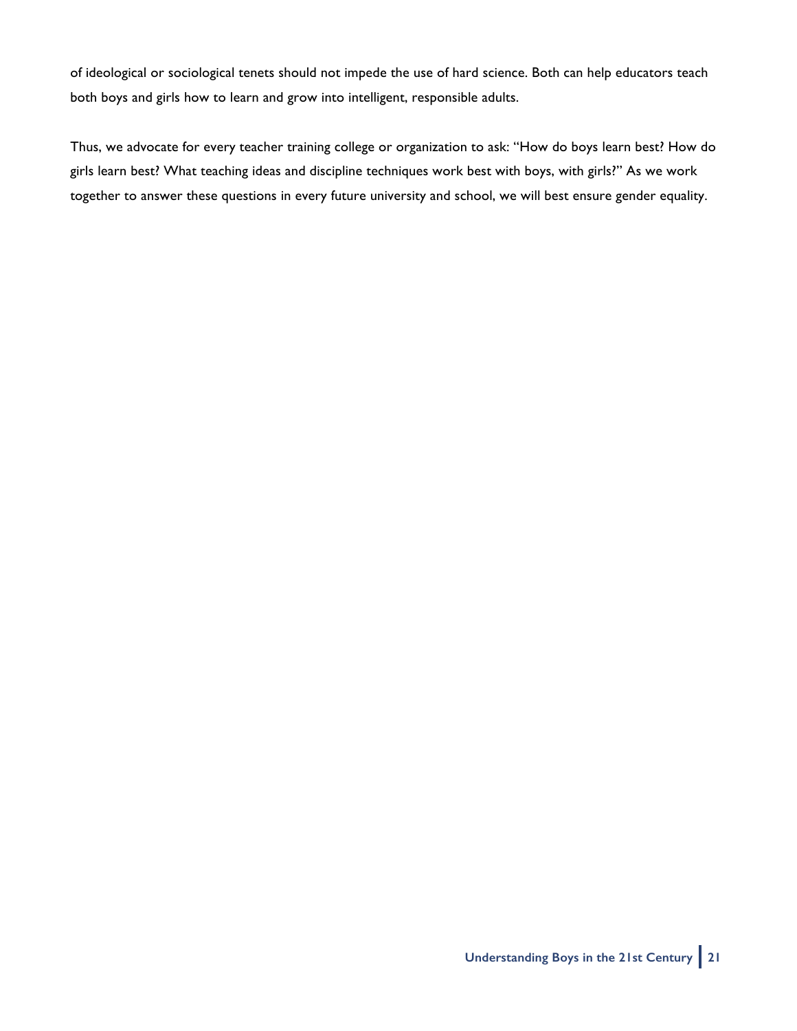of ideological or sociological tenets should not impede the use of hard science. Both can help educators teach both boys and girls how to learn and grow into intelligent, responsible adults.

Thus, we advocate for every teacher training college or organization to ask: "How do boys learn best? How do girls learn best? What teaching ideas and discipline techniques work best with boys, with girls?" As we work together to answer these questions in every future university and school, we will best ensure gender equality.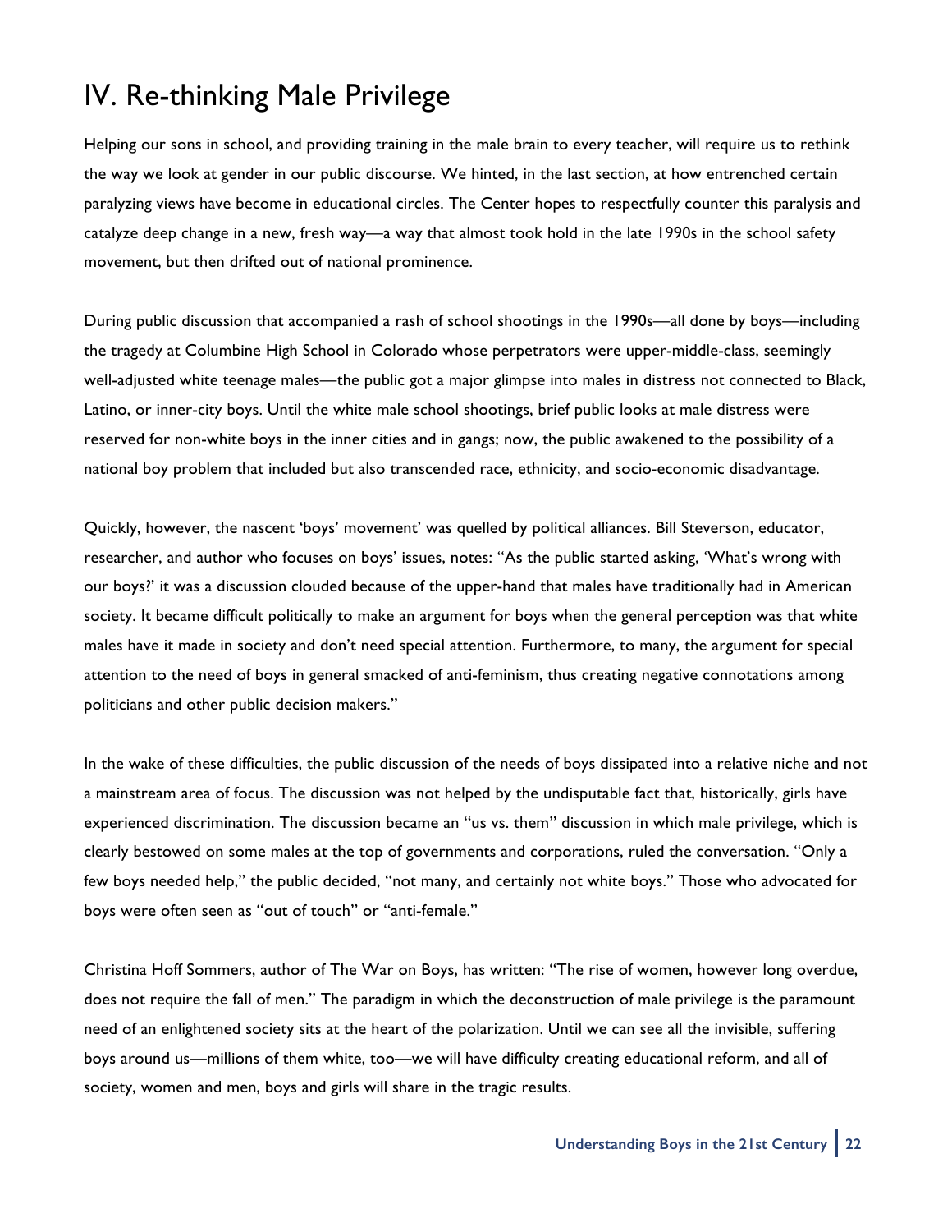# IV. Re-thinking Male Privilege

Helping our sons in school, and providing training in the male brain to every teacher, will require us to rethink the way we look at gender in our public discourse. We hinted, in the last section, at how entrenched certain paralyzing views have become in educational circles. The Center hopes to respectfully counter this paralysis and catalyze deep change in a new, fresh way—a way that almost took hold in the late 1990s in the school safety movement, but then drifted out of national prominence.

During public discussion that accompanied a rash of school shootings in the 1990s—all done by boys—including the tragedy at Columbine High School in Colorado whose perpetrators were upper-middle-class, seemingly well-adjusted white teenage males—the public got a major glimpse into males in distress not connected to Black, Latino, or inner-city boys. Until the white male school shootings, brief public looks at male distress were reserved for non-white boys in the inner cities and in gangs; now, the public awakened to the possibility of a national boy problem that included but also transcended race, ethnicity, and socio-economic disadvantage.

Quickly, however, the nascent 'boys' movement' was quelled by political alliances. Bill Steverson, educator, researcher, and author who focuses on boys' issues, notes: "As the public started asking, 'What's wrong with our boys?' it was a discussion clouded because of the upper-hand that males have traditionally had in American society. It became difficult politically to make an argument for boys when the general perception was that white males have it made in society and don't need special attention. Furthermore, to many, the argument for special attention to the need of boys in general smacked of anti-feminism, thus creating negative connotations among politicians and other public decision makers."

In the wake of these difficulties, the public discussion of the needs of boys dissipated into a relative niche and not a mainstream area of focus. The discussion was not helped by the undisputable fact that, historically, girls have experienced discrimination. The discussion became an "us vs. them" discussion in which male privilege, which is clearly bestowed on some males at the top of governments and corporations, ruled the conversation. "Only a few boys needed help," the public decided, "not many, and certainly not white boys." Those who advocated for boys were often seen as "out of touch" or "anti-female."

Christina Hoff Sommers, author of The War on Boys, has written: "The rise of women, however long overdue, does not require the fall of men." The paradigm in which the deconstruction of male privilege is the paramount need of an enlightened society sits at the heart of the polarization. Until we can see all the invisible, suffering boys around us—millions of them white, too—we will have difficulty creating educational reform, and all of society, women and men, boys and girls will share in the tragic results.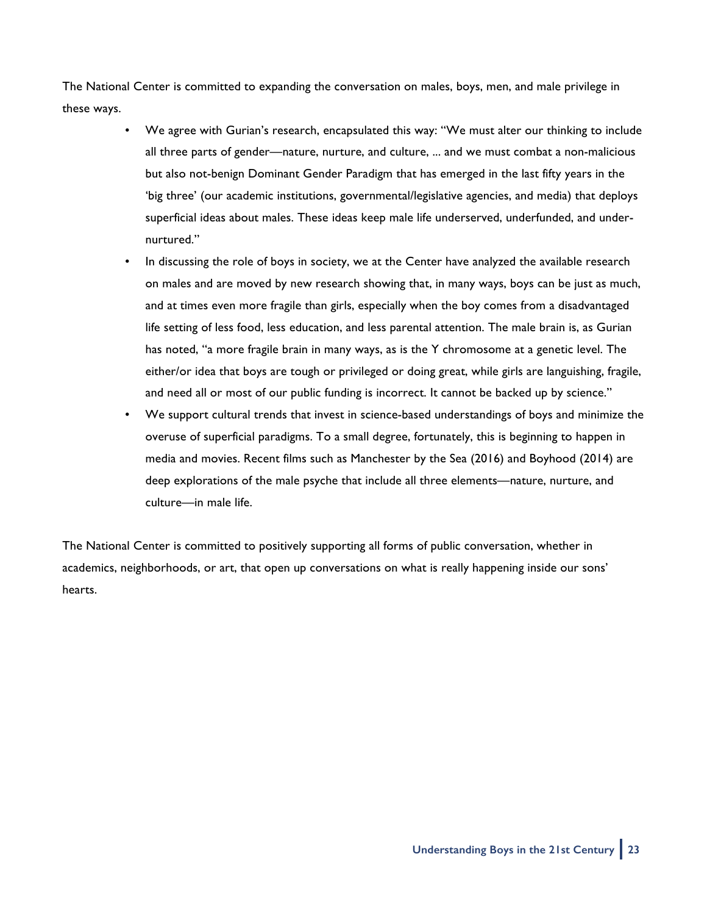The National Center is committed to expanding the conversation on males, boys, men, and male privilege in these ways.

- We agree with Gurian's research, encapsulated this way: "We must alter our thinking to include all three parts of gender—nature, nurture, and culture, ... and we must combat a non-malicious but also not-benign Dominant Gender Paradigm that has emerged in the last fifty years in the 'big three' (our academic institutions, governmental/legislative agencies, and media) that deploys superficial ideas about males. These ideas keep male life underserved, underfunded, and under-nurtured."
- In discussing the role of boys in society, we at the Center have analyzed the available research on males and are moved by new research showing that, in many ways, boys can be just as much, and at times even more fragile than girls, especially when the boy comes from a disadvantaged life setting of less food, less education, and less parental attention. The male brain is, as Gurian has noted, "a more fragile brain in many ways, as is the Y chromosome at a genetic level. The either/or idea that boys are tough or privileged or doing great, while girls are languishing, fragile, and need all or most of our public funding is incorrect. It cannot be backed up by science."
- We support cultural trends that invest in science-based understandings of boys and minimize the overuse of superficial paradigms. To a small degree, fortunately, this is beginning to happen in media and movies. Recent films such as Manchester by the Sea (2016) and Boyhood (2014) are deep explorations of the male psyche that include all three elements—nature, nurture, and culture—in male life.

The National Center is committed to positively supporting all forms of public conversation, whether in academics, neighborhoods, or art, that open up conversations on what is really happening inside our sons' hearts.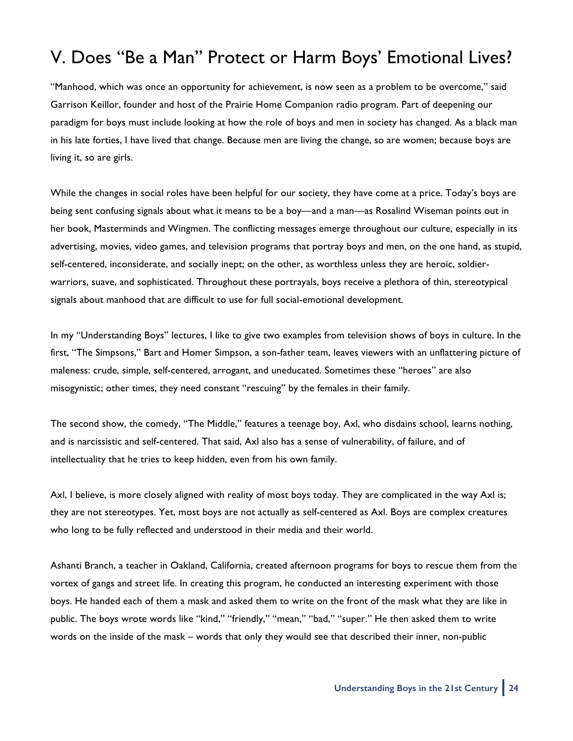## V. Does "Be a Man" Protect or Harm Boys' Emotional Lives?

"Manhood, which was once an opportunity for achievement, is now seen as a problem to be overcome," said Garrison Keillor, founder and host of the Prairie Home Companion radio program. Part of deepening our paradigm for boys must include looking at how the role of boys and men in society has changed. As a black man in his late forties, I have lived that change. Because men are living the change, so are women; because boys are living it, so are girls.

While the changes in social roles have been helpful for our society, they have come at a price. Today's boys are being sent confusing signals about what it means to be a boy—and a man—as Rosalind Wiseman points out in her book, Masterminds and Wingmen. The conflicting messages emerge throughout our culture, especially in its advertising, movies, video games, and television programs that portray boys and men, on the one hand, as stupid, self-centered, inconsiderate, and socially inept; on the other, as worthless unless they are heroic, soldier-warriors, suave, and sophisticated. Throughout these portrayals, boys receive a plethora of thin, stereotypical signals about manhood that are difficult to use for full social-emotional development.

In my "Understanding Boys" lectures, I like to give two examples from television shows of boys in culture. In the first, "The Simpsons," Bart and Homer Simpson, a son-father team, leaves viewers with an unflattering picture of maleness: crude, simple, self-centered, arrogant, and uneducated. Sometimes these "heroes" are also misogynistic; other times, they need constant "rescuing" by the females in their family.

The second show, the comedy, "The Middle," features a teenage boy, Axl, who disdains school, learns nothing, and is narcissistic and self-centered. That said, Axl also has a sense of vulnerability, of failure, and of intellectuality that he tries to keep hidden, even from his own family.

Axl, I believe, is more closely aligned with reality of most boys today. They are complicated in the way Axl is; they are not stereotypes. Yet, most boys are not actually as self-centered as Axl. Boys are complex creatures who long to be fully reflected and understood in their media and their world.

Ashanti Branch, a teacher in Oakland, California, created afternoon programs for boys to rescue them from the vortex of gangs and street life. In creating this program, he conducted an interesting experiment with those boys. He handed each of them a mask and asked them to write on the front of the mask what they are like in public. The boys wrote words like "kind," "friendly," "mean," "bad," "super." He then asked them to write words on the inside of the mask – words that only they would see that described their inner, non-public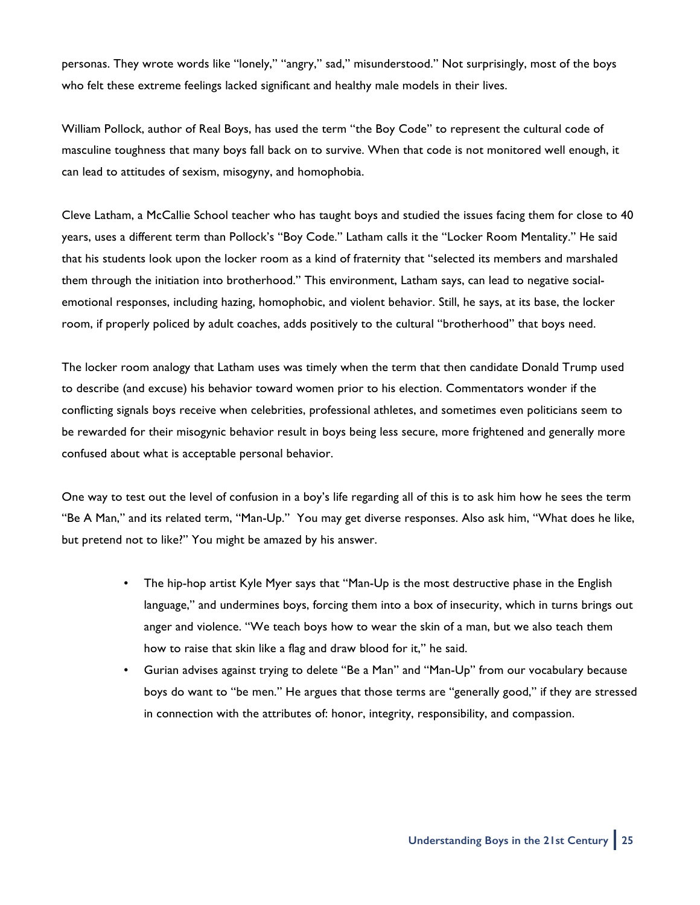personas. They wrote words like "lonely," "angry," sad," misunderstood." Not surprisingly, most of the boys who felt these extreme feelings lacked significant and healthy male models in their lives.

William Pollock, author of Real Boys, has used the term "the Boy Code" to represent the cultural code of masculine toughness that many boys fall back on to survive. When that code is not monitored well enough, it can lead to attitudes of sexism, misogyny, and homophobia.

Cleve Latham, a McCallie School teacher who has taught boys and studied the issues facing them for close to 40 years, uses a different term than Pollock's "Boy Code." Latham calls it the "Locker Room Mentality." He said that his students look upon the locker room as a kind of fraternity that "selected its members and marshaled them through the initiation into brotherhood." This environment, Latham says, can lead to negative social-emotional responses, including hazing, homophobic, and violent behavior. Still, he says, at its base, the locker room, if properly policed by adult coaches, adds positively to the cultural "brotherhood" that boys need.

The locker room analogy that Latham uses was timely when the term that then candidate Donald Trump used to describe (and excuse) his behavior toward women prior to his election. Commentators wonder if the conflicting signals boys receive when celebrities, professional athletes, and sometimes even politicians seem to be rewarded for their misogynic behavior result in boys being less secure, more frightened and generally more confused about what is acceptable personal behavior.

One way to test out the level of confusion in a boy's life regarding all of this is to ask him how he sees the term "Be A Man," and its related term, "Man-Up." You may get diverse responses. Also ask him, "What does he like, but pretend not to like?" You might be amazed by his answer.

- The hip-hop artist Kyle Myer says that "Man-Up is the most destructive phase in the English language," and undermines boys, forcing them into a box of insecurity, which in turns brings out anger and violence. "We teach boys how to wear the skin of a man, but we also teach them how to raise that skin like a flag and draw blood for it," he said.
- Gurian advises against trying to delete "Be a Man" and "Man-Up" from our vocabulary because boys do want to "be men." He argues that those terms are "generally good," if they are stressed in connection with the attributes of: honor, integrity, responsibility, and compassion.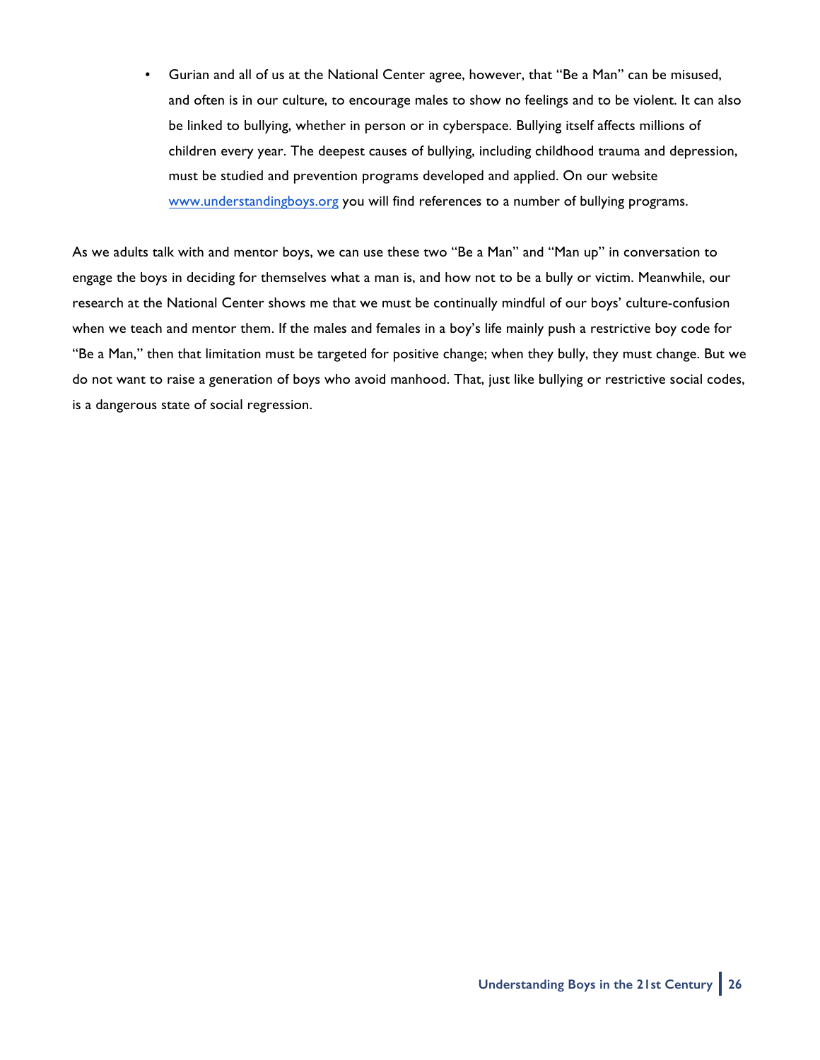- Gurian and all of us at the National Center agree, however, that "Be a Man" can be misused, and often is in our culture, to encourage males to show no feelings and to be violent. It can also be linked to bullying, whether in person or in cyberspace. Bullying itself affects millions of children every year. The deepest causes of bullying, including childhood trauma and depression, must be studied and prevention programs developed and applied. On our website [www.understandingboys.org](http://www.understandingboys.org) you will find references to a number of bullying programs.

As we adults talk with and mentor boys, we can use these two "Be a Man" and "Man up" in conversation to engage the boys in deciding for themselves what a man is, and how not to be a bully or victim. Meanwhile, our research at the National Center shows me that we must be continually mindful of our boys' culture-confusion when we teach and mentor them. If the males and females in a boy's life mainly push a restrictive boy code for "Be a Man," then that limitation must be targeted for positive change; when they bully, they must change. But we do not want to raise a generation of boys who avoid manhood. That, just like bullying or restrictive social codes, is a dangerous state of social regression.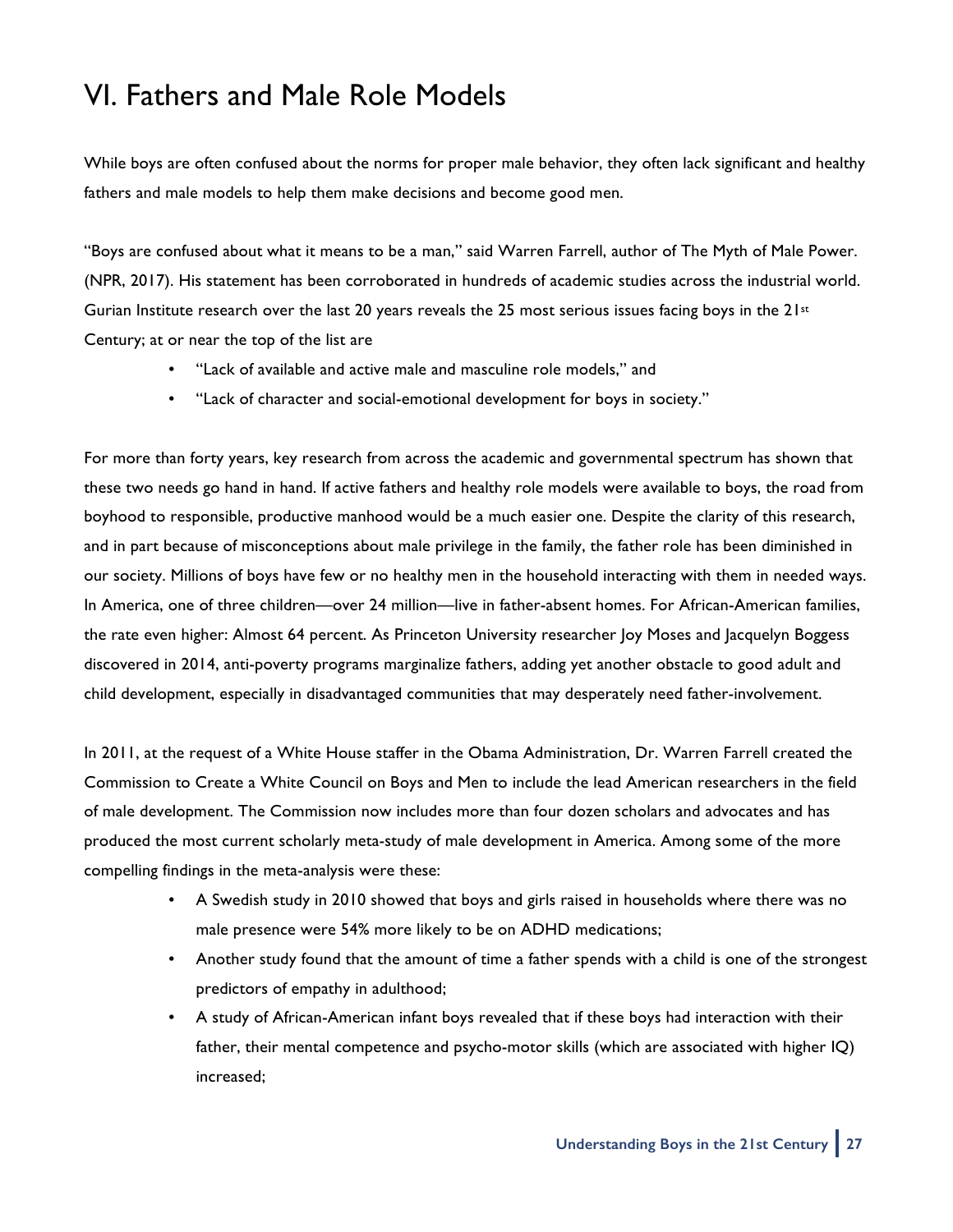# VI. Fathers and Male Role Models

While boys are often confused about the norms for proper male behavior, they often lack significant and healthy fathers and male models to help them make decisions and become good men.

"Boys are confused about what it means to be a man," said Warren Farrell, author of The Myth of Male Power. (NPR, 2017). His statement has been corroborated in hundreds of academic studies across the industrial world. Gurian Institute research over the last 20 years reveals the 25 most serious issues facing boys in the 21st Century; at or near the top of the list are

- "Lack of available and active male and masculine role models," and
- "Lack of character and social-emotional development for boys in society."

For more than forty years, key research from across the academic and governmental spectrum has shown that these two needs go hand in hand. If active fathers and healthy role models were available to boys, the road from boyhood to responsible, productive manhood would be a much easier one. Despite the clarity of this research, and in part because of misconceptions about male privilege in the family, the father role has been diminished in our society. Millions of boys have few or no healthy men in the household interacting with them in needed ways. In America, one of three children—over 24 million—live in father-absent homes. For African-American families, the rate even higher: Almost 64 percent. As Princeton University researcher Joy Moses and Jacquelyn Boggess discovered in 2014, anti-poverty programs marginalize fathers, adding yet another obstacle to good adult and child development, especially in disadvantaged communities that may desperately need father-involvement.

In 2011, at the request of a White House staffer in the Obama Administration, Dr. Warren Farrell created the Commission to Create a White Council on Boys and Men to include the lead American researchers in the field of male development. The Commission now includes more than four dozen scholars and advocates and has produced the most current scholarly meta-study of male development in America. Among some of the more compelling findings in the meta-analysis were these:

- A Swedish study in 2010 showed that boys and girls raised in households where there was no male presence were 54% more likely to be on ADHD medications;
- Another study found that the amount of time a father spends with a child is one of the strongest predictors of empathy in adulthood;
- A study of African-American infant boys revealed that if these boys had interaction with their father, their mental competence and psycho-motor skills (which are associated with higher IQ) increased;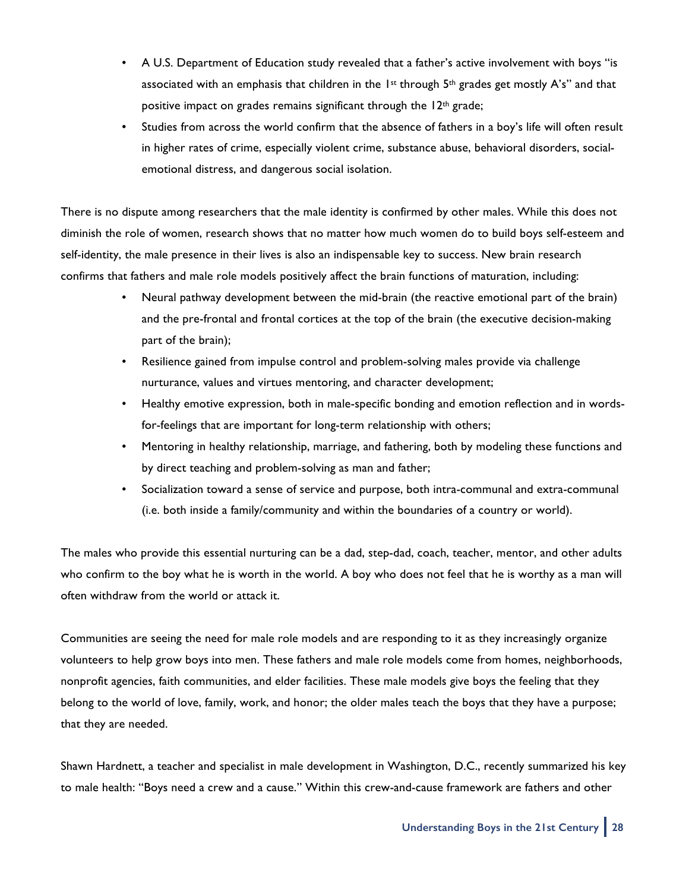- A U.S. Department of Education study revealed that a father's active involvement with boys "is associated with an emphasis that children in the 1st through 5th grades get mostly A's" and that positive impact on grades remains significant through the 12th grade;
- Studies from across the world confirm that the absence of fathers in a boy's life will often result in higher rates of crime, especially violent crime, substance abuse, behavioral disorders, social-emotional distress, and dangerous social isolation.

There is no dispute among researchers that the male identity is confirmed by other males. While this does not diminish the role of women, research shows that no matter how much women do to build boys self-esteem and self-identity, the male presence in their lives is also an indispensable key to success. New brain research confirms that fathers and male role models positively affect the brain functions of maturation, including:

- Neural pathway development between the mid-brain (the reactive emotional part of the brain) and the pre-frontal and frontal cortices at the top of the brain (the executive decision-making part of the brain);
- Resilience gained from impulse control and problem-solving males provide via challenge nurturance, values and virtues mentoring, and character development;
- Healthy emotive expression, both in male-specific bonding and emotion reflection and in words-for-feelings that are important for long-term relationship with others;
- Mentoring in healthy relationship, marriage, and fathering, both by modeling these functions and by direct teaching and problem-solving as man and father;
- Socialization toward a sense of service and purpose, both intra-communal and extra-communal (i.e. both inside a family/community and within the boundaries of a country or world).

The males who provide this essential nurturing can be a dad, step-dad, coach, teacher, mentor, and other adults who confirm to the boy what he is worth in the world. A boy who does not feel that he is worthy as a man will often withdraw from the world or attack it.

Communities are seeing the need for male role models and are responding to it as they increasingly organize volunteers to help grow boys into men. These fathers and male role models come from homes, neighborhoods, nonprofit agencies, faith communities, and elder facilities. These male models give boys the feeling that they belong to the world of love, family, work, and honor; the older males teach the boys that they have a purpose; that they are needed.

Shawn Hardnett, a teacher and specialist in male development in Washington, D.C., recently summarized his key to male health: "Boys need a crew and a cause." Within this crew-and-cause framework are fathers and other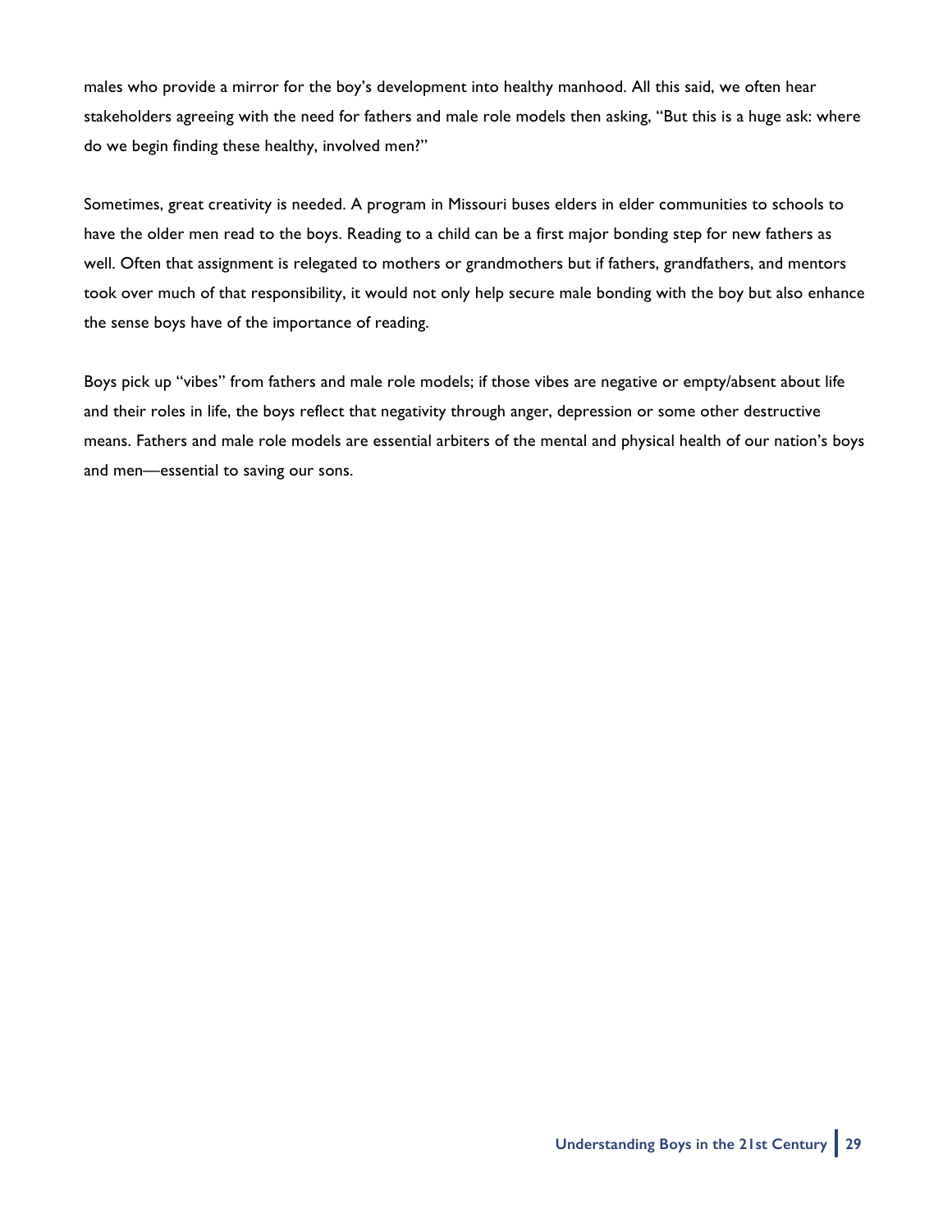males who provide a mirror for the boy's development into healthy manhood. All this said, we often hear stakeholders agreeing with the need for fathers and male role models then asking, "But this is a huge ask: where do we begin finding these healthy, involved men?"

Sometimes, great creativity is needed. A program in Missouri buses elders in elder communities to schools to have the older men read to the boys. Reading to a child can be a first major bonding step for new fathers as well. Often that assignment is relegated to mothers or grandmothers but if fathers, grandfathers, and mentors took over much of that responsibility, it would not only help secure male bonding with the boy but also enhance the sense boys have of the importance of reading.

Boys pick up "vibes" from fathers and male role models; if those vibes are negative or empty/absent about life and their roles in life, the boys reflect that negativity through anger, depression or some other destructive means. Fathers and male role models are essential arbiters of the mental and physical health of our nation's boys and men—essential to saving our sons.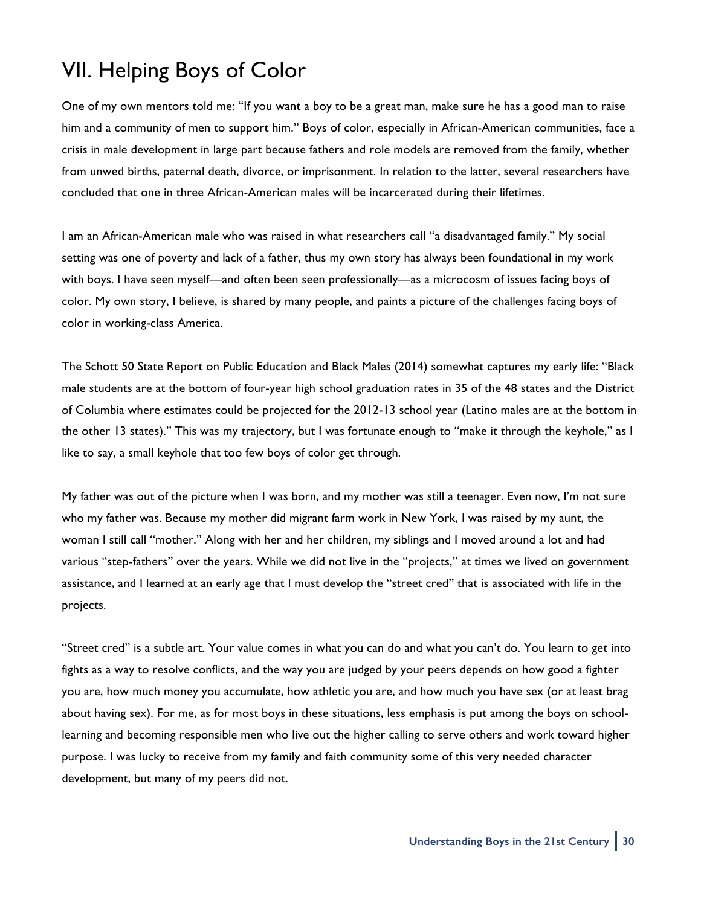# VII. Helping Boys of Color

One of my own mentors told me: "If you want a boy to be a great man, make sure he has a good man to raise him and a community of men to support him." Boys of color, especially in African-American communities, face a crisis in male development in large part because fathers and role models are removed from the family, whether from unwed births, paternal death, divorce, or imprisonment. In relation to the latter, several researchers have concluded that one in three African-American males will be incarcerated during their lifetimes.

I am an African-American male who was raised in what researchers call "a disadvantaged family." My social setting was one of poverty and lack of a father, thus my own story has always been foundational in my work with boys. I have seen myself—and often been seen professionally—as a microcosm of issues facing boys of color. My own story, I believe, is shared by many people, and paints a picture of the challenges facing boys of color in working-class America.

The Schott 50 State Report on Public Education and Black Males (2014) somewhat captures my early life: "Black male students are at the bottom of four-year high school graduation rates in 35 of the 48 states and the District of Columbia where estimates could be projected for the 2012-13 school year (Latino males are at the bottom in the other 13 states)." This was my trajectory, but I was fortunate enough to "make it through the keyhole," as I like to say, a small keyhole that too few boys of color get through.

My father was out of the picture when I was born, and my mother was still a teenager. Even now, I'm not sure who my father was. Because my mother did migrant farm work in New York, I was raised by my aunt, the woman I still call "mother." Along with her and her children, my siblings and I moved around a lot and had various "step-fathers" over the years. While we did not live in the "projects," at times we lived on government assistance, and I learned at an early age that I must develop the "street cred" that is associated with life in the projects.

"Street cred" is a subtle art. Your value comes in what you can do and what you can't do. You learn to get into fights as a way to resolve conflicts, and the way you are judged by your peers depends on how good a fighter you are, how much money you accumulate, how athletic you are, and how much you have sex (or at least brag about having sex). For me, as for most boys in these situations, less emphasis is put among the boys on school-learning and becoming responsible men who live out the higher calling to serve others and work toward higher purpose. I was lucky to receive from my family and faith community some of this very needed character development, but many of my peers did not.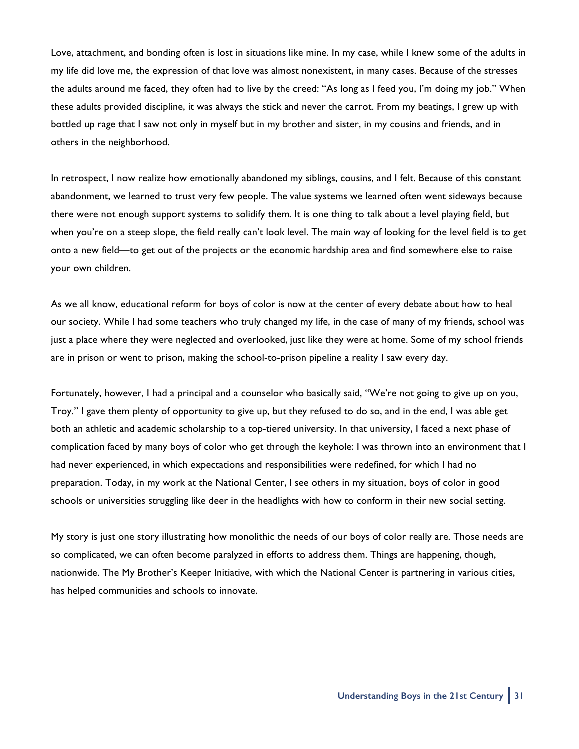Love, attachment, and bonding often is lost in situations like mine. In my case, while I knew some of the adults in my life did love me, the expression of that love was almost nonexistent, in many cases. Because of the stresses the adults around me faced, they often had to live by the creed: "As long as I feed you, I'm doing my job." When these adults provided discipline, it was always the stick and never the carrot. From my beatings, I grew up with bottled up rage that I saw not only in myself but in my brother and sister, in my cousins and friends, and in others in the neighborhood.

In retrospect, I now realize how emotionally abandoned my siblings, cousins, and I felt. Because of this constant abandonment, we learned to trust very few people. The value systems we learned often went sideways because there were not enough support systems to solidify them. It is one thing to talk about a level playing field, but when you're on a steep slope, the field really can't look level. The main way of looking for the level field is to get onto a new field—to get out of the projects or the economic hardship area and find somewhere else to raise your own children.

As we all know, educational reform for boys of color is now at the center of every debate about how to heal our society. While I had some teachers who truly changed my life, in the case of many of my friends, school was just a place where they were neglected and overlooked, just like they were at home. Some of my school friends are in prison or went to prison, making the school-to-prison pipeline a reality I saw every day.

Fortunately, however, I had a principal and a counselor who basically said, "We're not going to give up on you, Troy." I gave them plenty of opportunity to give up, but they refused to do so, and in the end, I was able get both an athletic and academic scholarship to a top-tiered university. In that university, I faced a next phase of complication faced by many boys of color who get through the keyhole: I was thrown into an environment that I had never experienced, in which expectations and responsibilities were redefined, for which I had no preparation. Today, in my work at the National Center, I see others in my situation, boys of color in good schools or universities struggling like deer in the headlights with how to conform in their new social setting.

My story is just one story illustrating how monolithic the needs of our boys of color really are. Those needs are so complicated, we can often become paralyzed in efforts to address them. Things are happening, though, nationwide. The My Brother's Keeper Initiative, with which the National Center is partnering in various cities, has helped communities and schools to innovate.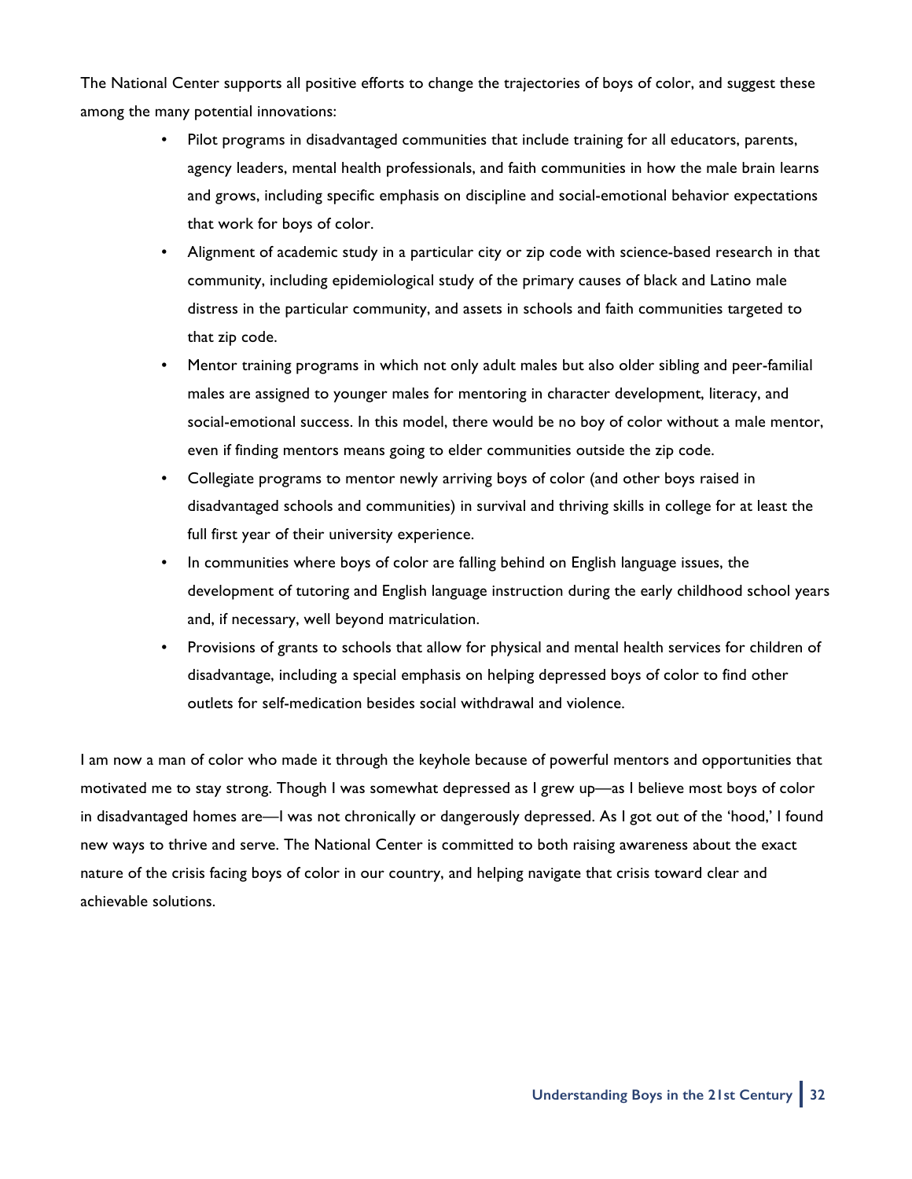The National Center supports all positive efforts to change the trajectories of boys of color, and suggest these among the many potential innovations:

- Pilot programs in disadvantaged communities that include training for all educators, parents, agency leaders, mental health professionals, and faith communities in how the male brain learns and grows, including specific emphasis on discipline and social-emotional behavior expectations that work for boys of color.
- Alignment of academic study in a particular city or zip code with science-based research in that community, including epidemiological study of the primary causes of black and Latino male distress in the particular community, and assets in schools and faith communities targeted to that zip code.
- Mentor training programs in which not only adult males but also older sibling and peer-familial males are assigned to younger males for mentoring in character development, literacy, and social-emotional success. In this model, there would be no boy of color without a male mentor, even if finding mentors means going to elder communities outside the zip code.
- Collegiate programs to mentor newly arriving boys of color (and other boys raised in disadvantaged schools and communities) in survival and thriving skills in college for at least the full first year of their university experience.
- In communities where boys of color are falling behind on English language issues, the development of tutoring and English language instruction during the early childhood school years and, if necessary, well beyond matriculation.
- Provisions of grants to schools that allow for physical and mental health services for children of disadvantage, including a special emphasis on helping depressed boys of color to find other outlets for self-medication besides social withdrawal and violence.

I am now a man of color who made it through the keyhole because of powerful mentors and opportunities that motivated me to stay strong. Though I was somewhat depressed as I grew up—as I believe most boys of color in disadvantaged homes are—I was not chronically or dangerously depressed. As I got out of the 'hood,' I found new ways to thrive and serve. The National Center is committed to both raising awareness about the exact nature of the crisis facing boys of color in our country, and helping navigate that crisis toward clear and achievable solutions.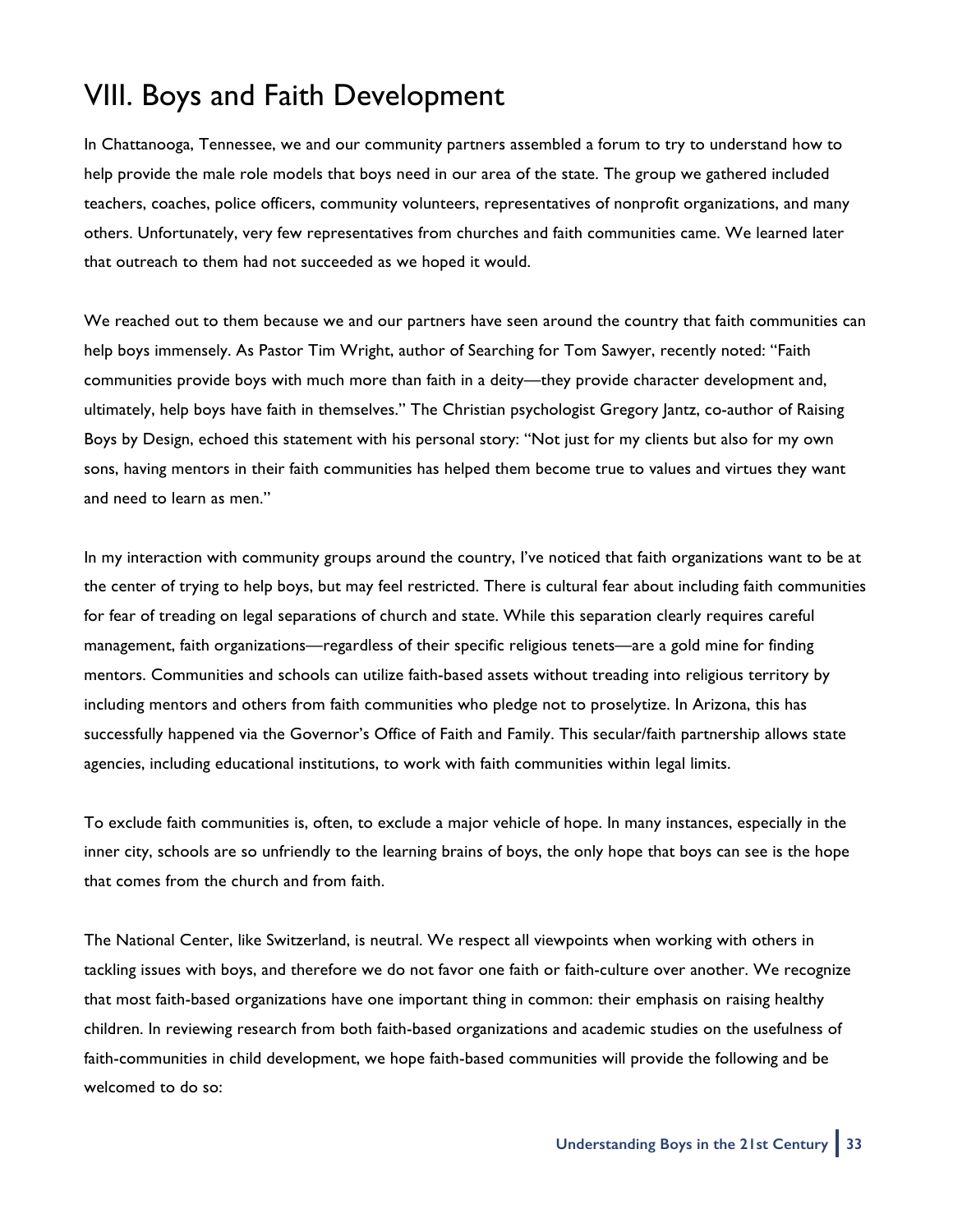# VIII. Boys and Faith Development

In Chattanooga, Tennessee, we and our community partners assembled a forum to try to understand how to help provide the male role models that boys need in our area of the state. The group we gathered included teachers, coaches, police officers, community volunteers, representatives of nonprofit organizations, and many others. Unfortunately, very few representatives from churches and faith communities came. We learned later that outreach to them had not succeeded as we hoped it would.

We reached out to them because we and our partners have seen around the country that faith communities can help boys immensely. As Pastor Tim Wright, author of Searching for Tom Sawyer, recently noted: "Faith communities provide boys with much more than faith in a deity—they provide character development and, ultimately, help boys have faith in themselves." The Christian psychologist Gregory Jantz, co-author of Raising Boys by Design, echoed this statement with his personal story: "Not just for my clients but also for my own sons, having mentors in their faith communities has helped them become true to values and virtues they want and need to learn as men."

In my interaction with community groups around the country, I've noticed that faith organizations want to be at the center of trying to help boys, but may feel restricted. There is cultural fear about including faith communities for fear of treading on legal separations of church and state. While this separation clearly requires careful management, faith organizations—regardless of their specific religious tenets—are a gold mine for finding mentors. Communities and schools can utilize faith-based assets without treading into religious territory by including mentors and others from faith communities who pledge not to proselytize. In Arizona, this has successfully happened via the Governor's Office of Faith and Family. This secular/faith partnership allows state agencies, including educational institutions, to work with faith communities within legal limits.

To exclude faith communities is, often, to exclude a major vehicle of hope. In many instances, especially in the inner city, schools are so unfriendly to the learning brains of boys, the only hope that boys can see is the hope that comes from the church and from faith.

The National Center, like Switzerland, is neutral. We respect all viewpoints when working with others in tackling issues with boys, and therefore we do not favor one faith or faith-culture over another. We recognize that most faith-based organizations have one important thing in common: their emphasis on raising healthy children. In reviewing research from both faith-based organizations and academic studies on the usefulness of faith-communities in child development, we hope faith-based communities will provide the following and be welcomed to do so: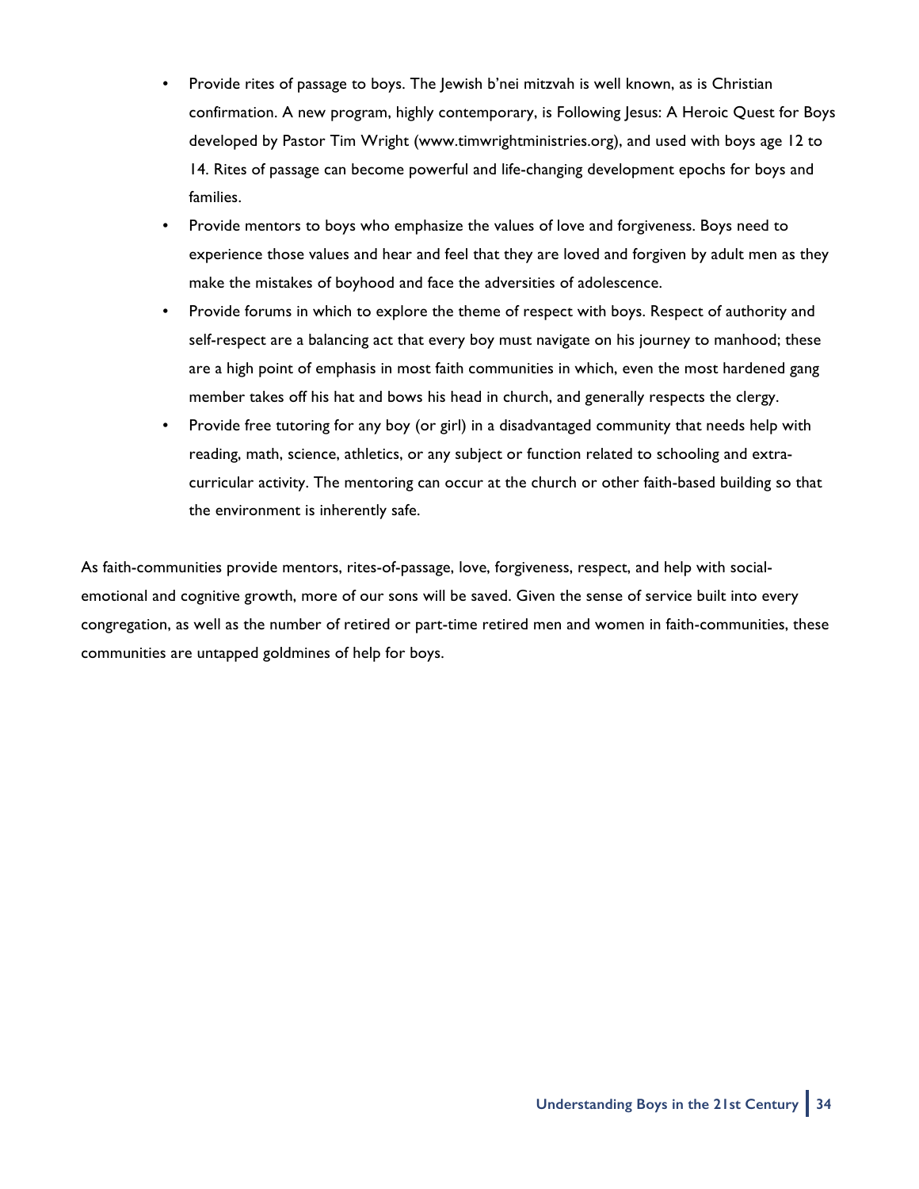- Provide rites of passage to boys. The Jewish b'nei mitzvah is well known, as is Christian confirmation. A new program, highly contemporary, is Following Jesus: A Heroic Quest for Boys developed by Pastor Tim Wright (www.timwrightministries.org), and used with boys age 12 to 14. Rites of passage can become powerful and life-changing development epochs for boys and families.
- Provide mentors to boys who emphasize the values of love and forgiveness. Boys need to experience those values and hear and feel that they are loved and forgiven by adult men as they make the mistakes of boyhood and face the adversities of adolescence.
- Provide forums in which to explore the theme of respect with boys. Respect of authority and self-respect are a balancing act that every boy must navigate on his journey to manhood; these are a high point of emphasis in most faith communities in which, even the most hardened gang member takes off his hat and bows his head in church, and generally respects the clergy.
- Provide free tutoring for any boy (or girl) in a disadvantaged community that needs help with reading, math, science, athletics, or any subject or function related to schooling and extra-curricular activity. The mentoring can occur at the church or other faith-based building so that the environment is inherently safe.

As faith-communities provide mentors, rites-of-passage, love, forgiveness, respect, and help with social-emotional and cognitive growth, more of our sons will be saved. Given the sense of service built into every congregation, as well as the number of retired or part-time retired men and women in faith-communities, these communities are untapped goldmines of help for boys.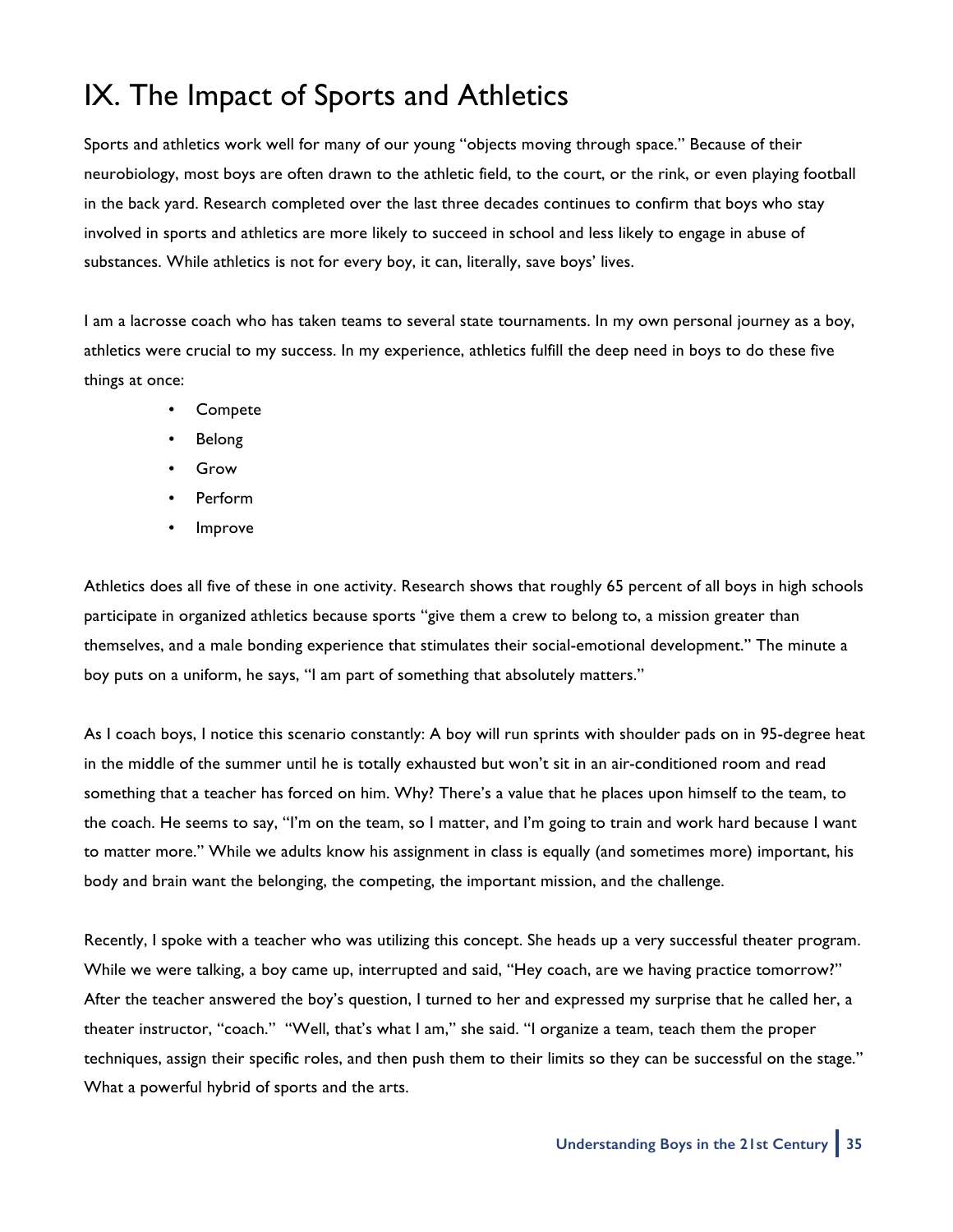# IX. The Impact of Sports and Athletics

Sports and athletics work well for many of our young "objects moving through space." Because of their neurobiology, most boys are often drawn to the athletic field, to the court, or the rink, or even playing football in the back yard. Research completed over the last three decades continues to confirm that boys who stay involved in sports and athletics are more likely to succeed in school and less likely to engage in abuse of substances. While athletics is not for every boy, it can, literally, save boys' lives.

I am a lacrosse coach who has taken teams to several state tournaments. In my own personal journey as a boy, athletics were crucial to my success. In my experience, athletics fulfill the deep need in boys to do these five things at once:

- Compete
- Belong
- Grow
- Perform
- Improve

Athletics does all five of these in one activity. Research shows that roughly 65 percent of all boys in high schools participate in organized athletics because sports "give them a crew to belong to, a mission greater than themselves, and a male bonding experience that stimulates their social-emotional development." The minute a boy puts on a uniform, he says, "I am part of something that absolutely matters."

As I coach boys, I notice this scenario constantly: A boy will run sprints with shoulder pads on in 95-degree heat in the middle of the summer until he is totally exhausted but won't sit in an air-conditioned room and read something that a teacher has forced on him. Why? There's a value that he places upon himself to the team, to the coach. He seems to say, "I'm on the team, so I matter, and I'm going to train and work hard because I want to matter more." While we adults know his assignment in class is equally (and sometimes more) important, his body and brain want the belonging, the competing, the important mission, and the challenge.

Recently, I spoke with a teacher who was utilizing this concept. She heads up a very successful theater program. While we were talking, a boy came up, interrupted and said, "Hey coach, are we having practice tomorrow?" After the teacher answered the boy's question, I turned to her and expressed my surprise that he called her, a theater instructor, "coach." "Well, that's what I am," she said. "I organize a team, teach them the proper techniques, assign their specific roles, and then push them to their limits so they can be successful on the stage." What a powerful hybrid of sports and the arts.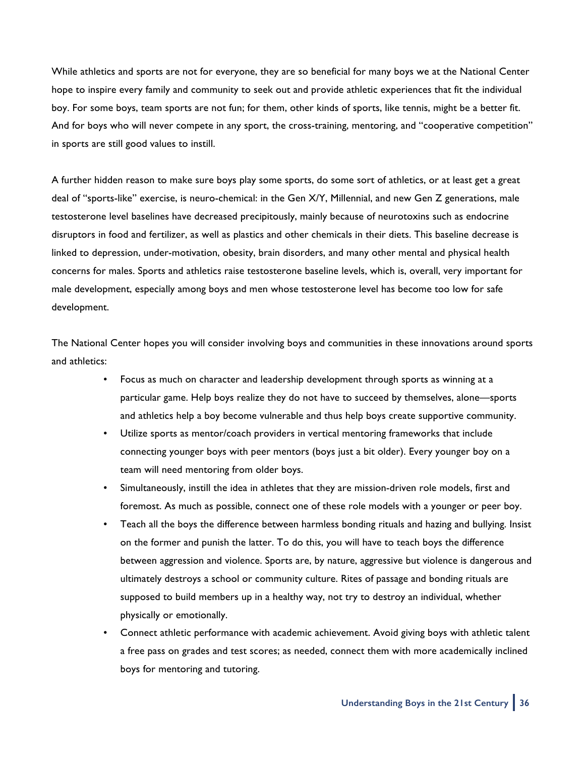While athletics and sports are not for everyone, they are so beneficial for many boys we at the National Center hope to inspire every family and community to seek out and provide athletic experiences that fit the individual boy. For some boys, team sports are not fun; for them, other kinds of sports, like tennis, might be a better fit. And for boys who will never compete in any sport, the cross-training, mentoring, and "cooperative competition" in sports are still good values to instill.

A further hidden reason to make sure boys play some sports, do some sort of athletics, or at least get a great deal of "sports-like" exercise, is neuro-chemical: in the Gen X/Y, Millennial, and new Gen Z generations, male testosterone level baselines have decreased precipitously, mainly because of neurotoxins such as endocrine disruptors in food and fertilizer, as well as plastics and other chemicals in their diets. This baseline decrease is linked to depression, under-motivation, obesity, brain disorders, and many other mental and physical health concerns for males. Sports and athletics raise testosterone baseline levels, which is, overall, very important for male development, especially among boys and men whose testosterone level has become too low for safe development.

The National Center hopes you will consider involving boys and communities in these innovations around sports and athletics:

- Focus as much on character and leadership development through sports as winning at a particular game. Help boys realize they do not have to succeed by themselves, alone—sports and athletics help a boy become vulnerable and thus help boys create supportive community.
- Utilize sports as mentor/coach providers in vertical mentoring frameworks that include connecting younger boys with peer mentors (boys just a bit older). Every younger boy on a team will need mentoring from older boys.
- Simultaneously, instill the idea in athletes that they are mission-driven role models, first and foremost. As much as possible, connect one of these role models with a younger or peer boy.
- Teach all the boys the difference between harmless bonding rituals and hazing and bullying. Insist on the former and punish the latter. To do this, you will have to teach boys the difference between aggression and violence. Sports are, by nature, aggressive but violence is dangerous and ultimately destroys a school or community culture. Rites of passage and bonding rituals are supposed to build members up in a healthy way, not try to destroy an individual, whether physically or emotionally.
- Connect athletic performance with academic achievement. Avoid giving boys with athletic talent a free pass on grades and test scores; as needed, connect them with more academically inclined boys for mentoring and tutoring.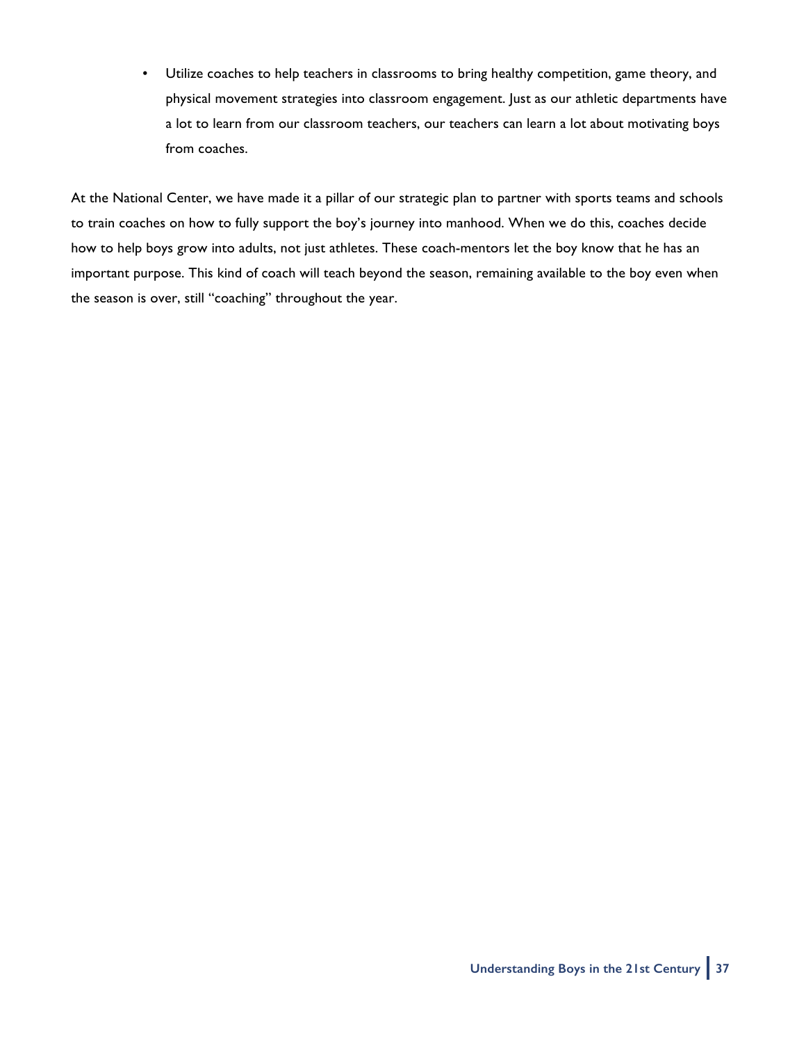- Utilize coaches to help teachers in classrooms to bring healthy competition, game theory, and physical movement strategies into classroom engagement. Just as our athletic departments have a lot to learn from our classroom teachers, our teachers can learn a lot about motivating boys from coaches.

At the National Center, we have made it a pillar of our strategic plan to partner with sports teams and schools to train coaches on how to fully support the boy's journey into manhood. When we do this, coaches decide how to help boys grow into adults, not just athletes. These coach-mentors let the boy know that he has an important purpose. This kind of coach will teach beyond the season, remaining available to the boy even when the season is over, still "coaching" throughout the year.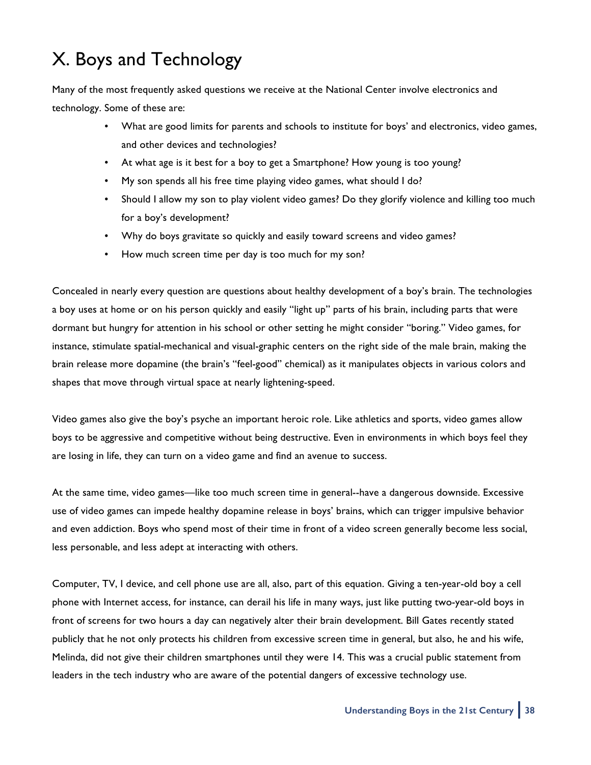# X. Boys and Technology

Many of the most frequently asked questions we receive at the National Center involve electronics and technology. Some of these are:

- What are good limits for parents and schools to institute for boys' and electronics, video games, and other devices and technologies?
- At what age is it best for a boy to get a Smartphone? How young is too young?
- My son spends all his free time playing video games, what should I do?
- Should I allow my son to play violent video games? Do they glorify violence and killing too much for a boy's development?
- Why do boys gravitate so quickly and easily toward screens and video games?
- How much screen time per day is too much for my son?

Concealed in nearly every question are questions about healthy development of a boy's brain. The technologies a boy uses at home or on his person quickly and easily "light up" parts of his brain, including parts that were dormant but hungry for attention in his school or other setting he might consider "boring." Video games, for instance, stimulate spatial-mechanical and visual-graphic centers on the right side of the male brain, making the brain release more dopamine (the brain's "feel-good" chemical) as it manipulates objects in various colors and shapes that move through virtual space at nearly lightening-speed.

Video games also give the boy's psyche an important heroic role. Like athletics and sports, video games allow boys to be aggressive and competitive without being destructive. Even in environments in which boys feel they are losing in life, they can turn on a video game and find an avenue to success.

At the same time, video games—like too much screen time in general--have a dangerous downside. Excessive use of video games can impede healthy dopamine release in boys' brains, which can trigger impulsive behavior and even addiction. Boys who spend most of their time in front of a video screen generally become less social, less personable, and less adept at interacting with others.

Computer, TV, I device, and cell phone use are all, also, part of this equation. Giving a ten-year-old boy a cell phone with Internet access, for instance, can derail his life in many ways, just like putting two-year-old boys in front of screens for two hours a day can negatively alter their brain development. Bill Gates recently stated publicly that he not only protects his children from excessive screen time in general, but also, he and his wife, Melinda, did not give their children smartphones until they were 14. This was a crucial public statement from leaders in the tech industry who are aware of the potential dangers of excessive technology use.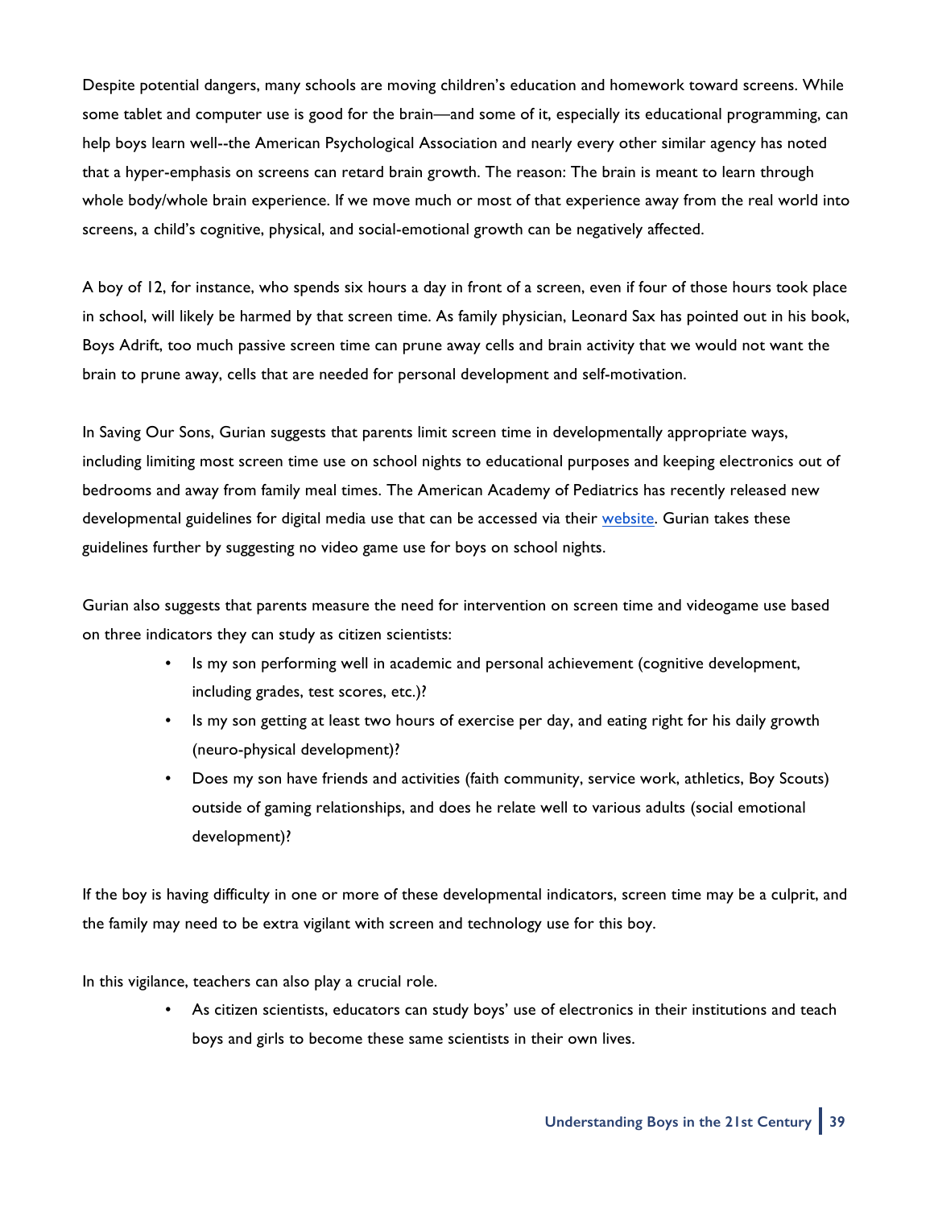Despite potential dangers, many schools are moving children's education and homework toward screens. While some tablet and computer use is good for the brain—and some of it, especially its educational programming, can help boys learn well--the American Psychological Association and nearly every other similar agency has noted that a hyper-emphasis on screens can retard brain growth. The reason: The brain is meant to learn through whole body/whole brain experience. If we move much or most of that experience away from the real world into screens, a child's cognitive, physical, and social-emotional growth can be negatively affected.

A boy of 12, for instance, who spends six hours a day in front of a screen, even if four of those hours took place in school, will likely be harmed by that screen time. As family physician, Leonard Sax has pointed out in his book, Boys Adrift, too much passive screen time can prune away cells and brain activity that we would not want the brain to prune away, cells that are needed for personal development and self-motivation.

In Saving Our Sons, Gurian suggests that parents limit screen time in developmentally appropriate ways, including limiting most screen time use on school nights to educational purposes and keeping electronics out of bedrooms and away from family meal times. The American Academy of Pediatrics has recently released new developmental guidelines for digital media use that can be accessed via their website. Gurian takes these guidelines further by suggesting no video game use for boys on school nights.

Gurian also suggests that parents measure the need for intervention on screen time and videogame use based on three indicators they can study as citizen scientists:

- Is my son performing well in academic and personal achievement (cognitive development, including grades, test scores, etc.)?
- Is my son getting at least two hours of exercise per day, and eating right for his daily growth (neuro-physical development)?
- Does my son have friends and activities (faith community, service work, athletics, Boy Scouts) outside of gaming relationships, and does he relate well to various adults (social emotional development)?

If the boy is having difficulty in one or more of these developmental indicators, screen time may be a culprit, and the family may need to be extra vigilant with screen and technology use for this boy.

In this vigilance, teachers can also play a crucial role.

- As citizen scientists, educators can study boys' use of electronics in their institutions and teach boys and girls to become these same scientists in their own lives.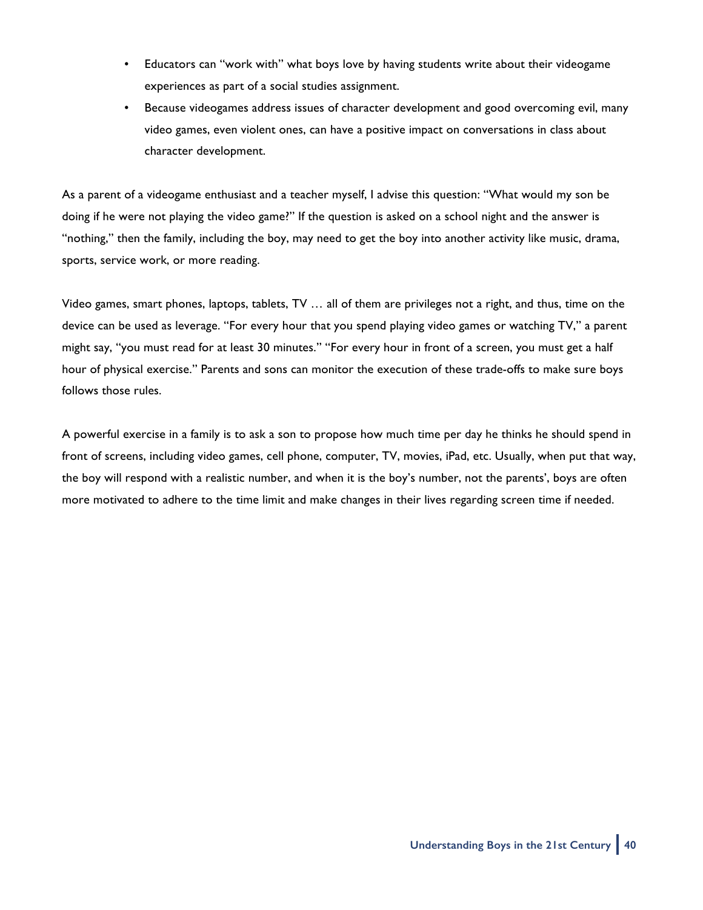- Educators can "work with" what boys love by having students write about their videogame experiences as part of a social studies assignment.
- Because videogames address issues of character development and good overcoming evil, many video games, even violent ones, can have a positive impact on conversations in class about character development.

As a parent of a videogame enthusiast and a teacher myself, I advise this question: "What would my son be doing if he were not playing the video game?" If the question is asked on a school night and the answer is "nothing," then the family, including the boy, may need to get the boy into another activity like music, drama, sports, service work, or more reading.

Video games, smart phones, laptops, tablets, TV … all of them are privileges not a right, and thus, time on the device can be used as leverage. "For every hour that you spend playing video games or watching TV," a parent might say, "you must read for at least 30 minutes." "For every hour in front of a screen, you must get a half hour of physical exercise." Parents and sons can monitor the execution of these trade-offs to make sure boys follows those rules.

A powerful exercise in a family is to ask a son to propose how much time per day he thinks he should spend in front of screens, including video games, cell phone, computer, TV, movies, iPad, etc. Usually, when put that way, the boy will respond with a realistic number, and when it is the boy's number, not the parents', boys are often more motivated to adhere to the time limit and make changes in their lives regarding screen time if needed.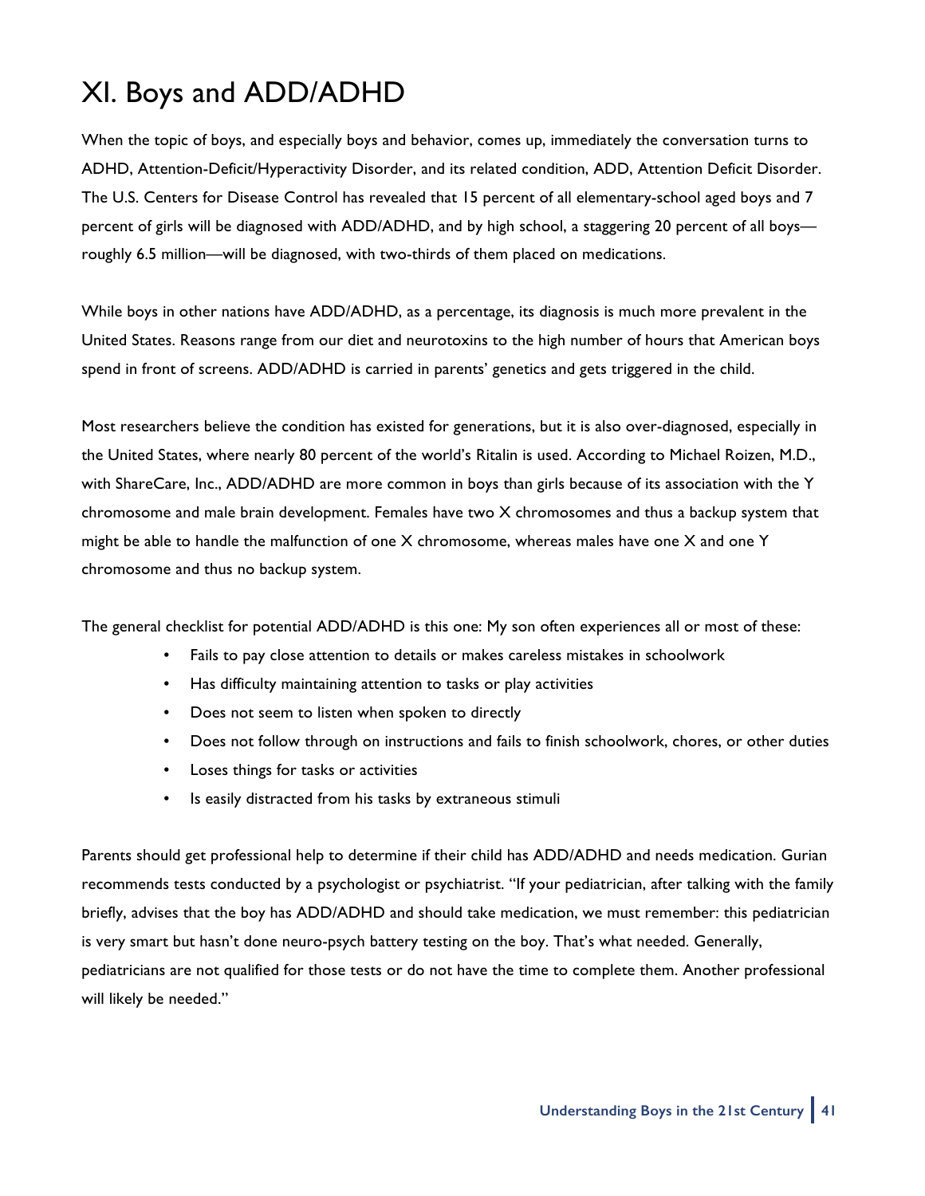# XI. Boys and ADD/ADHD

When the topic of boys, and especially boys and behavior, comes up, immediately the conversation turns to ADHD, Attention-Deficit/Hyperactivity Disorder, and its related condition, ADD, Attention Deficit Disorder. The U.S. Centers for Disease Control has revealed that 15 percent of all elementary-school aged boys and 7 percent of girls will be diagnosed with ADD/ADHD, and by high school, a staggering 20 percent of all boys—roughly 6.5 million—will be diagnosed, with two-thirds of them placed on medications.

While boys in other nations have ADD/ADHD, as a percentage, its diagnosis is much more prevalent in the United States. Reasons range from our diet and neurotoxins to the high number of hours that American boys spend in front of screens. ADD/ADHD is carried in parents' genetics and gets triggered in the child.

Most researchers believe the condition has existed for generations, but it is also over-diagnosed, especially in the United States, where nearly 80 percent of the world's Ritalin is used. According to Michael Roizen, M.D., with ShareCare, Inc., ADD/ADHD are more common in boys than girls because of its association with the Y chromosome and male brain development. Females have two X chromosomes and thus a backup system that might be able to handle the malfunction of one X chromosome, whereas males have one X and one Y chromosome and thus no backup system.

The general checklist for potential ADD/ADHD is this one: My son often experiences all or most of these:

- Fails to pay close attention to details or makes careless mistakes in schoolwork
- Has difficulty maintaining attention to tasks or play activities
- Does not seem to listen when spoken to directly
- Does not follow through on instructions and fails to finish schoolwork, chores, or other duties
- Loses things for tasks or activities
- Is easily distracted from his tasks by extraneous stimuli

Parents should get professional help to determine if their child has ADD/ADHD and needs medication. Gurian recommends tests conducted by a psychologist or psychiatrist. "If your pediatrician, after talking with the family briefly, advises that the boy has ADD/ADHD and should take medication, we must remember: this pediatrician is very smart but hasn't done neuro-psych battery testing on the boy. That's what needed. Generally, pediatricians are not qualified for those tests or do not have the time to complete them. Another professional will likely be needed."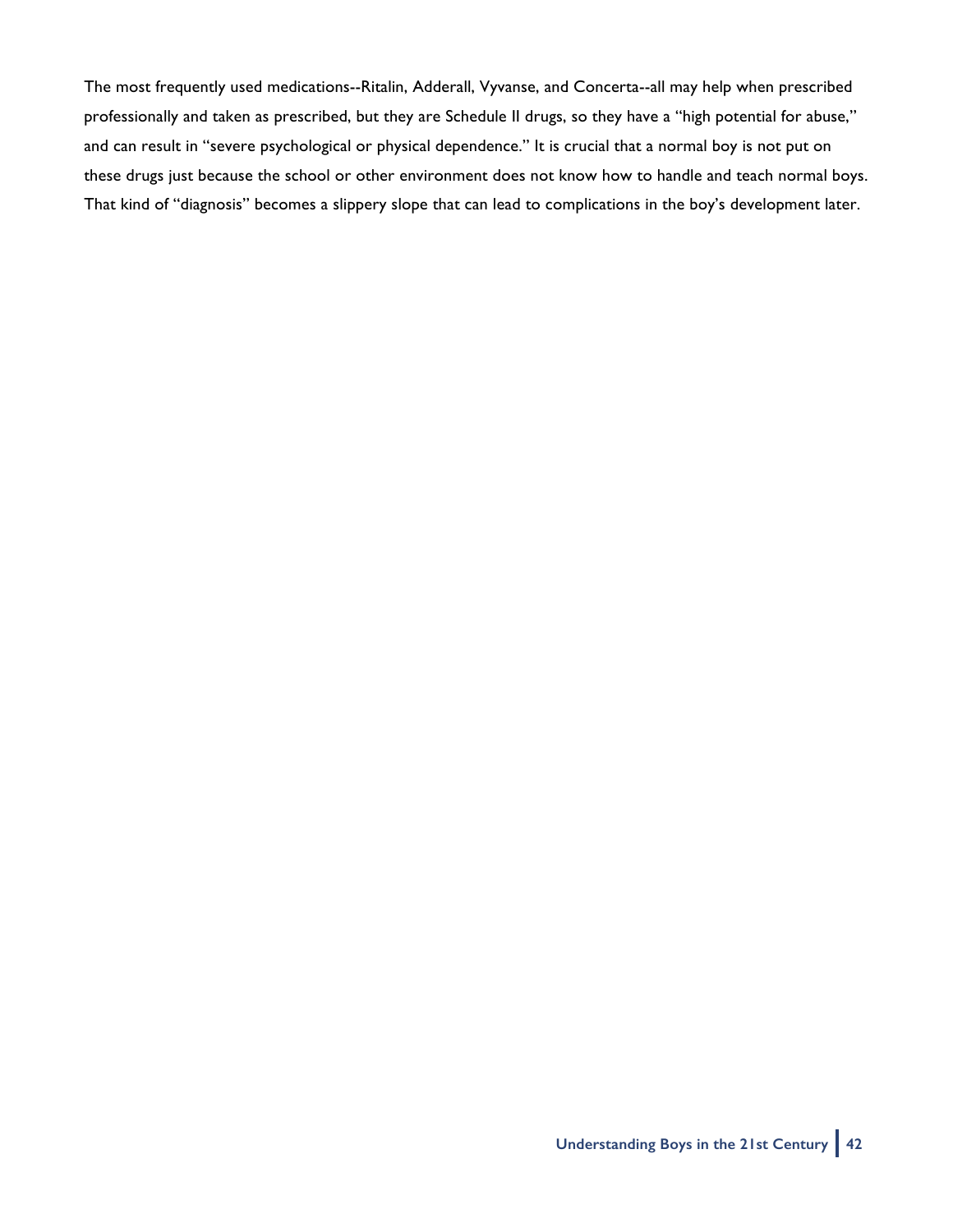The most frequently used medications--Ritalin, Adderall, Vyvanse, and Concerta--all may help when prescribed professionally and taken as prescribed, but they are Schedule II drugs, so they have a "high potential for abuse," and can result in "severe psychological or physical dependence." It is crucial that a normal boy is not put on these drugs just because the school or other environment does not know how to handle and teach normal boys. That kind of "diagnosis" becomes a slippery slope that can lead to complications in the boy's development later.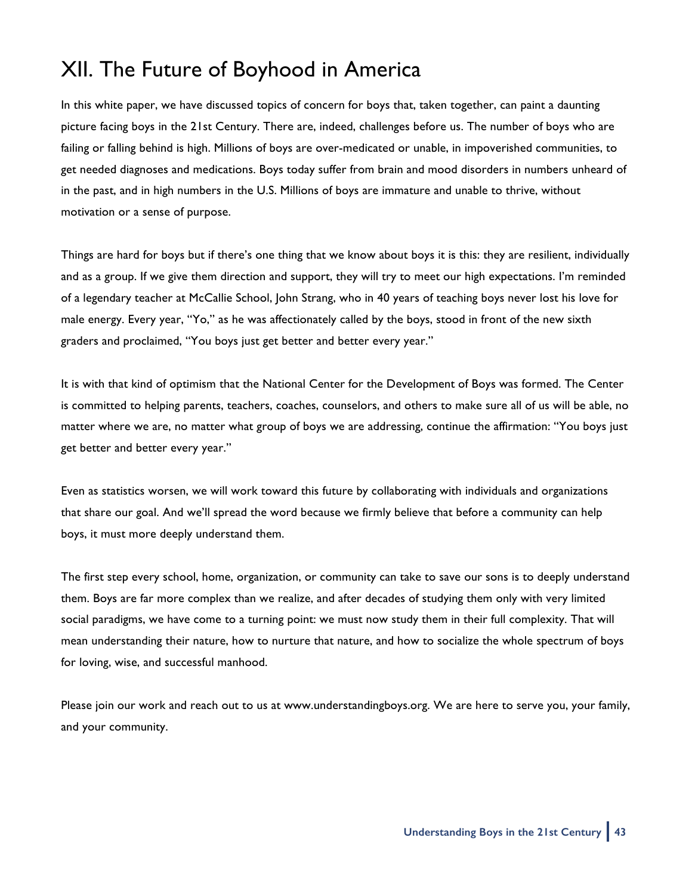# XII. The Future of Boyhood in America

In this white paper, we have discussed topics of concern for boys that, taken together, can paint a daunting picture facing boys in the 21st Century. There are, indeed, challenges before us. The number of boys who are failing or falling behind is high. Millions of boys are over-medicated or unable, in impoverished communities, to get needed diagnoses and medications. Boys today suffer from brain and mood disorders in numbers unheard of in the past, and in high numbers in the U.S. Millions of boys are immature and unable to thrive, without motivation or a sense of purpose.

Things are hard for boys but if there's one thing that we know about boys it is this: they are resilient, individually and as a group. If we give them direction and support, they will try to meet our high expectations. I'm reminded of a legendary teacher at McCallie School, John Strang, who in 40 years of teaching boys never lost his love for male energy. Every year, "Yo," as he was affectionately called by the boys, stood in front of the new sixth graders and proclaimed, "You boys just get better and better every year."

It is with that kind of optimism that the National Center for the Development of Boys was formed. The Center is committed to helping parents, teachers, coaches, counselors, and others to make sure all of us will be able, no matter where we are, no matter what group of boys we are addressing, continue the affirmation: "You boys just get better and better every year."

Even as statistics worsen, we will work toward this future by collaborating with individuals and organizations that share our goal. And we'll spread the word because we firmly believe that before a community can help boys, it must more deeply understand them.

The first step every school, home, organization, or community can take to save our sons is to deeply understand them. Boys are far more complex than we realize, and after decades of studying them only with very limited social paradigms, we have come to a turning point: we must now study them in their full complexity. That will mean understanding their nature, how to nurture that nature, and how to socialize the whole spectrum of boys for loving, wise, and successful manhood.

Please join our work and reach out to us at www.understandingboys.org. We are here to serve you, your family, and your community.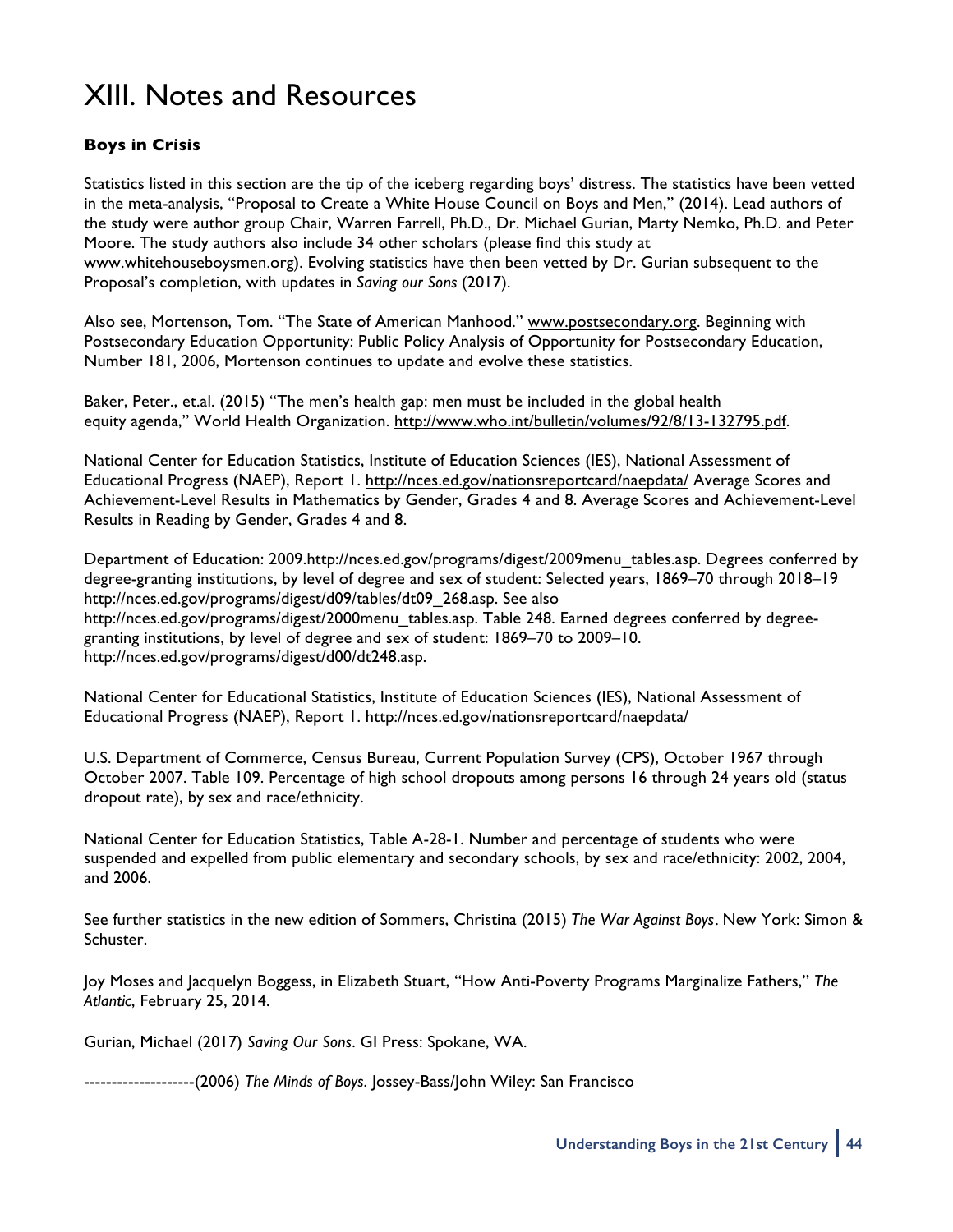# XIII. Notes and Resources

**Boys in Crisis**

Statistics listed in this section are the tip of the iceberg regarding boys' distress. The statistics have been vetted in the meta-analysis, "Proposal to Create a White House Council on Boys and Men," (2014). Lead authors of the study were author group Chair, Warren Farrell, Ph.D., Dr. Michael Gurian, Marty Nemko, Ph.D. and Peter Moore. The study authors also include 34 other scholars (please find this study at www.whitehouseboysmen.org). Evolving statistics have then been vetted by Dr. Gurian subsequent to the Proposal's completion, with updates in *Saving our Sons* (2017).

Also see, Mortenson, Tom. "The State of American Manhood." www.postsecondary.org. Beginning with Postsecondary Education Opportunity: Public Policy Analysis of Opportunity for Postsecondary Education, Number 181, 2006, Mortenson continues to update and evolve these statistics.

Baker, Peter., et.al. (2015) "The men's health gap: men must be included in the global health equity agenda," World Health Organization. http://www.who.int/bulletin/volumes/92/8/13-132795.pdf.

National Center for Education Statistics, Institute of Education Sciences (IES), National Assessment of Educational Progress (NAEP), Report 1. http://nces.ed.gov/nationsreportcard/naepdata/ Average Scores and Achievement-Level Results in Mathematics by Gender, Grades 4 and 8. Average Scores and Achievement-Level Results in Reading by Gender, Grades 4 and 8.

Department of Education: 2009.http://nces.ed.gov/programs/digest/2009menu_tables.asp. Degrees conferred by degree-granting institutions, by level of degree and sex of student: Selected years, 1869–70 through 2018–19 http://nces.ed.gov/programs/digest/d09/tables/dt09_268.asp. See also http://nces.ed.gov/programs/digest/2000menu_tables.asp. Table 248. Earned degrees conferred by degree-granting institutions, by level of degree and sex of student: 1869–70 to 2009–10. http://nces.ed.gov/programs/digest/d00/dt248.asp.

National Center for Educational Statistics, Institute of Education Sciences (IES), National Assessment of Educational Progress (NAEP), Report 1. http://nces.ed.gov/nationsreportcard/naepdata/

U.S. Department of Commerce, Census Bureau, Current Population Survey (CPS), October 1967 through October 2007. Table 109. Percentage of high school dropouts among persons 16 through 24 years old (status dropout rate), by sex and race/ethnicity.

National Center for Education Statistics, Table A-28-1. Number and percentage of students who were suspended and expelled from public elementary and secondary schools, by sex and race/ethnicity: 2002, 2004, and 2006.

See further statistics in the new edition of Sommers, Christina (2015) *The War Against Boys*. New York: Simon & Schuster.

Joy Moses and Jacquelyn Boggess, in Elizabeth Stuart, "How Anti-Poverty Programs Marginalize Fathers," *The Atlantic*, February 25, 2014.

Gurian, Michael (2017) *Saving Our Sons*. GI Press: Spokane, WA.

--------------------(2006) *The Minds of Boys*. Jossey-Bass/John Wiley: San Francisco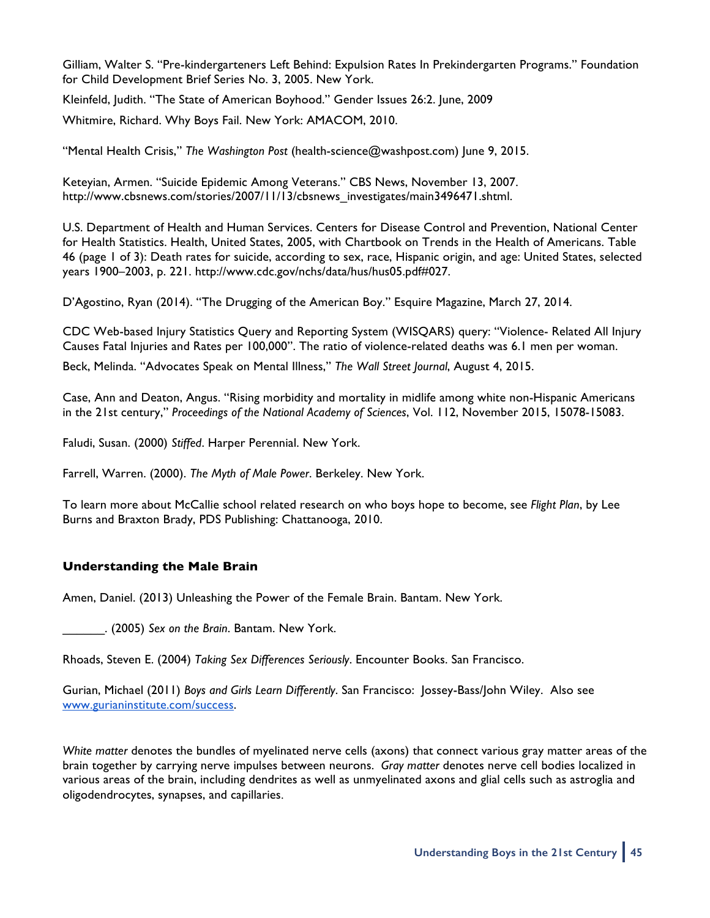Gilliam, Walter S. "Pre-kindergarteners Left Behind: Expulsion Rates In Prekindergarten Programs." Foundation for Child Development Brief Series No. 3, 2005. New York.

Kleinfeld, Judith. "The State of American Boyhood." Gender Issues 26:2. June, 2009

Whitmire, Richard. Why Boys Fail. New York: AMACOM, 2010.

"Mental Health Crisis," *The Washington Post* (health-science@washpost.com) June 9, 2015.

Keteyian, Armen. "Suicide Epidemic Among Veterans." CBS News, November 13, 2007. http://www.cbsnews.com/stories/2007/11/13/cbsnews_investigates/main3496471.shtml.

U.S. Department of Health and Human Services. Centers for Disease Control and Prevention, National Center for Health Statistics. Health, United States, 2005, with Chartbook on Trends in the Health of Americans. Table 46 (page 1 of 3): Death rates for suicide, according to sex, race, Hispanic origin, and age: United States, selected years 1900–2003, p. 221. http://www.cdc.gov/nchs/data/hus/hus05.pdf#027.

D'Agostino, Ryan (2014). "The Drugging of the American Boy." Esquire Magazine, March 27, 2014.

CDC Web-based Injury Statistics Query and Reporting System (WISQARS) query: "Violence- Related All Injury Causes Fatal Injuries and Rates per 100,000". The ratio of violence-related deaths was 6.1 men per woman.

Beck, Melinda. "Advocates Speak on Mental Illness," *The Wall Street Journal*, August 4, 2015.

Case, Ann and Deaton, Angus. "Rising morbidity and mortality in midlife among white non-Hispanic Americans in the 21st century," *Proceedings of the National Academy of Sciences*, Vol. 112, November 2015, 15078-15083.

Faludi, Susan. (2000) *Stiffed*. Harper Perennial. New York.

Farrell, Warren. (2000). *The Myth of Male Power*. Berkeley. New York.

To learn more about McCallie school related research on who boys hope to become, see *Flight Plan*, by Lee Burns and Braxton Brady, PDS Publishing: Chattanooga, 2010.

### Understanding the Male Brain

Amen, Daniel. (2013) Unleashing the Power of the Female Brain. Bantam. New York.

_______. (2005) *Sex on the Brain*. Bantam. New York.

Rhoads, Steven E. (2004) *Taking Sex Differences Seriously*. Encounter Books. San Francisco.

Gurian, Michael (2011) *Boys and Girls Learn Differently*. San Francisco: Jossey-Bass/John Wiley. Also see www.gurianinstitute.com/success.

*White matter* denotes the bundles of myelinated nerve cells (axons) that connect various gray matter areas of the brain together by carrying nerve impulses between neurons. *Gray matter* denotes nerve cell bodies localized in various areas of the brain, including dendrites as well as unmyelinated axons and glial cells such as astroglia and oligodendrocytes, synapses, and capillaries.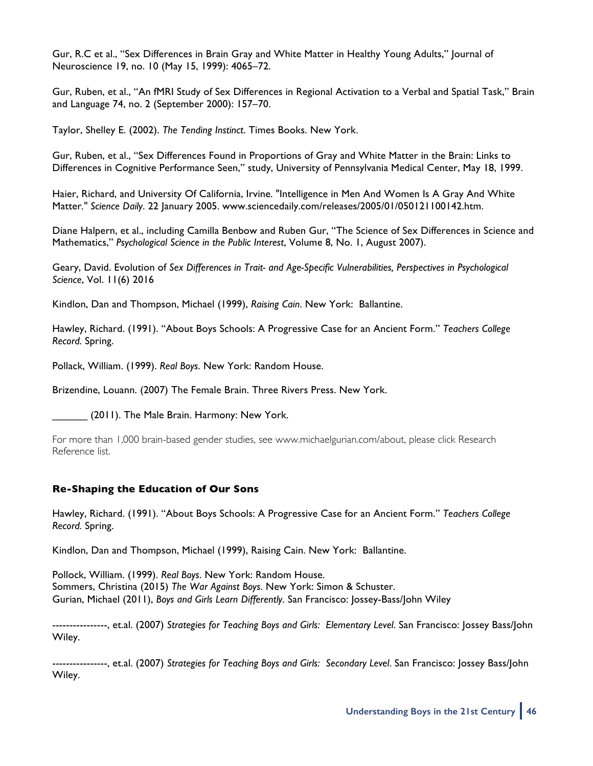Gur, R.C et al., "Sex Differences in Brain Gray and White Matter in Healthy Young Adults," Journal of Neuroscience 19, no. 10 (May 15, 1999): 4065–72.

Gur, Ruben, et al., "An fMRI Study of Sex Differences in Regional Activation to a Verbal and Spatial Task," Brain and Language 74, no. 2 (September 2000): 157–70.

Taylor, Shelley E. (2002). *The Tending Instinct*. Times Books. New York.

Gur, Ruben, et al., "Sex Differences Found in Proportions of Gray and White Matter in the Brain: Links to Differences in Cognitive Performance Seen," study, University of Pennsylvania Medical Center, May 18, 1999.

Haier, Richard, and University Of California, Irvine. "Intelligence in Men And Women Is A Gray And White Matter." *Science Daily*. 22 January 2005. www.sciencedaily.com/releases/2005/01/050121100142.htm.

Diane Halpern, et al., including Camilla Benbow and Ruben Gur, "The Science of Sex Differences in Science and Mathematics," *Psychological Science in the Public Interest*, Volume 8, No. 1, August 2007).

Geary, David. Evolution of *Sex Differences in Trait- and Age-Specific Vulnerabilities, Perspectives in Psychological Science*, Vol. 11(6) 2016

Kindlon, Dan and Thompson, Michael (1999), *Raising Cain*. New York: Ballantine.

Hawley, Richard. (1991). "About Boys Schools: A Progressive Case for an Ancient Form." *Teachers College Record.* Spring.

Pollack, William. (1999). *Real Boys*. New York: Random House.

Brizendine, Louann. (2007) The Female Brain. Three Rivers Press. New York.

______ (2011). The Male Brain. Harmony: New York.

For more than 1,000 brain-based gender studies, see www.michaelgurian.com/about, please click Research Reference list.

### Re-Shaping the Education of Our Sons

Hawley, Richard. (1991). "About Boys Schools: A Progressive Case for an Ancient Form." *Teachers College Record.* Spring.

Kindlon, Dan and Thompson, Michael (1999), Raising Cain. New York: Ballantine.

Pollock, William. (1999). *Real Boys*. New York: Random House.
Sommers, Christina (2015) *The War Against Boys*. New York: Simon & Schuster.
Gurian, Michael (2011), *Boys and Girls Learn Differently*. San Francisco: Jossey-Bass/John Wiley

----------------, et.al. (2007) *Strategies for Teaching Boys and Girls: Elementary Level*. San Francisco: Jossey Bass/John Wiley.

----------------, et.al. (2007) *Strategies for Teaching Boys and Girls: Secondary Level*. San Francisco: Jossey Bass/John Wiley.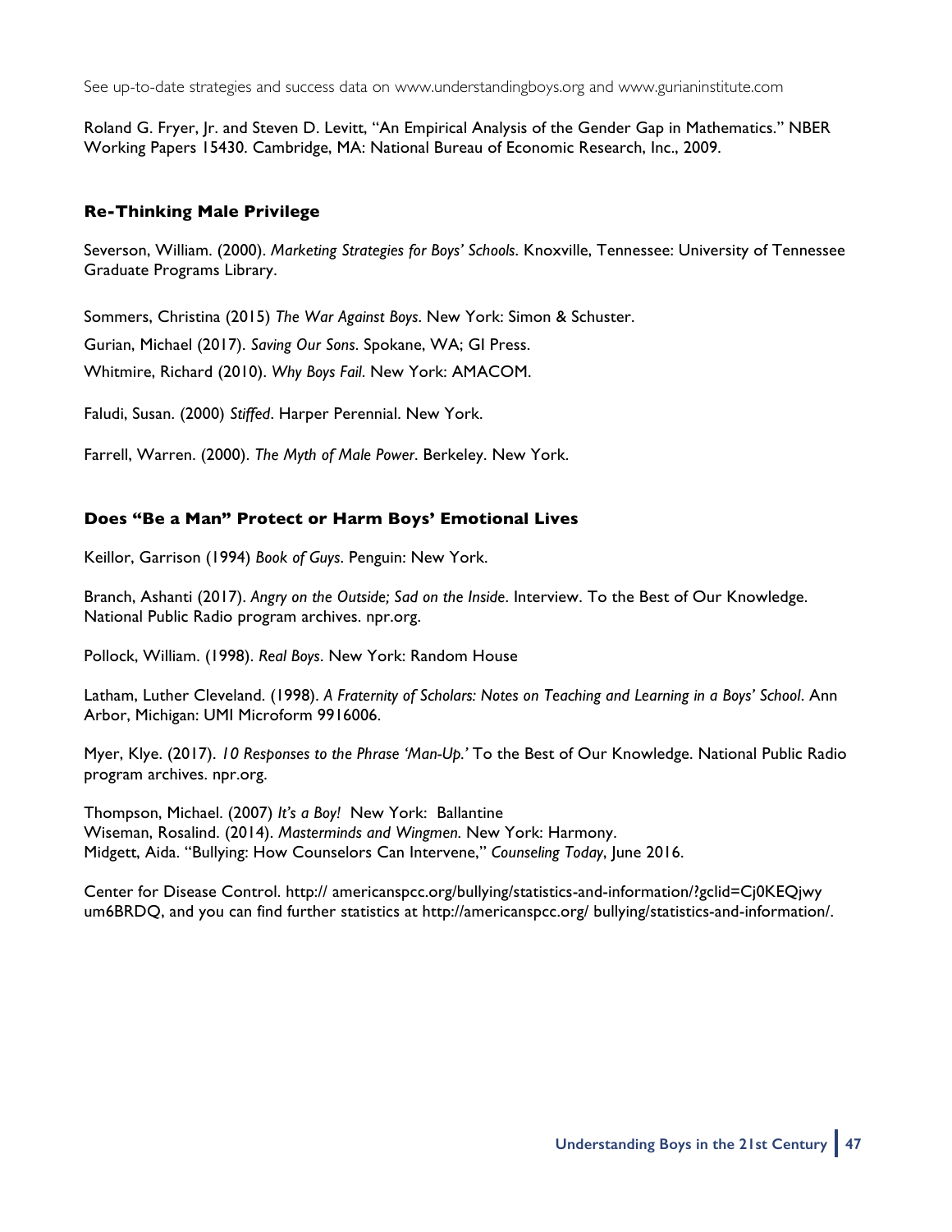See up-to-date strategies and success data on www.understandingboys.org and www.gurianinstitute.com

Roland G. Fryer, Jr. and Steven D. Levitt, "An Empirical Analysis of the Gender Gap in Mathematics." NBER Working Papers 15430. Cambridge, MA: National Bureau of Economic Research, Inc., 2009.

### Re-Thinking Male Privilege

Severson, William. (2000). *Marketing Strategies for Boys' Schools.* Knoxville, Tennessee: University of Tennessee Graduate Programs Library.

Sommers, Christina (2015) *The War Against Boys*. New York: Simon & Schuster.

Gurian, Michael (2017). *Saving Our Sons*. Spokane, WA; GI Press.

Whitmire, Richard (2010). *Why Boys Fail*. New York: AMACOM.

Faludi, Susan. (2000) *Stiffed*. Harper Perennial. New York.

Farrell, Warren. (2000). *The Myth of Male Power.* Berkeley. New York.

### Does "Be a Man" Protect or Harm Boys' Emotional Lives

Keillor, Garrison (1994) *Book of Guys*. Penguin: New York.

Branch, Ashanti (2017). *Angry on the Outside; Sad on the Inside*. Interview. To the Best of Our Knowledge. National Public Radio program archives. npr.org.

Pollock, William. (1998). *Real Boys*. New York: Random House

Latham, Luther Cleveland. (1998). *A Fraternity of Scholars: Notes on Teaching and Learning in a Boys' School*. Ann Arbor, Michigan: UMI Microform 9916006.

Myer, Klye. (2017). *10 Responses to the Phrase 'Man-Up.'* To the Best of Our Knowledge. National Public Radio program archives. npr.org.

Thompson, Michael. (2007) *It's a Boy!* New York: Ballantine

Wiseman, Rosalind. (2014). *Masterminds and Wingmen.* New York: Harmony.

Midgett, Aida. "Bullying: How Counselors Can Intervene," *Counseling Today*, June 2016.

Center for Disease Control. http:// americanspcc.org/bullying/statistics-and-information/?gclid=Cj0KEQjwy um6BRDQ, and you can find further statistics at http://americanspcc.org/ bullying/statistics-and-information/.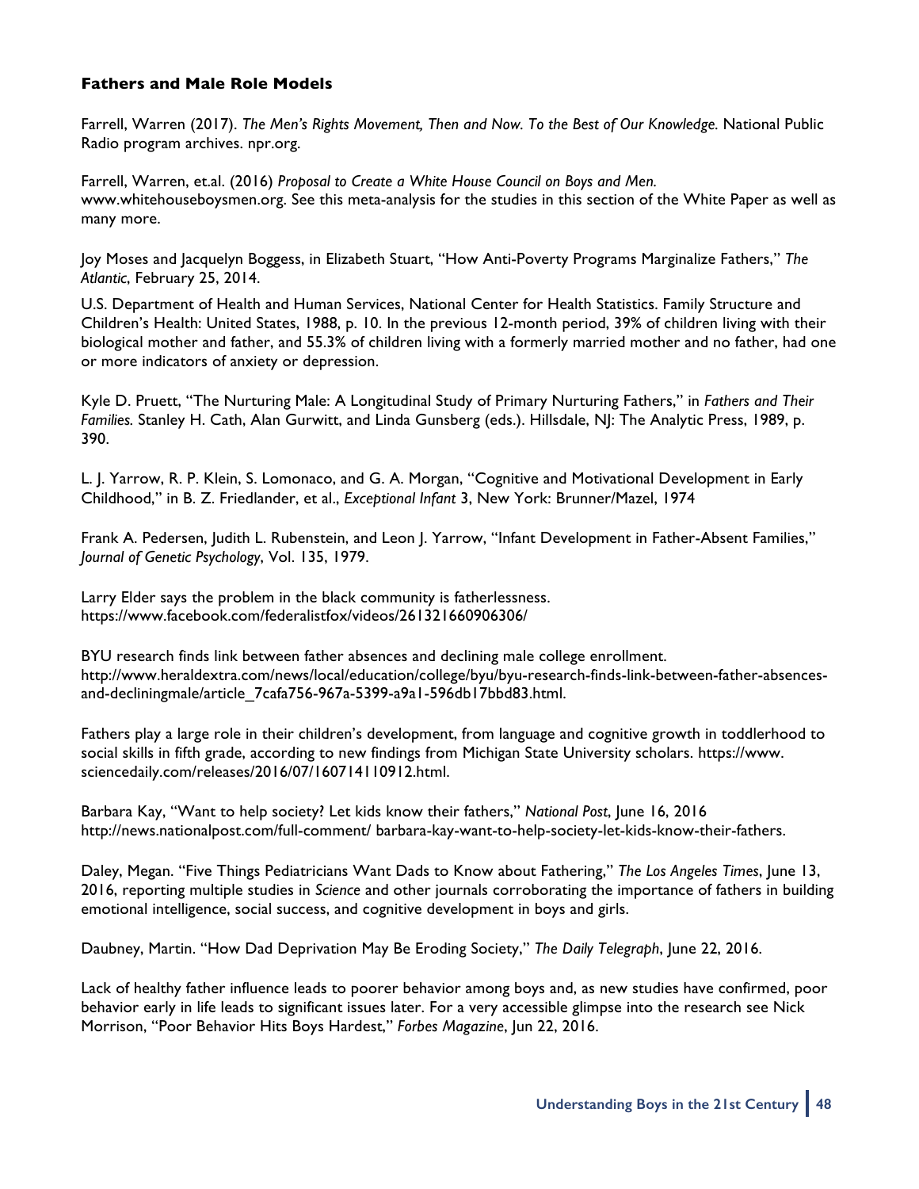**Fathers and Male Role Models**

Farrell, Warren (2017). *The Men's Rights Movement, Then and Now. To the Best of Our Knowledge.* National Public Radio program archives. npr.org.

Farrell, Warren, et.al. (2016) *Proposal to Create a White House Council on Boys and Men.* www.whitehouseboysmen.org. See this meta-analysis for the studies in this section of the White Paper as well as many more.

Joy Moses and Jacquelyn Boggess, in Elizabeth Stuart, "How Anti-Poverty Programs Marginalize Fathers," *The Atlantic*, February 25, 2014.

U.S. Department of Health and Human Services, National Center for Health Statistics. Family Structure and Children's Health: United States, 1988, p. 10. In the previous 12-month period, 39% of children living with their biological mother and father, and 55.3% of children living with a formerly married mother and no father, had one or more indicators of anxiety or depression.

Kyle D. Pruett, "The Nurturing Male: A Longitudinal Study of Primary Nurturing Fathers," in *Fathers and Their Families.* Stanley H. Cath, Alan Gurwitt, and Linda Gunsberg (eds.). Hillsdale, NJ: The Analytic Press, 1989, p. 390.

L. J. Yarrow, R. P. Klein, S. Lomonaco, and G. A. Morgan, "Cognitive and Motivational Development in Early Childhood," in B. Z. Friedlander, et al., *Exceptional Infant* 3, New York: Brunner/Mazel, 1974

Frank A. Pedersen, Judith L. Rubenstein, and Leon J. Yarrow, "Infant Development in Father-Absent Families," *Journal of Genetic Psychology*, Vol. 135, 1979.

Larry Elder says the problem in the black community is fatherlessness. https://www.facebook.com/federalistfox/videos/261321660906306/

BYU research finds link between father absences and declining male college enrollment. http://www.heraldextra.com/news/local/education/college/byu/byu-research-finds-link-between-father-absences-and-decliningmale/article_7cafa756-967a-5399-a9a1-596db17bbd83.html.

Fathers play a large role in their children's development, from language and cognitive growth in toddlerhood to social skills in fifth grade, according to new findings from Michigan State University scholars. https://www.sciencedaily.com/releases/2016/07/160714110912.html.

Barbara Kay, "Want to help society? Let kids know their fathers," *National Post*, June 16, 2016 http://news.nationalpost.com/full-comment/ barbara-kay-want-to-help-society-let-kids-know-their-fathers.

Daley, Megan. "Five Things Pediatricians Want Dads to Know about Fathering," *The Los Angeles Times*, June 13, 2016, reporting multiple studies in *Science* and other journals corroborating the importance of fathers in building emotional intelligence, social success, and cognitive development in boys and girls.

Daubney, Martin. "How Dad Deprivation May Be Eroding Society," *The Daily Telegraph*, June 22, 2016.

Lack of healthy father influence leads to poorer behavior among boys and, as new studies have confirmed, poor behavior early in life leads to significant issues later. For a very accessible glimpse into the research see Nick Morrison, "Poor Behavior Hits Boys Hardest," *Forbes Magazine*, Jun 22, 2016.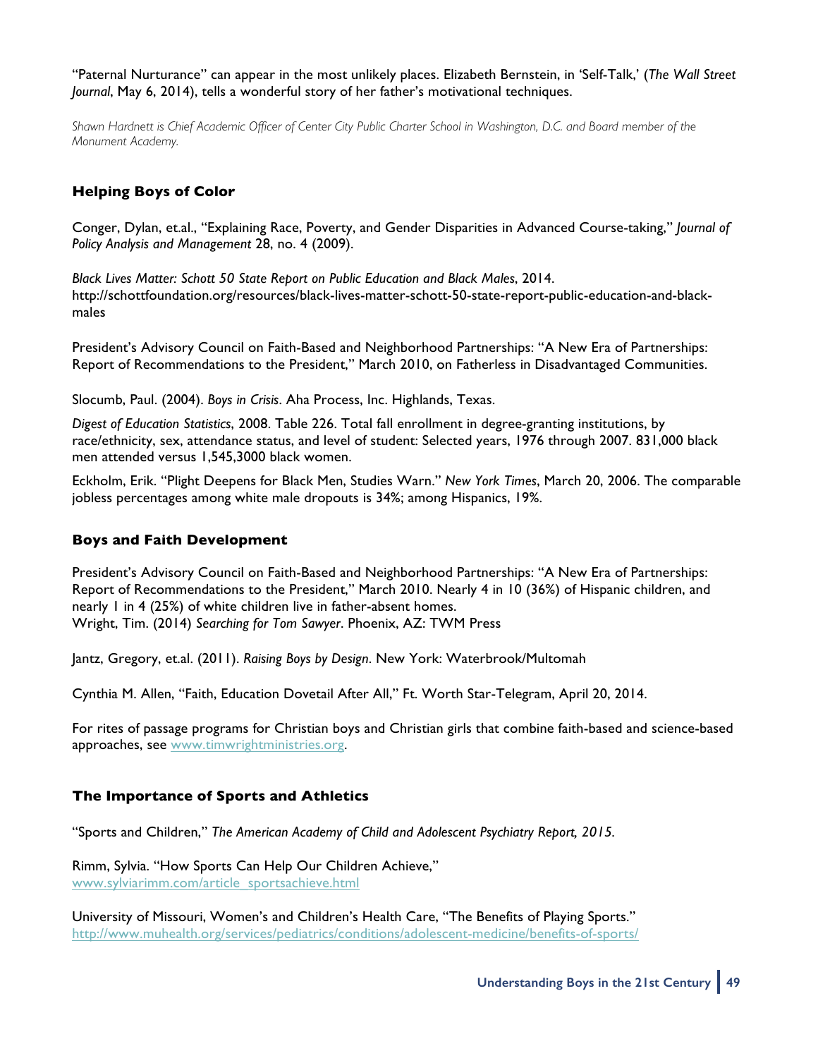"Paternal Nurturance" can appear in the most unlikely places. Elizabeth Bernstein, in 'Self-Talk,' (*The Wall Street Journal*, May 6, 2014), tells a wonderful story of her father's motivational techniques.

*Shawn Hardnett is Chief Academic Officer of Center City Public Charter School in Washington, D.C. and Board member of the Monument Academy.*

### Helping Boys of Color

Conger, Dylan, et.al., "Explaining Race, Poverty, and Gender Disparities in Advanced Course-taking," *Journal of Policy Analysis and Management* 28, no. 4 (2009).

*Black Lives Matter: Schott 50 State Report on Public Education and Black Males*, 2014. http://schottfoundation.org/resources/black-lives-matter-schott-50-state-report-public-education-and-black-males

President's Advisory Council on Faith-Based and Neighborhood Partnerships: "A New Era of Partnerships: Report of Recommendations to the President," March 2010, on Fatherless in Disadvantaged Communities.

Slocumb, Paul. (2004). *Boys in Crisis*. Aha Process, Inc. Highlands, Texas.

*Digest of Education Statistics*, 2008. Table 226. Total fall enrollment in degree-granting institutions, by race/ethnicity, sex, attendance status, and level of student: Selected years, 1976 through 2007. 831,000 black men attended versus 1,545,3000 black women.

Eckholm, Erik. "Plight Deepens for Black Men, Studies Warn." *New York Times*, March 20, 2006. The comparable jobless percentages among white male dropouts is 34%; among Hispanics, 19%.

### Boys and Faith Development

President's Advisory Council on Faith-Based and Neighborhood Partnerships: "A New Era of Partnerships: Report of Recommendations to the President," March 2010. Nearly 4 in 10 (36%) of Hispanic children, and nearly 1 in 4 (25%) of white children live in father-absent homes.
Wright, Tim. (2014) *Searching for Tom Sawyer*. Phoenix, AZ: TWM Press

Jantz, Gregory, et.al. (2011). *Raising Boys by Design*. New York: Waterbrook/Multomah

Cynthia M. Allen, "Faith, Education Dovetail After All," Ft. Worth Star-Telegram, April 20, 2014.

For rites of passage programs for Christian boys and Christian girls that combine faith-based and science-based approaches, see www.timwrightministries.org.

### The Importance of Sports and Athletics

"Sports and Children," *The American Academy of Child and Adolescent Psychiatry Report, 2015.*

Rimm, Sylvia. "How Sports Can Help Our Children Achieve," www.sylviarimm.com/article_sportsachieve.html

University of Missouri, Women's and Children's Health Care, "The Benefits of Playing Sports." http://www.muhealth.org/services/pediatrics/conditions/adolescent-medicine/benefits-of-sports/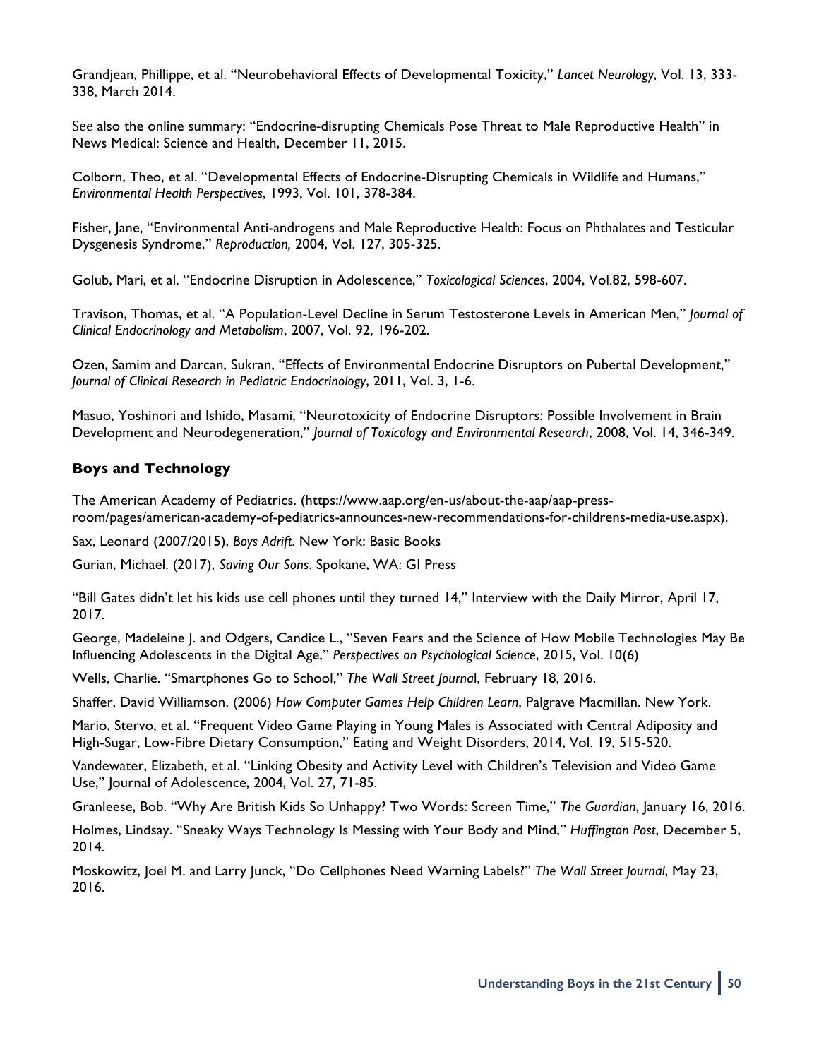Grandjean, Phillippe, et al. "Neurobehavioral Effects of Developmental Toxicity," *Lancet Neurology*, Vol. 13, 333-338, March 2014.

See also the online summary: "Endocrine-disrupting Chemicals Pose Threat to Male Reproductive Health" in News Medical: Science and Health, December 11, 2015.

Colborn, Theo, et al. "Developmental Effects of Endocrine-Disrupting Chemicals in Wildlife and Humans," *Environmental Health Perspectives*, 1993, Vol. 101, 378-384.

Fisher, Jane, "Environmental Anti-androgens and Male Reproductive Health: Focus on Phthalates and Testicular Dysgenesis Syndrome," *Reproduction,* 2004, Vol. 127, 305-325.

Golub, Mari, et al. "Endocrine Disruption in Adolescence," *Toxicological Sciences*, 2004, Vol.82, 598-607.

Travison, Thomas, et al. "A Population-Level Decline in Serum Testosterone Levels in American Men," *Journal of Clinical Endocrinology and Metabolism*, 2007, Vol. 92, 196-202.

Ozen, Samim and Darcan, Sukran, "Effects of Environmental Endocrine Disruptors on Pubertal Development," *Journal of Clinical Research in Pediatric Endocrinology*, 2011, Vol. 3, 1-6.

Masuo, Yoshinori and Ishido, Masami, "Neurotoxicity of Endocrine Disruptors: Possible Involvement in Brain Development and Neurodegeneration," *Journal of Toxicology and Environmental Research*, 2008, Vol. 14, 346-349.

### Boys and Technology

The American Academy of Pediatrics. (https://www.aap.org/en-us/about-the-aap/aap-press-room/pages/american-academy-of-pediatrics-announces-new-recommendations-for-childrens-media-use.aspx).

Sax, Leonard (2007/2015), *Boys Adrift*. New York: Basic Books

Gurian, Michael. (2017), *Saving Our Sons*. Spokane, WA: GI Press

"Bill Gates didn't let his kids use cell phones until they turned 14," Interview with the Daily Mirror, April 17, 2017.

George, Madeleine J. and Odgers, Candice L., "Seven Fears and the Science of How Mobile Technologies May Be Influencing Adolescents in the Digital Age," *Perspectives on Psychological Science*, 2015, Vol. 10(6)

Wells, Charlie. "Smartphones Go to School," *The Wall Street Journal*, February 18, 2016.

Shaffer, David Williamson. (2006) *How Computer Games Help Children Learn*, Palgrave Macmillan. New York.

Mario, Stervo, et al. "Frequent Video Game Playing in Young Males is Associated with Central Adiposity and High-Sugar, Low-Fibre Dietary Consumption," Eating and Weight Disorders, 2014, Vol. 19, 515-520.

Vandewater, Elizabeth, et al. "Linking Obesity and Activity Level with Children's Television and Video Game Use," Journal of Adolescence, 2004, Vol. 27, 71-85.

Granleese, Bob. "Why Are British Kids So Unhappy? Two Words: Screen Time," *The Guardian*, January 16, 2016.

Holmes, Lindsay. "Sneaky Ways Technology Is Messing with Your Body and Mind," *Huffington Post*, December 5, 2014.

Moskowitz, Joel M. and Larry Junck, "Do Cellphones Need Warning Labels?" *The Wall Street Journal*, May 23, 2016.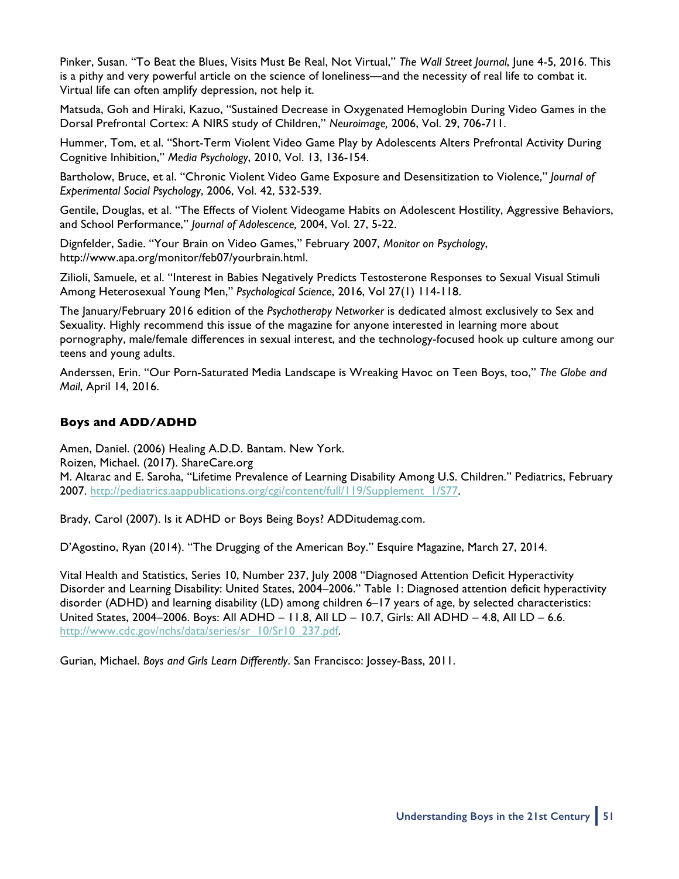Pinker, Susan. "To Beat the Blues, Visits Must Be Real, Not Virtual," *The Wall Street Journal,* June 4-5, 2016. This is a pithy and very powerful article on the science of loneliness—and the necessity of real life to combat it. Virtual life can often amplify depression, not help it.

Matsuda, Goh and Hiraki, Kazuo, "Sustained Decrease in Oxygenated Hemoglobin During Video Games in the Dorsal Prefrontal Cortex: A NIRS study of Children," *Neuroimage,* 2006, Vol. 29, 706-711.

Hummer, Tom, et al. "Short-Term Violent Video Game Play by Adolescents Alters Prefrontal Activity During Cognitive Inhibition," *Media Psychology*, 2010, Vol. 13, 136-154.

Bartholow, Bruce, et al. "Chronic Violent Video Game Exposure and Desensitization to Violence," *Journal of Experimental Social Psychology*, 2006, Vol. 42, 532-539.

Gentile, Douglas, et al. "The Effects of Violent Videogame Habits on Adolescent Hostility, Aggressive Behaviors, and School Performance," *Journal of Adolescence,* 2004, Vol. 27, 5-22.

Dignfelder, Sadie. "Your Brain on Video Games," February 2007, *Monitor on Psychology*, http://www.apa.org/monitor/feb07/yourbrain.html.

Zilioli, Samuele, et al. "Interest in Babies Negatively Predicts Testosterone Responses to Sexual Visual Stimuli Among Heterosexual Young Men," *Psychological Science*, 2016, Vol 27(1) 114-118.

The January/February 2016 edition of the *Psychotherapy Networker* is dedicated almost exclusively to Sex and Sexuality. Highly recommend this issue of the magazine for anyone interested in learning more about pornography, male/female differences in sexual interest, and the technology-focused hook up culture among our teens and young adults.

Anderssen, Erin. "Our Porn-Saturated Media Landscape is Wreaking Havoc on Teen Boys, too," *The Globe and Mail*, April 14, 2016.

### Boys and ADD/ADHD

Amen, Daniel. (2006) Healing A.D.D. Bantam. New York.
Roizen, Michael. (2017). ShareCare.org
M. Altarac and E. Saroha, "Lifetime Prevalence of Learning Disability Among U.S. Children." Pediatrics, February 2007. http://pediatrics.aappublications.org/cgi/content/full/119/Supplement_1/S77.

Brady, Carol (2007). Is it ADHD or Boys Being Boys? ADDitudemag.com.

D'Agostino, Ryan (2014). "The Drugging of the American Boy." Esquire Magazine, March 27, 2014.

Vital Health and Statistics, Series 10, Number 237, July 2008 "Diagnosed Attention Deficit Hyperactivity Disorder and Learning Disability: United States, 2004–2006." Table 1: Diagnosed attention deficit hyperactivity disorder (ADHD) and learning disability (LD) among children 6–17 years of age, by selected characteristics: United States, 2004–2006. Boys: All ADHD – 11.8, All LD – 10.7, Girls: All ADHD – 4.8, All LD – 6.6. http://www.cdc.gov/nchs/data/series/sr_10/Sr10_237.pdf.

Gurian, Michael. *Boys and Girls Learn Differently*. San Francisco: Jossey-Bass, 2011.